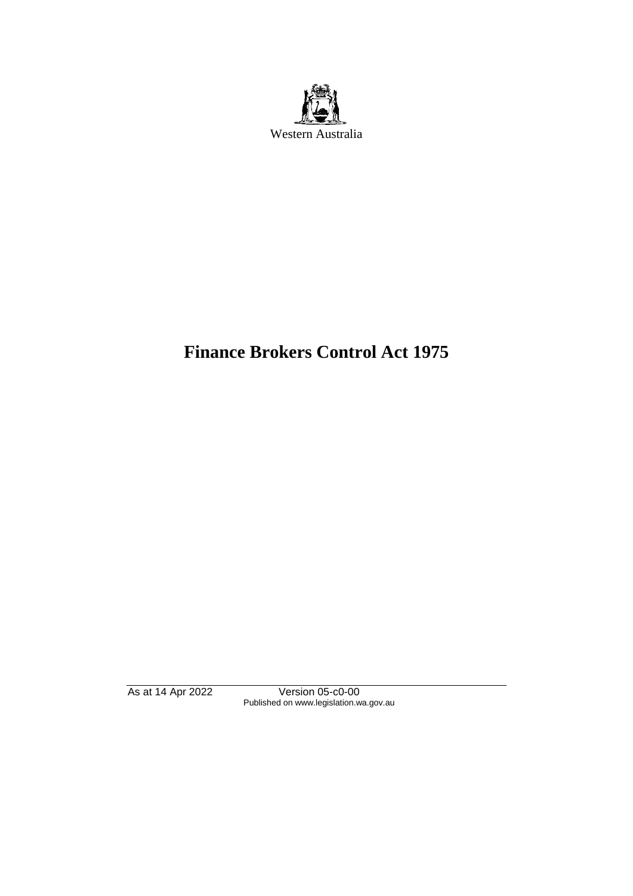Western Australia

# Finance Brokers Control Act 1975

As at 14 Apr 2022 Version 05-c0-00
Published on www.legislation.wa.gov.au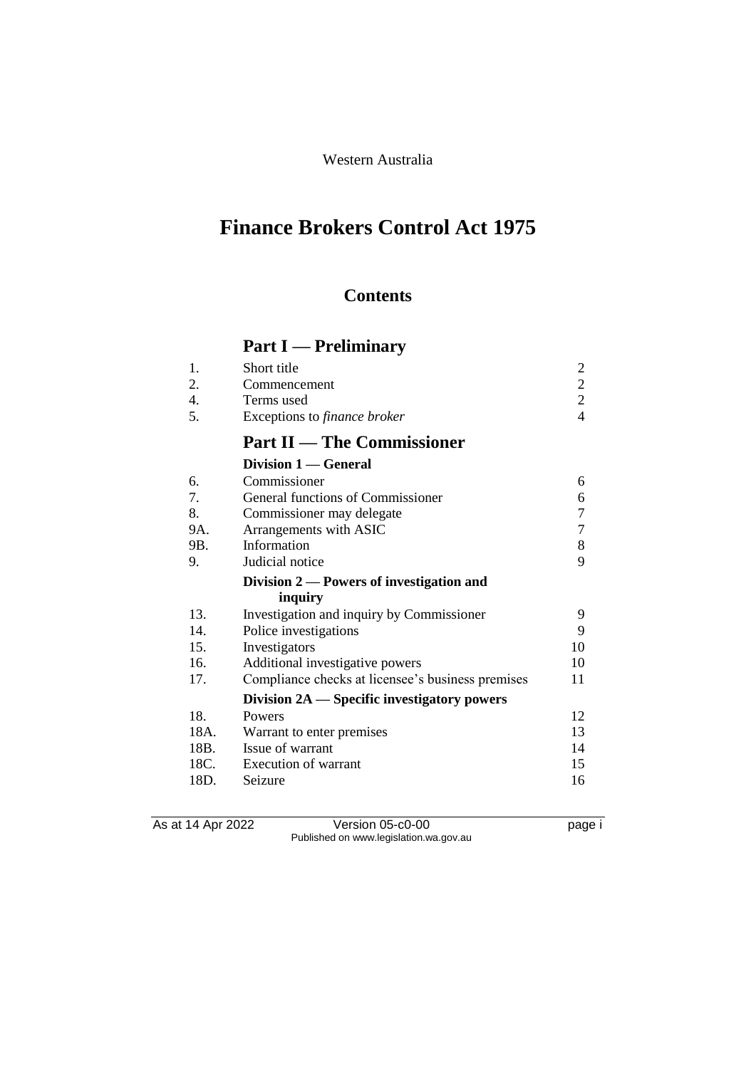Western Australia

# Finance Brokers Control Act 1975

## Contents

## Part I — Preliminary

| | | |
|---|---|---|
| 1. | Short title | 2 |
| 2. | Commencement | 2 |
| 4. | Terms used | 2 |
| 5. | Exceptions to *finance broker* | 4 |

## Part II — The Commissioner

### Division 1 — General

| | | |
|---|---|---|
| 6. | Commissioner | 6 |
| 7. | General functions of Commissioner | 6 |
| 8. | Commissioner may delegate | 7 |
| 9A. | Arrangements with ASIC | 7 |
| 9B. | Information | 8 |
| 9. | Judicial notice | 9 |

### Division 2 — Powers of investigation and inquiry

| | | |
|---|---|---|
| 13. | Investigation and inquiry by Commissioner | 9 |
| 14. | Police investigations | 9 |
| 15. | Investigators | 10 |
| 16. | Additional investigative powers | 10 |
| 17. | Compliance checks at licensee's business premises | 11 |

### Division 2A — Specific investigatory powers

| | | |
|---|---|---|
| 18. | Powers | 12 |
| 18A. | Warrant to enter premises | 13 |
| 18B. | Issue of warrant | 14 |
| 18C. | Execution of warrant | 15 |
| 18D. | Seizure | 16 |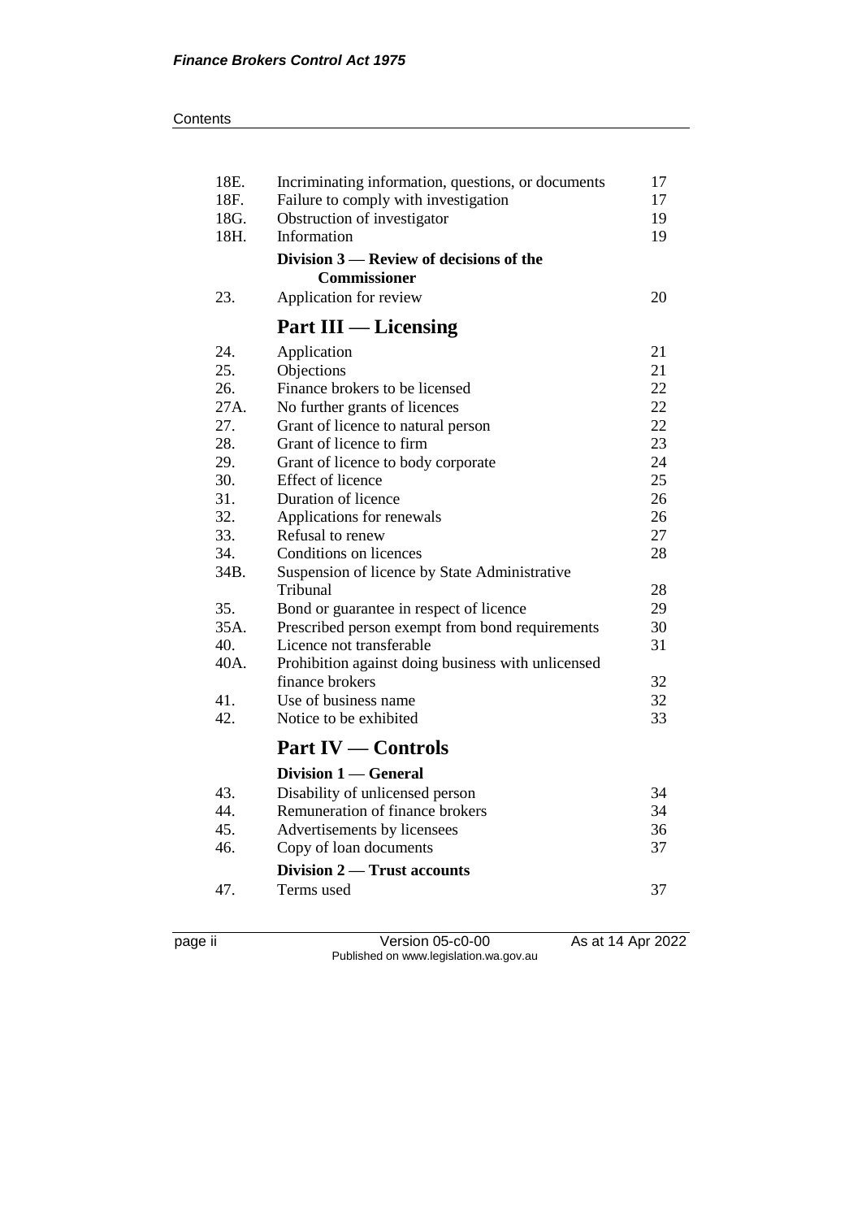| | | |
|---|---|---|
| 18E. | Incriminating information, questions, or documents | 17 |
| 18F. | Failure to comply with investigation | 17 |
| 18G. | Obstruction of investigator | 19 |
| 18H. | Information | 19 |
| | **Division 3 — Review of decisions of the Commissioner** | |
| 23. | Application for review | 20 |

## Part III — Licensing

| | | |
|---|---|---|
| 24. | Application | 21 |
| 25. | Objections | 21 |
| 26. | Finance brokers to be licensed | 22 |
| 27A. | No further grants of licences | 22 |
| 27. | Grant of licence to natural person | 22 |
| 28. | Grant of licence to firm | 23 |
| 29. | Grant of licence to body corporate | 24 |
| 30. | Effect of licence | 25 |
| 31. | Duration of licence | 26 |
| 32. | Applications for renewals | 26 |
| 33. | Refusal to renew | 27 |
| 34. | Conditions on licences | 28 |
| 34B. | Suspension of licence by State Administrative Tribunal | 28 |
| 35. | Bond or guarantee in respect of licence | 29 |
| 35A. | Prescribed person exempt from bond requirements | 30 |
| 40. | Licence not transferable | 31 |
| 40A. | Prohibition against doing business with unlicensed finance brokers | 32 |
| 41. | Use of business name | 32 |
| 42. | Notice to be exhibited | 33 |

## Part IV — Controls

### Division 1 — General

| | | |
|---|---|---|
| 43. | Disability of unlicensed person | 34 |
| 44. | Remuneration of finance brokers | 34 |
| 45. | Advertisements by licensees | 36 |
| 46. | Copy of loan documents | 37 |

### Division 2 — Trust accounts

| | | |
|---|---|---|
| 47. | Terms used | 37 |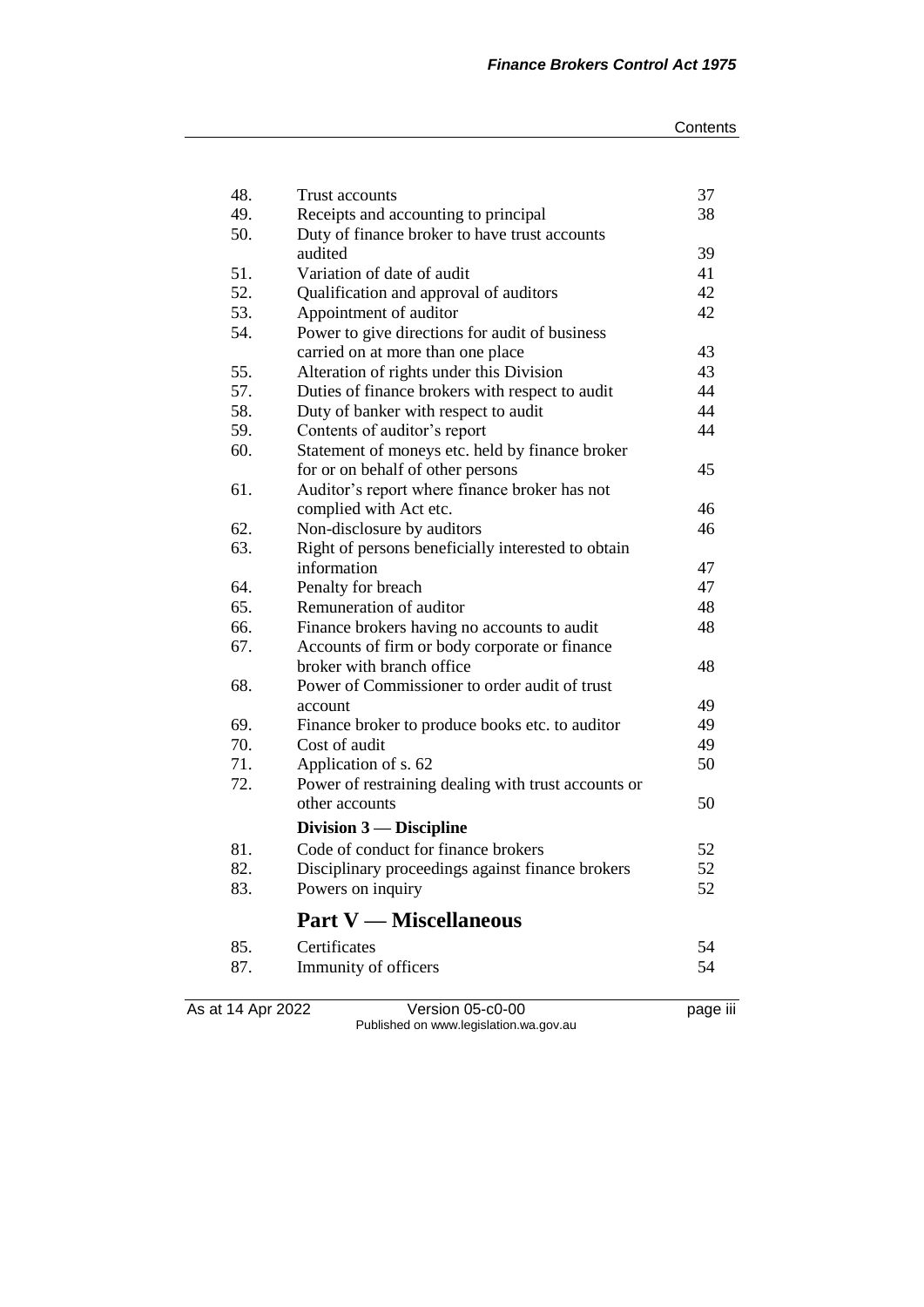| | | |
|---|---|---|
| 48. | Trust accounts | 37 |
| 49. | Receipts and accounting to principal | 38 |
| 50. | Duty of finance broker to have trust accounts audited | 39 |
| 51. | Variation of date of audit | 41 |
| 52. | Qualification and approval of auditors | 42 |
| 53. | Appointment of auditor | 42 |
| 54. | Power to give directions for audit of business carried on at more than one place | 43 |
| 55. | Alteration of rights under this Division | 43 |
| 57. | Duties of finance brokers with respect to audit | 44 |
| 58. | Duty of banker with respect to audit | 44 |
| 59. | Contents of auditor's report | 44 |
| 60. | Statement of moneys etc. held by finance broker for or on behalf of other persons | 45 |
| 61. | Auditor's report where finance broker has not complied with Act etc. | 46 |
| 62. | Non-disclosure by auditors | 46 |
| 63. | Right of persons beneficially interested to obtain information | 47 |
| 64. | Penalty for breach | 47 |
| 65. | Remuneration of auditor | 48 |
| 66. | Finance brokers having no accounts to audit | 48 |
| 67. | Accounts of firm or body corporate or finance broker with branch office | 48 |
| 68. | Power of Commissioner to order audit of trust account | 49 |
| 69. | Finance broker to produce books etc. to auditor | 49 |
| 70. | Cost of audit | 49 |
| 71. | Application of s. 62 | 50 |
| 72. | Power of restraining dealing with trust accounts or other accounts | 50 |

### Division 3 — Discipline

| | | |
|---|---|---|
| 81. | Code of conduct for finance brokers | 52 |
| 82. | Disciplinary proceedings against finance brokers | 52 |
| 83. | Powers on inquiry | 52 |

## Part V — Miscellaneous

| | | |
|---|---|---|
| 85. | Certificates | 54 |
| 87. | Immunity of officers | 54 |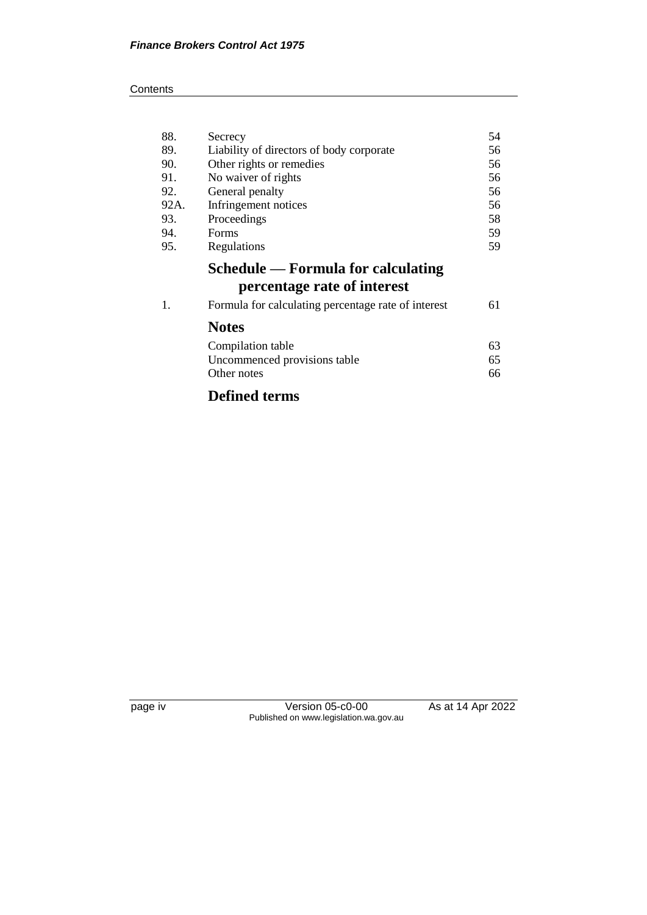| | | |
|---|---|---|
| 88. | Secrecy | 54 |
| 89. | Liability of directors of body corporate | 56 |
| 90. | Other rights or remedies | 56 |
| 91. | No waiver of rights | 56 |
| 92. | General penalty | 56 |
| 92A. | Infringement notices | 56 |
| 93. | Proceedings | 58 |
| 94. | Forms | 59 |
| 95. | Regulations | 59 |

## Schedule — Formula for calculating percentage rate of interest

| | | |
|---|---|---|
| 1. | Formula for calculating percentage rate of interest | 61 |

## Notes

| | |
|---|---|
| Compilation table | 63 |
| Uncommenced provisions table | 65 |
| Other notes | 66 |

## Defined terms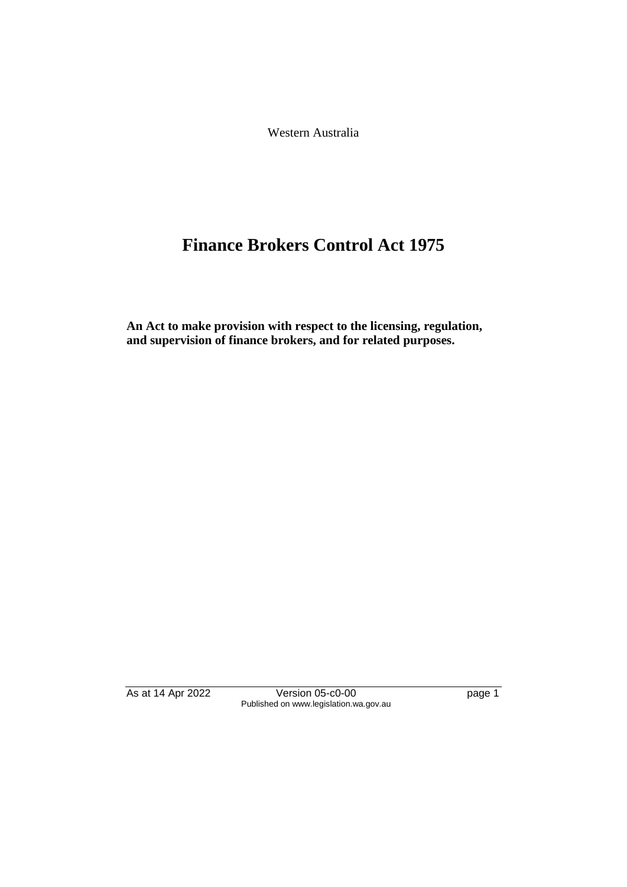Western Australia

# Finance Brokers Control Act 1975

**An Act to make provision with respect to the licensing, regulation, and supervision of finance brokers, and for related purposes.**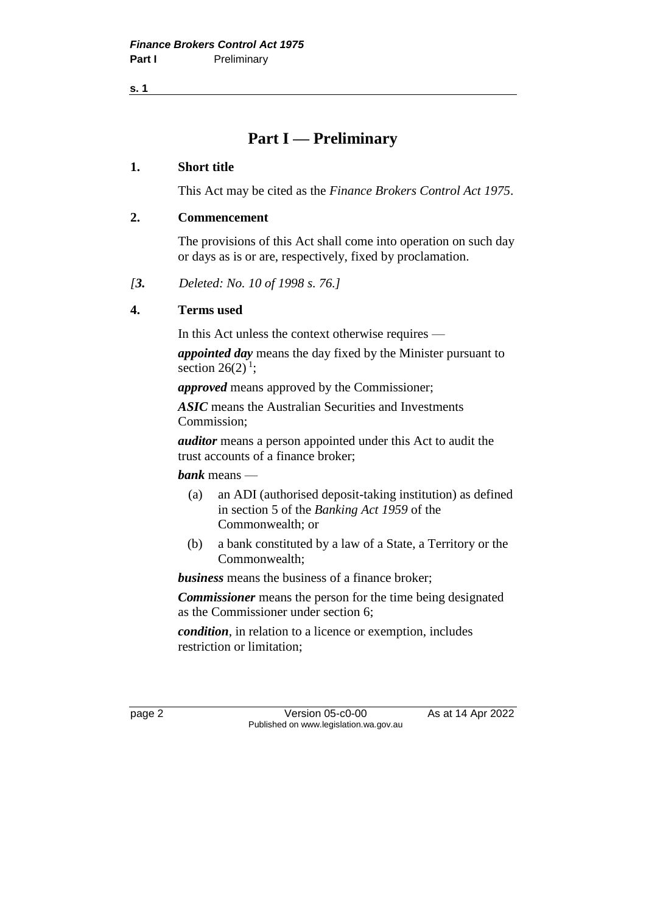# Part I — Preliminary

## 1. Short title

This Act may be cited as the *Finance Brokers Control Act 1975*.

## 2. Commencement

The provisions of this Act shall come into operation on such day or days as is or are, respectively, fixed by proclamation.

*[3. Deleted: No. 10 of 1998 s. 76.]*

## 4. Terms used

In this Act unless the context otherwise requires —

***appointed day*** means the day fixed by the Minister pursuant to section 26(2) [1];

***approved*** means approved by the Commissioner;

***ASIC*** means the Australian Securities and Investments Commission;

***auditor*** means a person appointed under this Act to audit the trust accounts of a finance broker;

***bank*** means —

(a) an ADI (authorised deposit-taking institution) as defined in section 5 of the *Banking Act 1959* of the Commonwealth; or

(b) a bank constituted by a law of a State, a Territory or the Commonwealth;

***business*** means the business of a finance broker;

***Commissioner*** means the person for the time being designated as the Commissioner under section 6;

***condition***, in relation to a licence or exemption, includes restriction or limitation;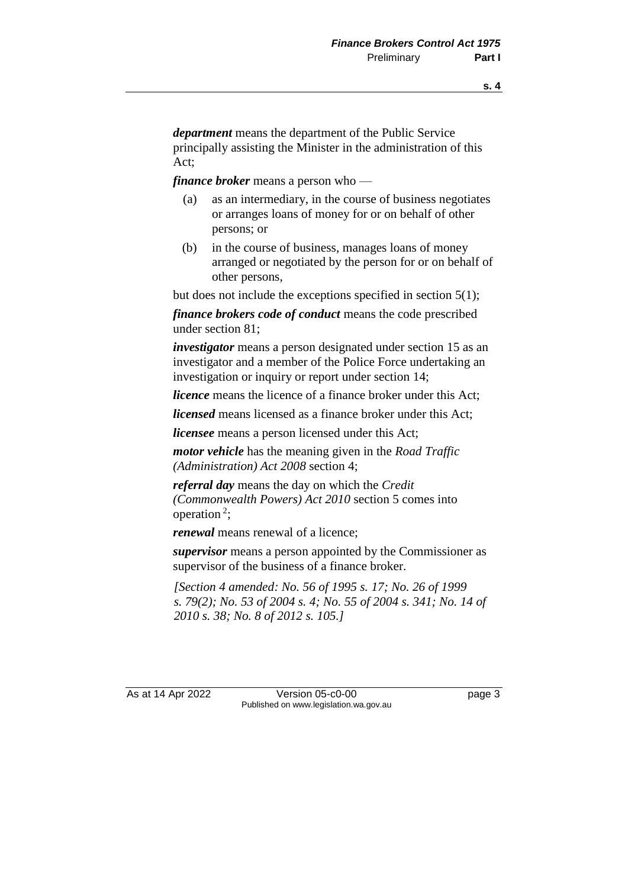***department*** means the department of the Public Service principally assisting the Minister in the administration of this Act;

***finance broker*** means a person who —

(a) as an intermediary, in the course of business negotiates or arranges loans of money for or on behalf of other persons; or

(b) in the course of business, manages loans of money arranged or negotiated by the person for or on behalf of other persons,

but does not include the exceptions specified in section 5(1);

***finance brokers code of conduct*** means the code prescribed under section 81;

***investigator*** means a person designated under section 15 as an investigator and a member of the Police Force undertaking an investigation or inquiry or report under section 14;

***licence*** means the licence of a finance broker under this Act;

***licensed*** means licensed as a finance broker under this Act;

***licensee*** means a person licensed under this Act;

***motor vehicle*** has the meaning given in the *Road Traffic (Administration) Act 2008* section 4;

***referral day*** means the day on which the *Credit (Commonwealth Powers) Act 2010* section 5 comes into operation [2];

***renewal*** means renewal of a licence;

***supervisor*** means a person appointed by the Commissioner as supervisor of the business of a finance broker.

*[Section 4 amended: No. 56 of 1995 s. 17; No. 26 of 1999 s. 79(2); No. 53 of 2004 s. 4; No. 55 of 2004 s. 341; No. 14 of 2010 s. 38; No. 8 of 2012 s. 105.]*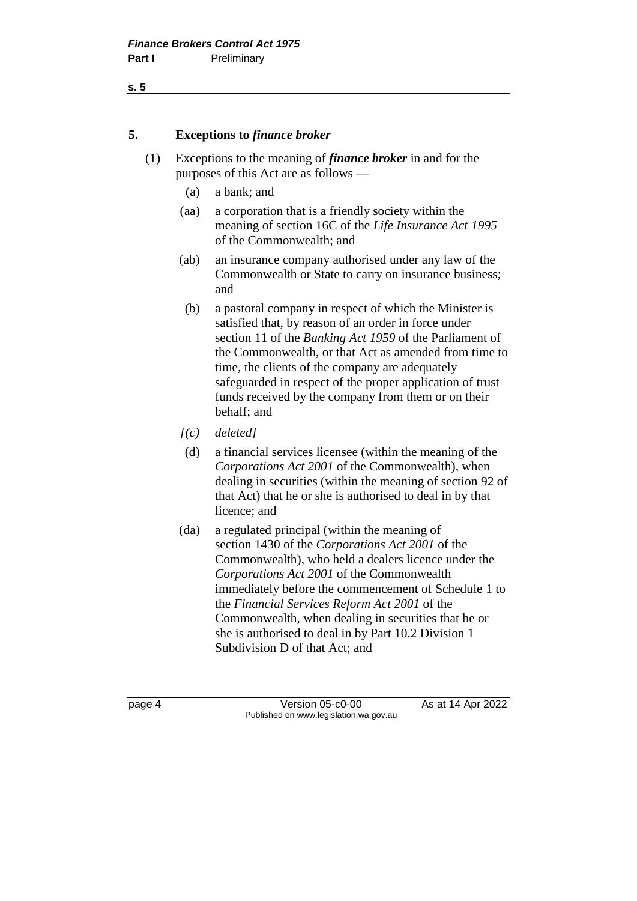## 5. Exceptions to *finance broker*

(1) Exceptions to the meaning of ***finance broker*** in and for the purposes of this Act are as follows —

(a) a bank; and

(aa) a corporation that is a friendly society within the meaning of section 16C of the *Life Insurance Act 1995* of the Commonwealth; and

(ab) an insurance company authorised under any law of the Commonwealth or State to carry on insurance business; and

(b) a pastoral company in respect of which the Minister is satisfied that, by reason of an order in force under section 11 of the *Banking Act 1959* of the Parliament of the Commonwealth, or that Act as amended from time to time, the clients of the company are adequately safeguarded in respect of the proper application of trust funds received by the company from them or on their behalf; and

*[(c) deleted]*

(d) a financial services licensee (within the meaning of the *Corporations Act 2001* of the Commonwealth), when dealing in securities (within the meaning of section 92 of that Act) that he or she is authorised to deal in by that licence; and

(da) a regulated principal (within the meaning of section 1430 of the *Corporations Act 2001* of the Commonwealth), who held a dealers licence under the *Corporations Act 2001* of the Commonwealth immediately before the commencement of Schedule 1 to the *Financial Services Reform Act 2001* of the Commonwealth, when dealing in securities that he or she is authorised to deal in by Part 10.2 Division 1 Subdivision D of that Act; and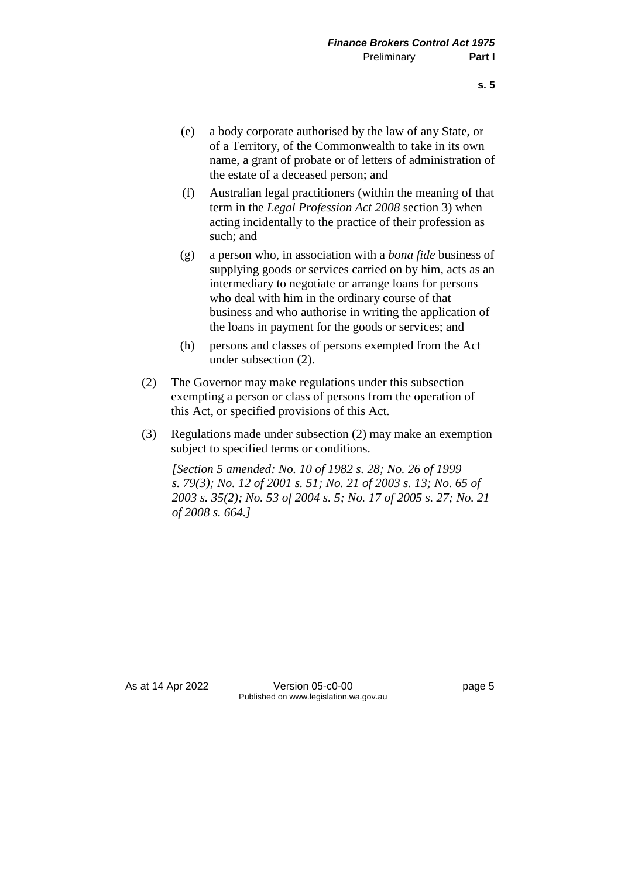(e) a body corporate authorised by the law of any State, or of a Territory, of the Commonwealth to take in its own name, a grant of probate or of letters of administration of the estate of a deceased person; and

(f) Australian legal practitioners (within the meaning of that term in the *Legal Profession Act 2008* section 3) when acting incidentally to the practice of their profession as such; and

(g) a person who, in association with a *bona fide* business of supplying goods or services carried on by him, acts as an intermediary to negotiate or arrange loans for persons who deal with him in the ordinary course of that business and who authorise in writing the application of the loans in payment for the goods or services; and

(h) persons and classes of persons exempted from the Act under subsection (2).

(2) The Governor may make regulations under this subsection exempting a person or class of persons from the operation of this Act, or specified provisions of this Act.

(3) Regulations made under subsection (2) may make an exemption subject to specified terms or conditions.

*[Section 5 amended: No. 10 of 1982 s. 28; No. 26 of 1999 s. 79(3); No. 12 of 2001 s. 51; No. 21 of 2003 s. 13; No. 65 of 2003 s. 35(2); No. 53 of 2004 s. 5; No. 17 of 2005 s. 27; No. 21 of 2008 s. 664.]*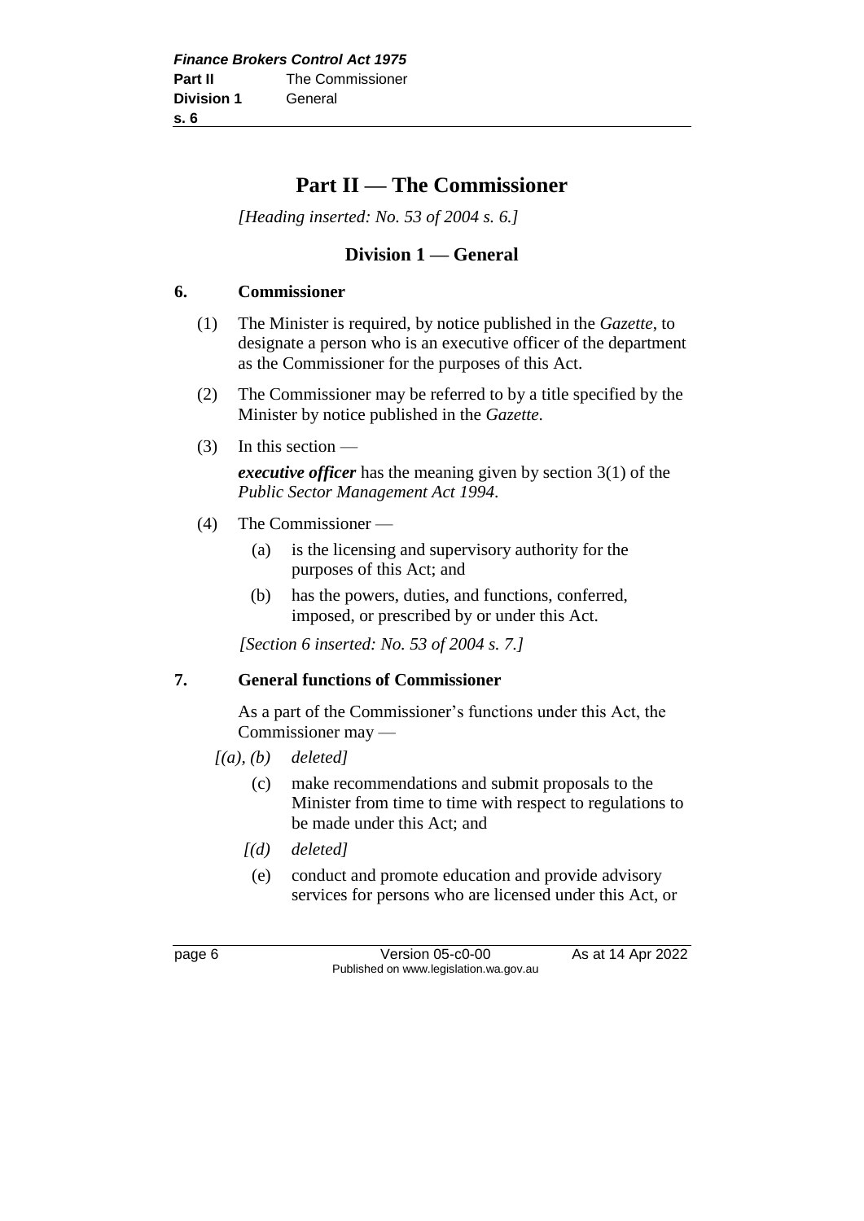# Part II — The Commissioner

*[Heading inserted: No. 53 of 2004 s. 6.]*

## Division 1 — General

### 6. Commissioner

(1) The Minister is required, by notice published in the *Gazette*, to designate a person who is an executive officer of the department as the Commissioner for the purposes of this Act.

(2) The Commissioner may be referred to by a title specified by the Minister by notice published in the *Gazette*.

(3) In this section —

***executive officer*** has the meaning given by section 3(1) of the *Public Sector Management Act 1994*.

(4) The Commissioner —

(a) is the licensing and supervisory authority for the purposes of this Act; and

(b) has the powers, duties, and functions, conferred, imposed, or prescribed by or under this Act.

*[Section 6 inserted: No. 53 of 2004 s. 7.]*

### 7. General functions of Commissioner

As a part of the Commissioner's functions under this Act, the Commissioner may —

*[(a), (b) deleted]*

(c) make recommendations and submit proposals to the Minister from time to time with respect to regulations to be made under this Act; and

*[(d) deleted]*

(e) conduct and promote education and provide advisory services for persons who are licensed under this Act, or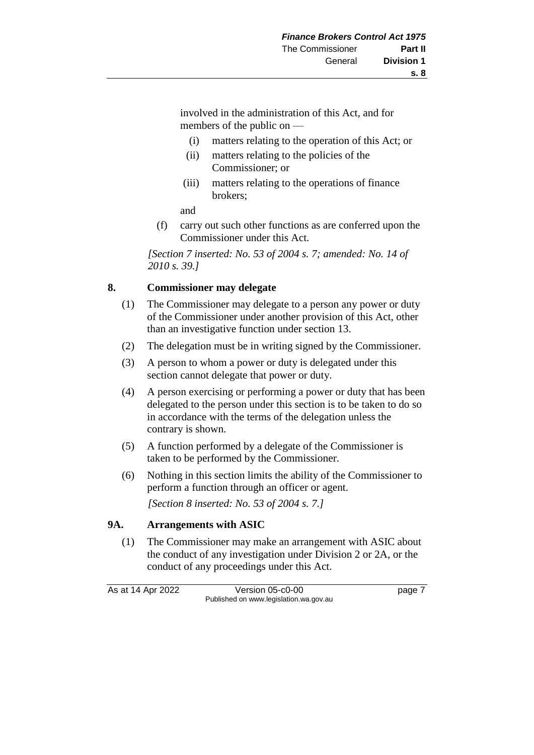involved in the administration of this Act, and for members of the public on —

   (i) matters relating to the operation of this Act; or

   (ii) matters relating to the policies of the Commissioner; or

   (iii) matters relating to the operations of finance brokers;

   and

(f) carry out such other functions as are conferred upon the Commissioner under this Act.

*[Section 7 inserted: No. 53 of 2004 s. 7; amended: No. 14 of 2010 s. 39.]*

### 8. Commissioner may delegate

(1) The Commissioner may delegate to a person any power or duty of the Commissioner under another provision of this Act, other than an investigative function under section 13.

(2) The delegation must be in writing signed by the Commissioner.

(3) A person to whom a power or duty is delegated under this section cannot delegate that power or duty.

(4) A person exercising or performing a power or duty that has been delegated to the person under this section is to be taken to do so in accordance with the terms of the delegation unless the contrary is shown.

(5) A function performed by a delegate of the Commissioner is taken to be performed by the Commissioner.

(6) Nothing in this section limits the ability of the Commissioner to perform a function through an officer or agent.

*[Section 8 inserted: No. 53 of 2004 s. 7.]*

### 9A. Arrangements with ASIC

(1) The Commissioner may make an arrangement with ASIC about the conduct of any investigation under Division 2 or 2A, or the conduct of any proceedings under this Act.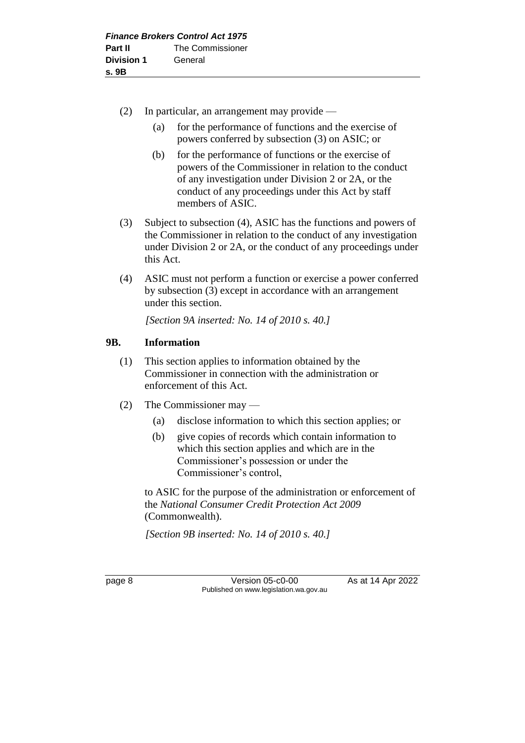(2) In particular, an arrangement may provide —

(a) for the performance of functions and the exercise of powers conferred by subsection (3) on ASIC; or

(b) for the performance of functions or the exercise of powers of the Commissioner in relation to the conduct of any investigation under Division 2 or 2A, or the conduct of any proceedings under this Act by staff members of ASIC.

(3) Subject to subsection (4), ASIC has the functions and powers of the Commissioner in relation to the conduct of any investigation under Division 2 or 2A, or the conduct of any proceedings under this Act.

(4) ASIC must not perform a function or exercise a power conferred by subsection (3) except in accordance with an arrangement under this section.

*[Section 9A inserted: No. 14 of 2010 s. 40.]*

### 9B. Information

(1) This section applies to information obtained by the Commissioner in connection with the administration or enforcement of this Act.

(2) The Commissioner may —

(a) disclose information to which this section applies; or

(b) give copies of records which contain information to which this section applies and which are in the Commissioner's possession or under the Commissioner's control,

to ASIC for the purpose of the administration or enforcement of the *National Consumer Credit Protection Act 2009* (Commonwealth).

*[Section 9B inserted: No. 14 of 2010 s. 40.]*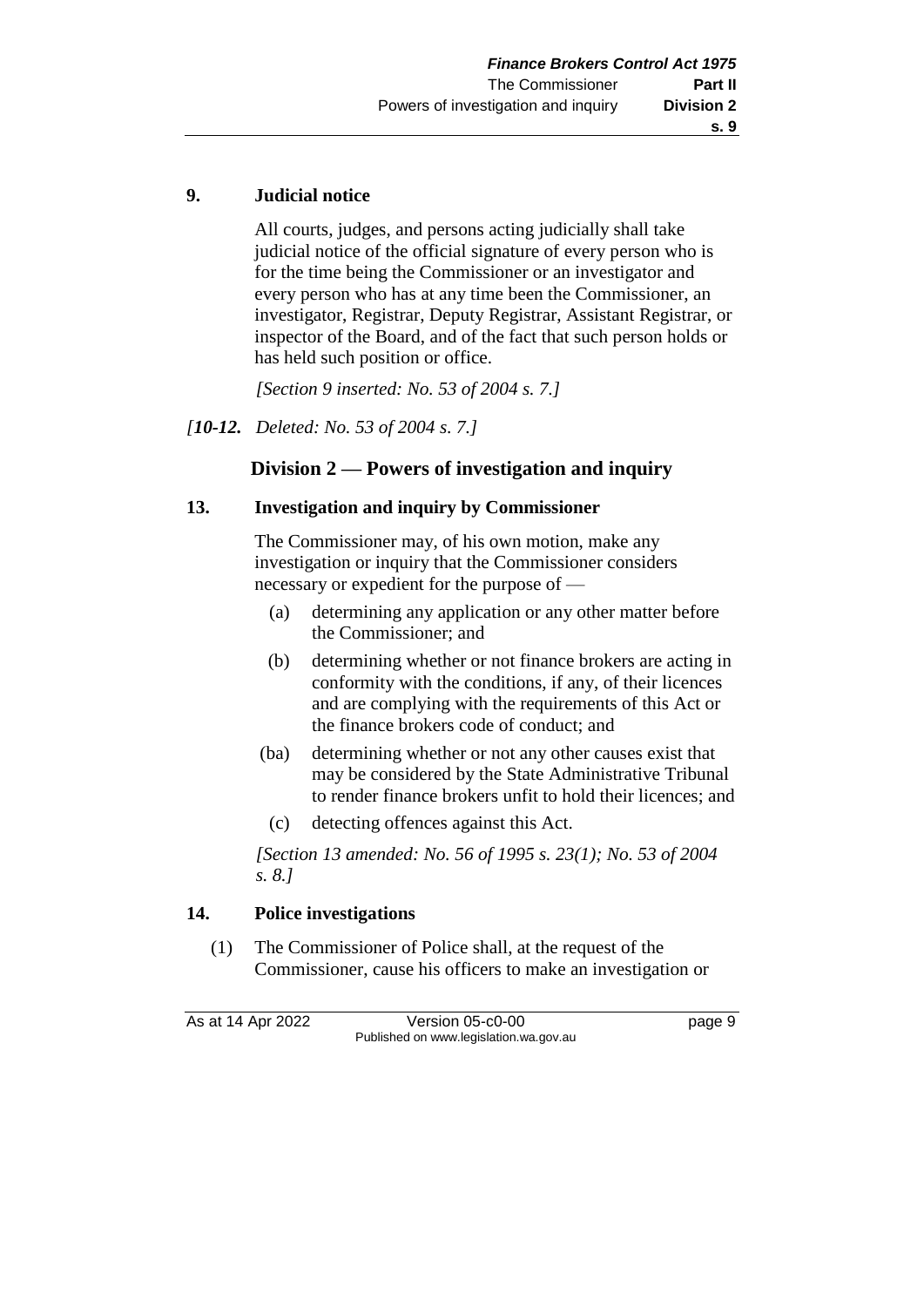**9. Judicial notice**

All courts, judges, and persons acting judicially shall take judicial notice of the official signature of every person who is for the time being the Commissioner or an investigator and every person who has at any time been the Commissioner, an investigator, Registrar, Deputy Registrar, Assistant Registrar, or inspector of the Board, and of the fact that such person holds or has held such position or office.

*[Section 9 inserted: No. 53 of 2004 s. 7.]*

*[**10-12.** Deleted: No. 53 of 2004 s. 7.]*

## Division 2 — Powers of investigation and inquiry

**13. Investigation and inquiry by Commissioner**

The Commissioner may, of his own motion, make any investigation or inquiry that the Commissioner considers necessary or expedient for the purpose of —

(a) determining any application or any other matter before the Commissioner; and

(b) determining whether or not finance brokers are acting in conformity with the conditions, if any, of their licences and are complying with the requirements of this Act or the finance brokers code of conduct; and

(ba) determining whether or not any other causes exist that may be considered by the State Administrative Tribunal to render finance brokers unfit to hold their licences; and

(c) detecting offences against this Act.

*[Section 13 amended: No. 56 of 1995 s. 23(1); No. 53 of 2004 s. 8.]*

**14. Police investigations**

(1) The Commissioner of Police shall, at the request of the Commissioner, cause his officers to make an investigation or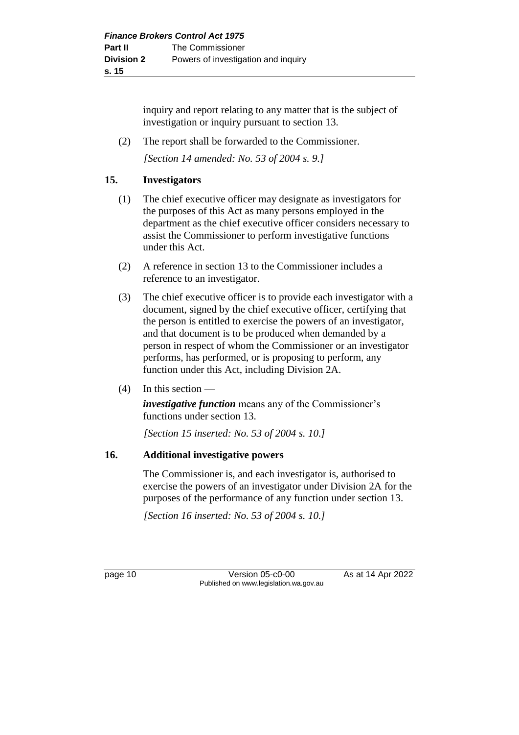inquiry and report relating to any matter that is the subject of investigation or inquiry pursuant to section 13.

(2) The report shall be forwarded to the Commissioner.

*[Section 14 amended: No. 53 of 2004 s. 9.]*

## 15. Investigators

(1) The chief executive officer may designate as investigators for the purposes of this Act as many persons employed in the department as the chief executive officer considers necessary to assist the Commissioner to perform investigative functions under this Act.

(2) A reference in section 13 to the Commissioner includes a reference to an investigator.

(3) The chief executive officer is to provide each investigator with a document, signed by the chief executive officer, certifying that the person is entitled to exercise the powers of an investigator, and that document is to be produced when demanded by a person in respect of whom the Commissioner or an investigator performs, has performed, or is proposing to perform, any function under this Act, including Division 2A.

(4) In this section —

***investigative function*** means any of the Commissioner's functions under section 13.

*[Section 15 inserted: No. 53 of 2004 s. 10.]*

## 16. Additional investigative powers

The Commissioner is, and each investigator is, authorised to exercise the powers of an investigator under Division 2A for the purposes of the performance of any function under section 13.

*[Section 16 inserted: No. 53 of 2004 s. 10.]*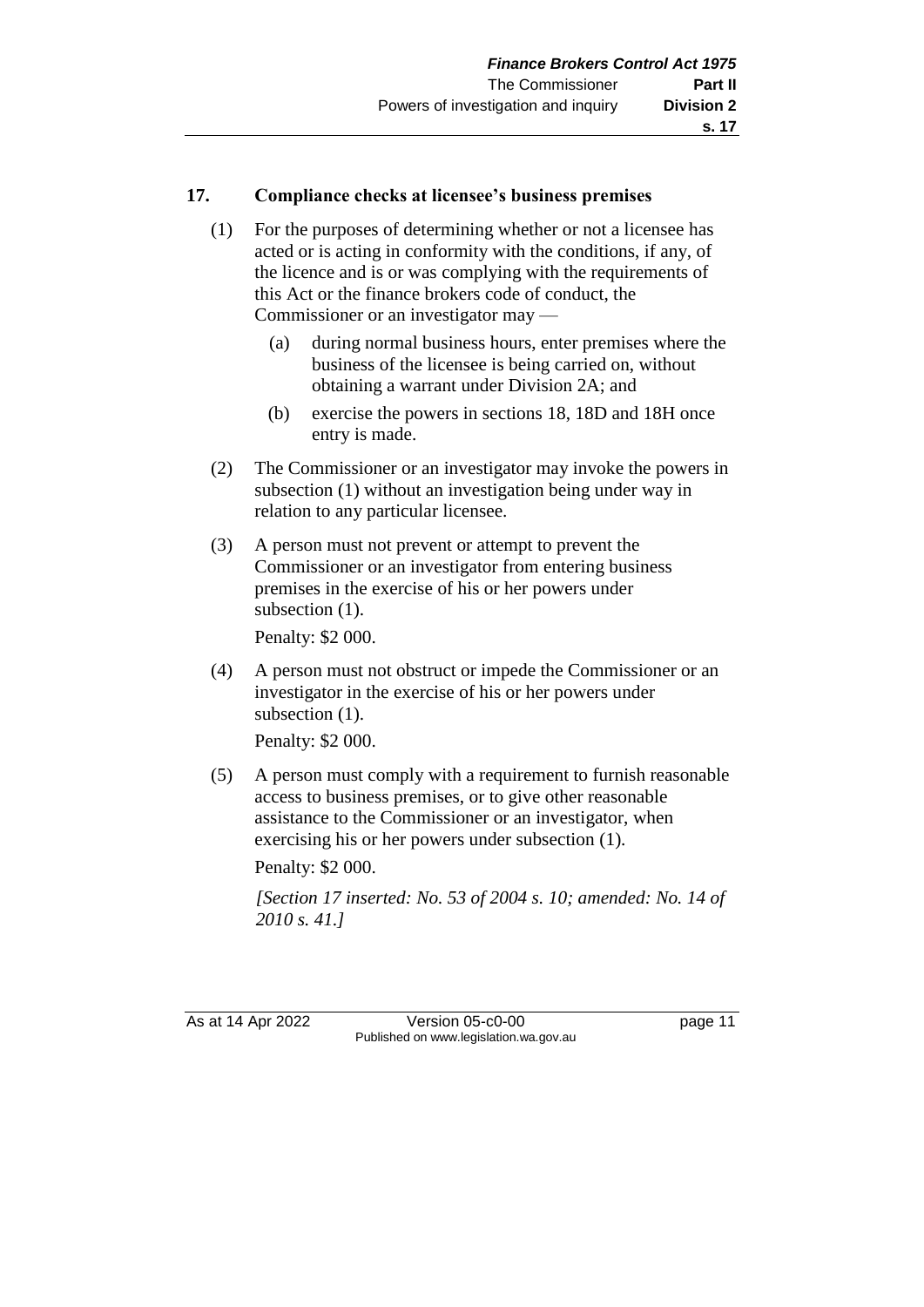## 17. Compliance checks at licensee's business premises

(1) For the purposes of determining whether or not a licensee has acted or is acting in conformity with the conditions, if any, of the licence and is or was complying with the requirements of this Act or the finance brokers code of conduct, the Commissioner or an investigator may —

  (a) during normal business hours, enter premises where the business of the licensee is being carried on, without obtaining a warrant under Division 2A; and

  (b) exercise the powers in sections 18, 18D and 18H once entry is made.

(2) The Commissioner or an investigator may invoke the powers in subsection (1) without an investigation being under way in relation to any particular licensee.

(3) A person must not prevent or attempt to prevent the Commissioner or an investigator from entering business premises in the exercise of his or her powers under subsection (1).

Penalty: $2 000.

(4) A person must not obstruct or impede the Commissioner or an investigator in the exercise of his or her powers under subsection (1).

Penalty: $2 000.

(5) A person must comply with a requirement to furnish reasonable access to business premises, or to give other reasonable assistance to the Commissioner or an investigator, when exercising his or her powers under subsection (1).

Penalty: $2 000.

*[Section 17 inserted: No. 53 of 2004 s. 10; amended: No. 14 of 2010 s. 41.]*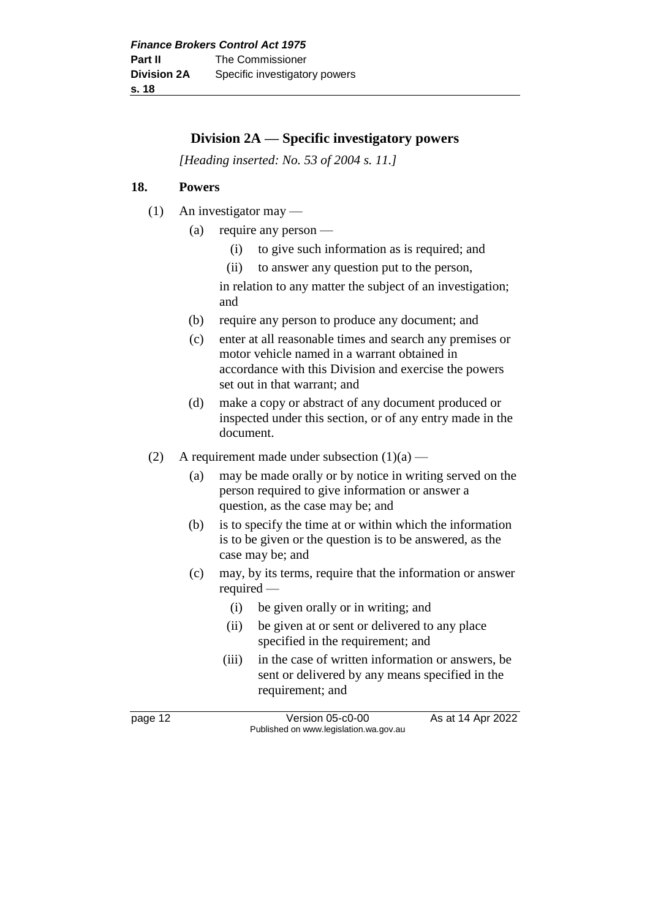## Division 2A — Specific investigatory powers

*[Heading inserted: No. 53 of 2004 s. 11.]*

### 18. Powers

(1) An investigator may —

  (a) require any person —

    (i) to give such information as is required; and

    (ii) to answer any question put to the person,

  in relation to any matter the subject of an investigation; and

  (b) require any person to produce any document; and

  (c) enter at all reasonable times and search any premises or motor vehicle named in a warrant obtained in accordance with this Division and exercise the powers set out in that warrant; and

  (d) make a copy or abstract of any document produced or inspected under this section, or of any entry made in the document.

(2) A requirement made under subsection (1)(a) —

  (a) may be made orally or by notice in writing served on the person required to give information or answer a question, as the case may be; and

  (b) is to specify the time at or within which the information is to be given or the question is to be answered, as the case may be; and

  (c) may, by its terms, require that the information or answer required —

    (i) be given orally or in writing; and

    (ii) be given at or sent or delivered to any place specified in the requirement; and

    (iii) in the case of written information or answers, be sent or delivered by any means specified in the requirement; and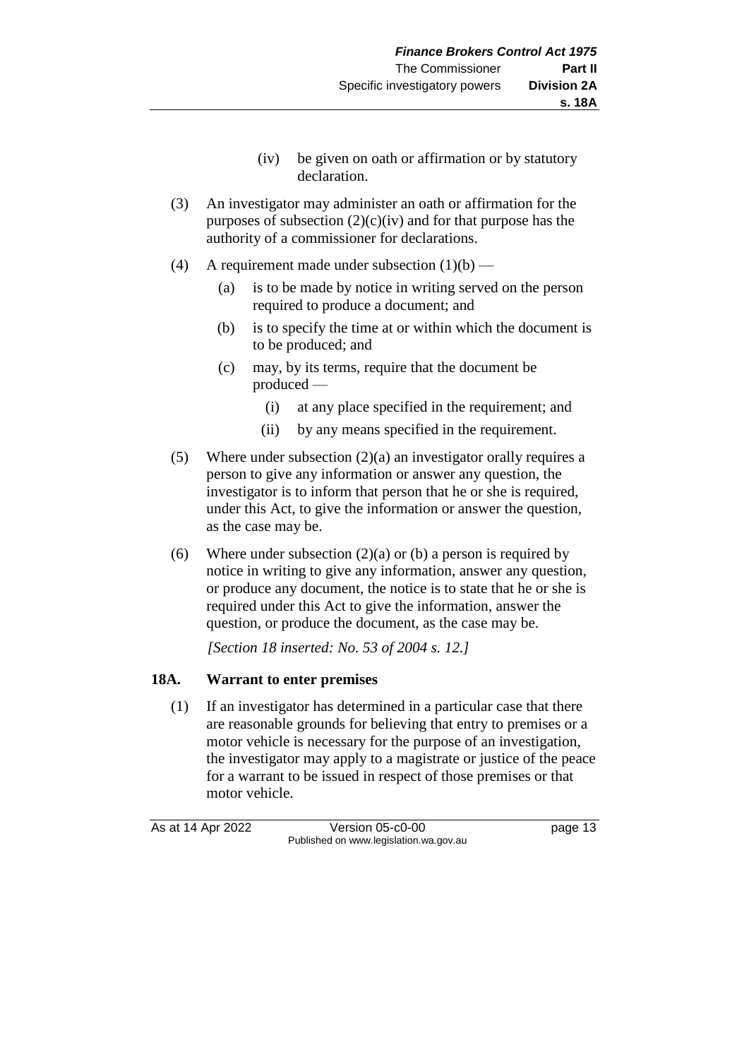(iv) be given on oath or affirmation or by statutory declaration.

(3) An investigator may administer an oath or affirmation for the purposes of subsection (2)(c)(iv) and for that purpose has the authority of a commissioner for declarations.

(4) A requirement made under subsection (1)(b) —

(a) is to be made by notice in writing served on the person required to produce a document; and

(b) is to specify the time at or within which the document is to be produced; and

(c) may, by its terms, require that the document be produced —

(i) at any place specified in the requirement; and

(ii) by any means specified in the requirement.

(5) Where under subsection (2)(a) an investigator orally requires a person to give any information or answer any question, the investigator is to inform that person that he or she is required, under this Act, to give the information or answer the question, as the case may be.

(6) Where under subsection (2)(a) or (b) a person is required by notice in writing to give any information, answer any question, or produce any document, the notice is to state that he or she is required under this Act to give the information, answer the question, or produce the document, as the case may be.

*[Section 18 inserted: No. 53 of 2004 s. 12.]*

### 18A. Warrant to enter premises

(1) If an investigator has determined in a particular case that there are reasonable grounds for believing that entry to premises or a motor vehicle is necessary for the purpose of an investigation, the investigator may apply to a magistrate or justice of the peace for a warrant to be issued in respect of those premises or that motor vehicle.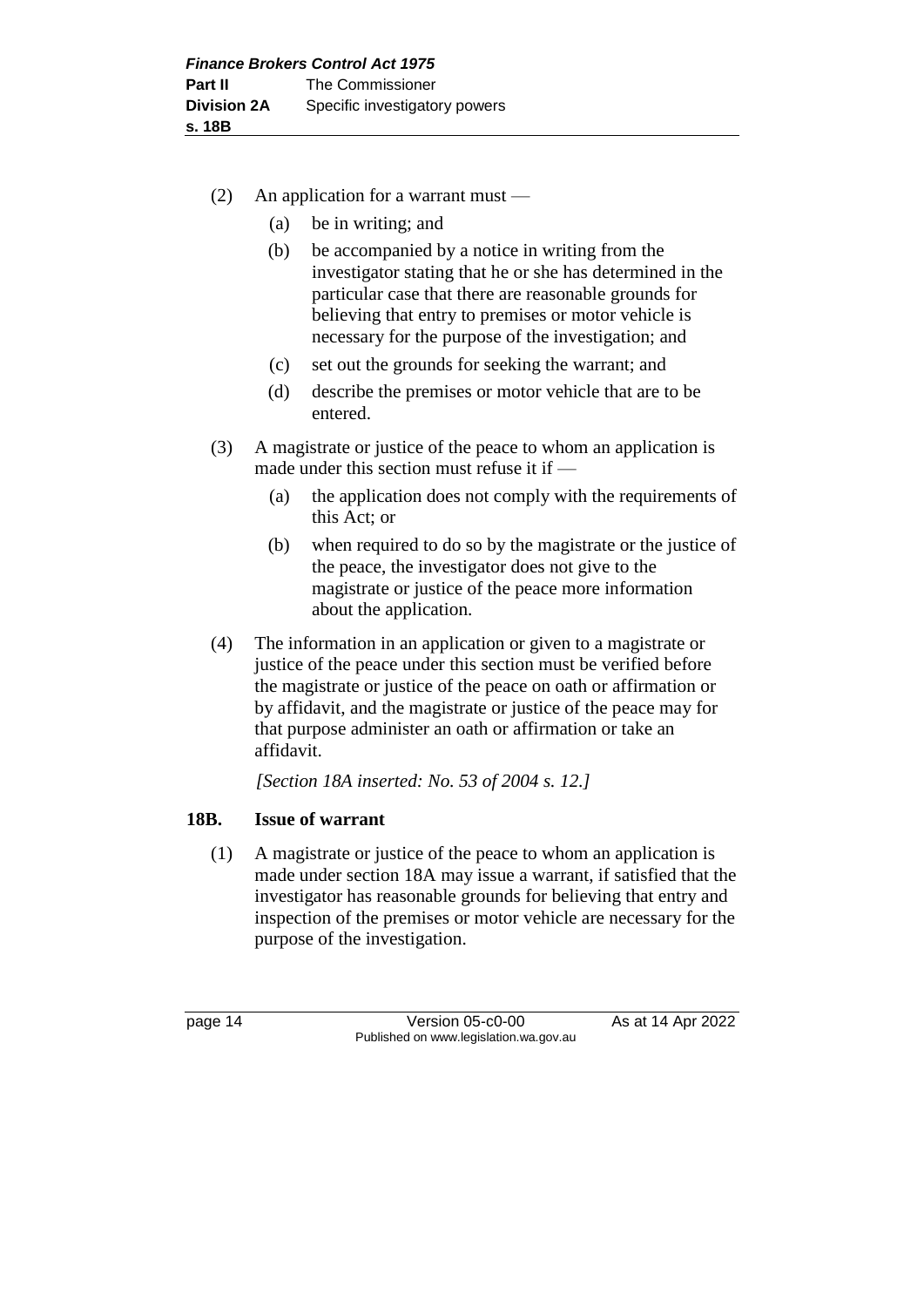(2) An application for a warrant must —

(a) be in writing; and

(b) be accompanied by a notice in writing from the investigator stating that he or she has determined in the particular case that there are reasonable grounds for believing that entry to premises or motor vehicle is necessary for the purpose of the investigation; and

(c) set out the grounds for seeking the warrant; and

(d) describe the premises or motor vehicle that are to be entered.

(3) A magistrate or justice of the peace to whom an application is made under this section must refuse it if —

(a) the application does not comply with the requirements of this Act; or

(b) when required to do so by the magistrate or the justice of the peace, the investigator does not give to the magistrate or justice of the peace more information about the application.

(4) The information in an application or given to a magistrate or justice of the peace under this section must be verified before the magistrate or justice of the peace on oath or affirmation or by affidavit, and the magistrate or justice of the peace may for that purpose administer an oath or affirmation or take an affidavit.

*[Section 18A inserted: No. 53 of 2004 s. 12.]*

## 18B. Issue of warrant

(1) A magistrate or justice of the peace to whom an application is made under section 18A may issue a warrant, if satisfied that the investigator has reasonable grounds for believing that entry and inspection of the premises or motor vehicle are necessary for the purpose of the investigation.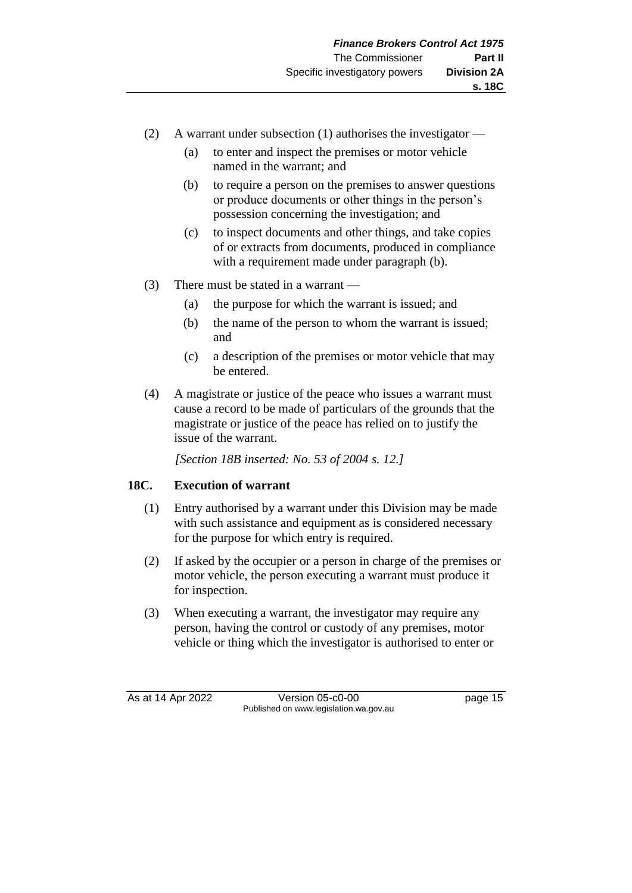(2) A warrant under subsection (1) authorises the investigator —

  (a) to enter and inspect the premises or motor vehicle named in the warrant; and

  (b) to require a person on the premises to answer questions or produce documents or other things in the person's possession concerning the investigation; and

  (c) to inspect documents and other things, and take copies of or extracts from documents, produced in compliance with a requirement made under paragraph (b).

(3) There must be stated in a warrant —

  (a) the purpose for which the warrant is issued; and

  (b) the name of the person to whom the warrant is issued; and

  (c) a description of the premises or motor vehicle that may be entered.

(4) A magistrate or justice of the peace who issues a warrant must cause a record to be made of particulars of the grounds that the magistrate or justice of the peace has relied on to justify the issue of the warrant.

*[Section 18B inserted: No. 53 of 2004 s. 12.]*

### 18C. Execution of warrant

(1) Entry authorised by a warrant under this Division may be made with such assistance and equipment as is considered necessary for the purpose for which entry is required.

(2) If asked by the occupier or a person in charge of the premises or motor vehicle, the person executing a warrant must produce it for inspection.

(3) When executing a warrant, the investigator may require any person, having the control or custody of any premises, motor vehicle or thing which the investigator is authorised to enter or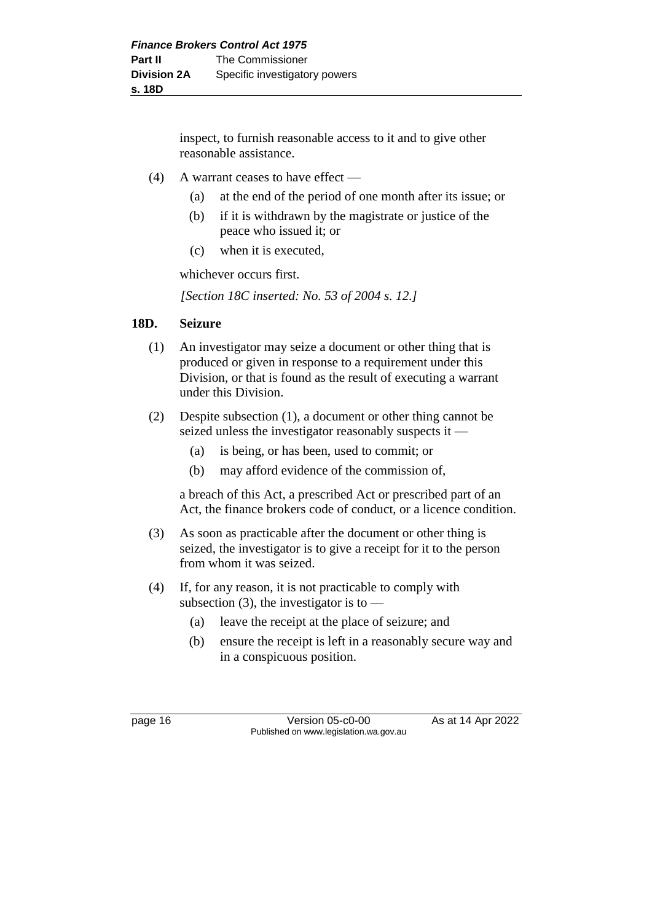inspect, to furnish reasonable access to it and to give other reasonable assistance.

(4) A warrant ceases to have effect —

(a) at the end of the period of one month after its issue; or

(b) if it is withdrawn by the magistrate or justice of the peace who issued it; or

(c) when it is executed,

whichever occurs first.

*[Section 18C inserted: No. 53 of 2004 s. 12.]*

## 18D. Seizure

(1) An investigator may seize a document or other thing that is produced or given in response to a requirement under this Division, or that is found as the result of executing a warrant under this Division.

(2) Despite subsection (1), a document or other thing cannot be seized unless the investigator reasonably suspects it —

(a) is being, or has been, used to commit; or

(b) may afford evidence of the commission of,

a breach of this Act, a prescribed Act or prescribed part of an Act, the finance brokers code of conduct, or a licence condition.

(3) As soon as practicable after the document or other thing is seized, the investigator is to give a receipt for it to the person from whom it was seized.

(4) If, for any reason, it is not practicable to comply with subsection (3), the investigator is to —

(a) leave the receipt at the place of seizure; and

(b) ensure the receipt is left in a reasonably secure way and in a conspicuous position.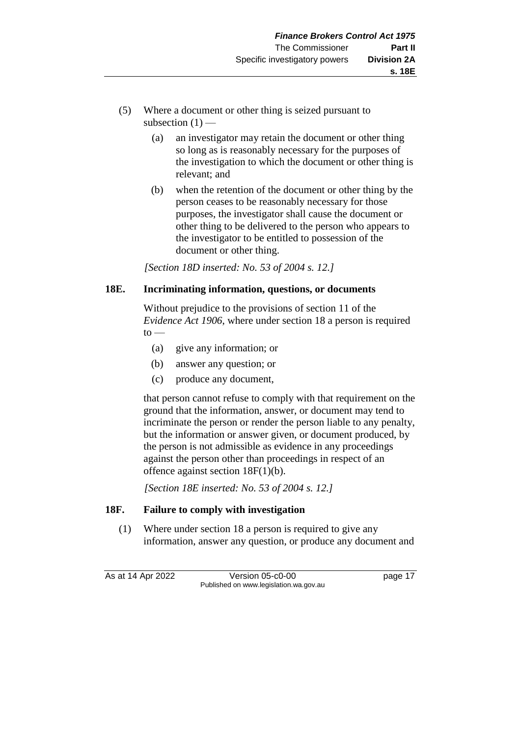(5) Where a document or other thing is seized pursuant to subsection (1) —

  (a) an investigator may retain the document or other thing so long as is reasonably necessary for the purposes of the investigation to which the document or other thing is relevant; and

  (b) when the retention of the document or other thing by the person ceases to be reasonably necessary for those purposes, the investigator shall cause the document or other thing to be delivered to the person who appears to the investigator to be entitled to possession of the document or other thing.

*[Section 18D inserted: No. 53 of 2004 s. 12.]*

### 18E. Incriminating information, questions, or documents

Without prejudice to the provisions of section 11 of the *Evidence Act 1906*, where under section 18 a person is required to —

  (a) give any information; or

  (b) answer any question; or

  (c) produce any document,

that person cannot refuse to comply with that requirement on the ground that the information, answer, or document may tend to incriminate the person or render the person liable to any penalty, but the information or answer given, or document produced, by the person is not admissible as evidence in any proceedings against the person other than proceedings in respect of an offence against section 18F(1)(b).

*[Section 18E inserted: No. 53 of 2004 s. 12.]*

### 18F. Failure to comply with investigation

(1) Where under section 18 a person is required to give any information, answer any question, or produce any document and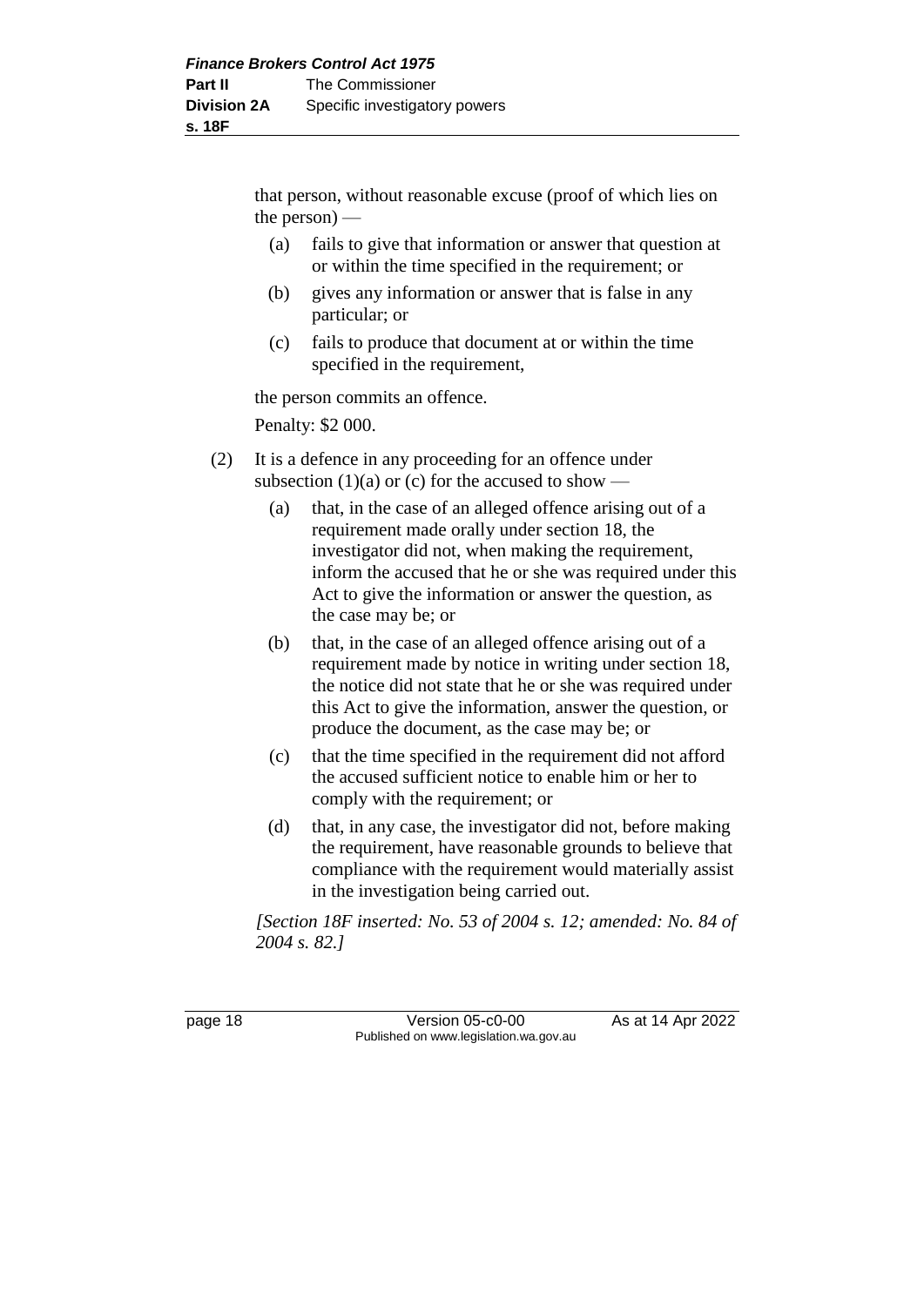that person, without reasonable excuse (proof of which lies on the person) —

(a) fails to give that information or answer that question at or within the time specified in the requirement; or

(b) gives any information or answer that is false in any particular; or

(c) fails to produce that document at or within the time specified in the requirement,

the person commits an offence.

Penalty: $2 000.

(2) It is a defence in any proceeding for an offence under subsection (1)(a) or (c) for the accused to show —

(a) that, in the case of an alleged offence arising out of a requirement made orally under section 18, the investigator did not, when making the requirement, inform the accused that he or she was required under this Act to give the information or answer the question, as the case may be; or

(b) that, in the case of an alleged offence arising out of a requirement made by notice in writing under section 18, the notice did not state that he or she was required under this Act to give the information, answer the question, or produce the document, as the case may be; or

(c) that the time specified in the requirement did not afford the accused sufficient notice to enable him or her to comply with the requirement; or

(d) that, in any case, the investigator did not, before making the requirement, have reasonable grounds to believe that compliance with the requirement would materially assist in the investigation being carried out.

*[Section 18F inserted: No. 53 of 2004 s. 12; amended: No. 84 of 2004 s. 82.]*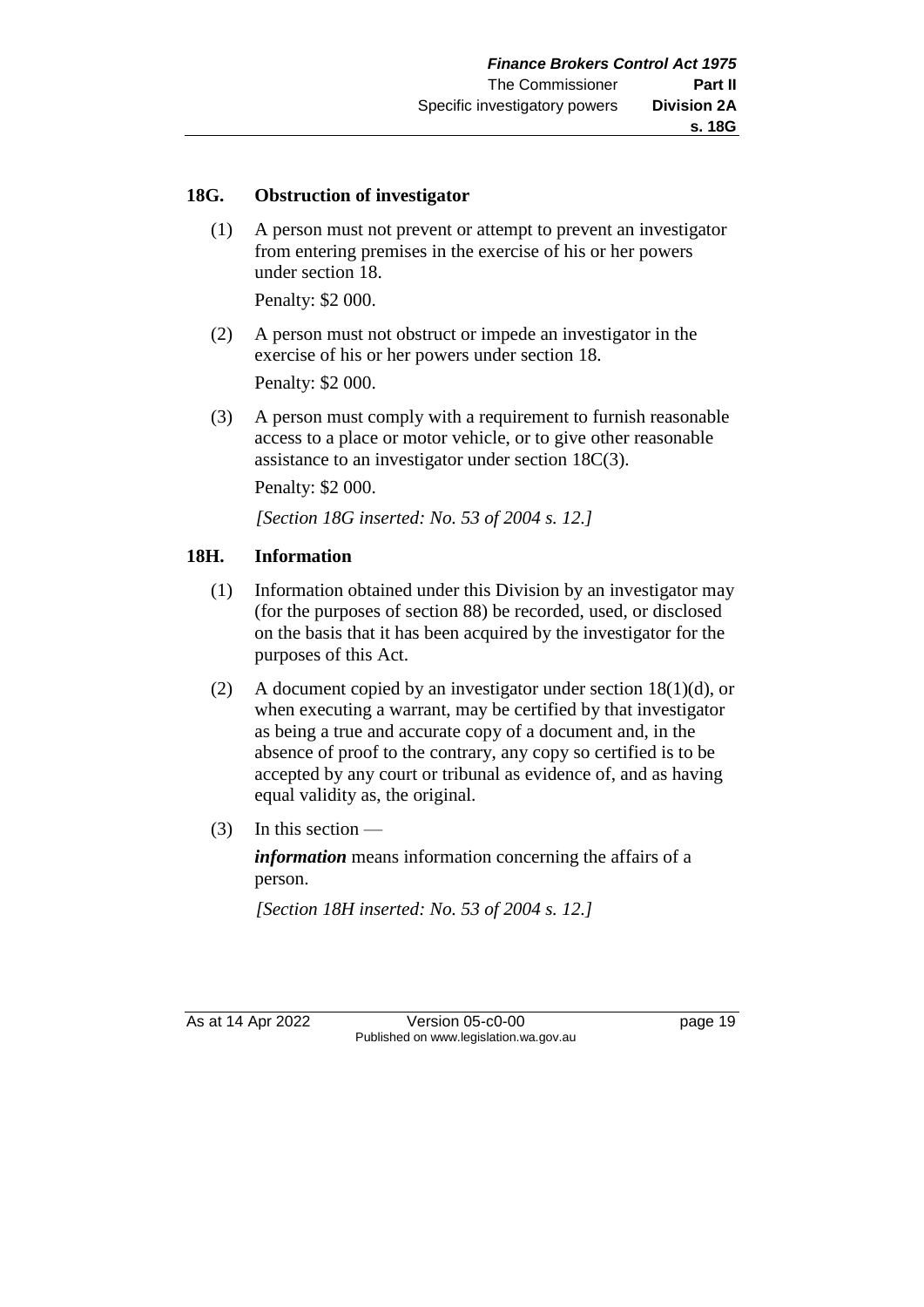### 18G. Obstruction of investigator

(1) A person must not prevent or attempt to prevent an investigator from entering premises in the exercise of his or her powers under section 18.

Penalty: $2 000.

(2) A person must not obstruct or impede an investigator in the exercise of his or her powers under section 18.

Penalty: $2 000.

(3) A person must comply with a requirement to furnish reasonable access to a place or motor vehicle, or to give other reasonable assistance to an investigator under section 18C(3).

Penalty: $2 000.

*[Section 18G inserted: No. 53 of 2004 s. 12.]*

### 18H. Information

(1) Information obtained under this Division by an investigator may (for the purposes of section 88) be recorded, used, or disclosed on the basis that it has been acquired by the investigator for the purposes of this Act.

(2) A document copied by an investigator under section 18(1)(d), or when executing a warrant, may be certified by that investigator as being a true and accurate copy of a document and, in the absence of proof to the contrary, any copy so certified is to be accepted by any court or tribunal as evidence of, and as having equal validity as, the original.

(3) In this section —

***information*** means information concerning the affairs of a person.

*[Section 18H inserted: No. 53 of 2004 s. 12.]*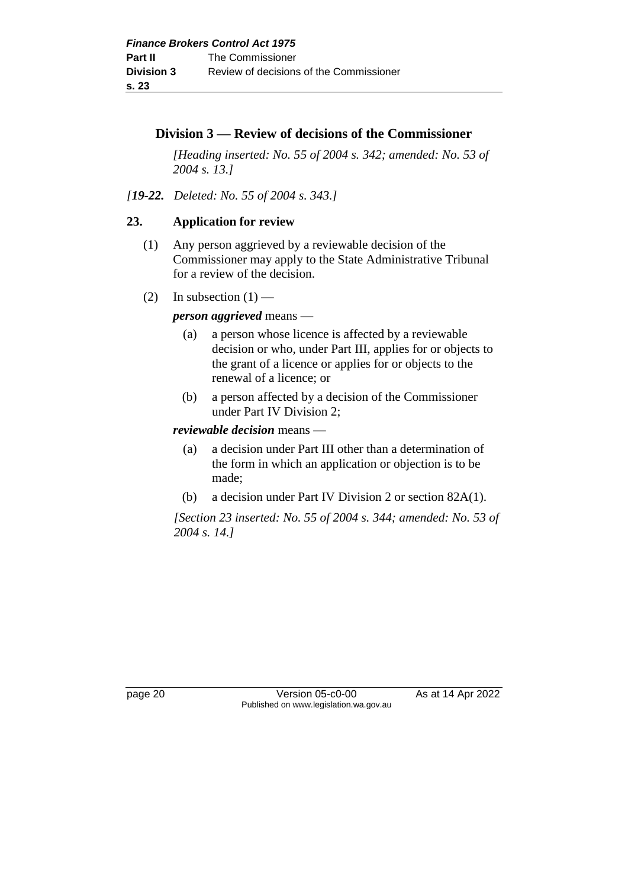## Division 3 — Review of decisions of the Commissioner

*[Heading inserted: No. 55 of 2004 s. 342; amended: No. 53 of 2004 s. 13.]*

*[**19-22.** Deleted: No. 55 of 2004 s. 343.]*

### 23. Application for review

(1) Any person aggrieved by a reviewable decision of the Commissioner may apply to the State Administrative Tribunal for a review of the decision.

(2) In subsection (1) —

***person aggrieved*** means —

(a) a person whose licence is affected by a reviewable decision or who, under Part III, applies for or objects to the grant of a licence or applies for or objects to the renewal of a licence; or

(b) a person affected by a decision of the Commissioner under Part IV Division 2;

***reviewable decision*** means —

(a) a decision under Part III other than a determination of the form in which an application or objection is to be made;

(b) a decision under Part IV Division 2 or section 82A(1).

*[Section 23 inserted: No. 55 of 2004 s. 344; amended: No. 53 of 2004 s. 14.]*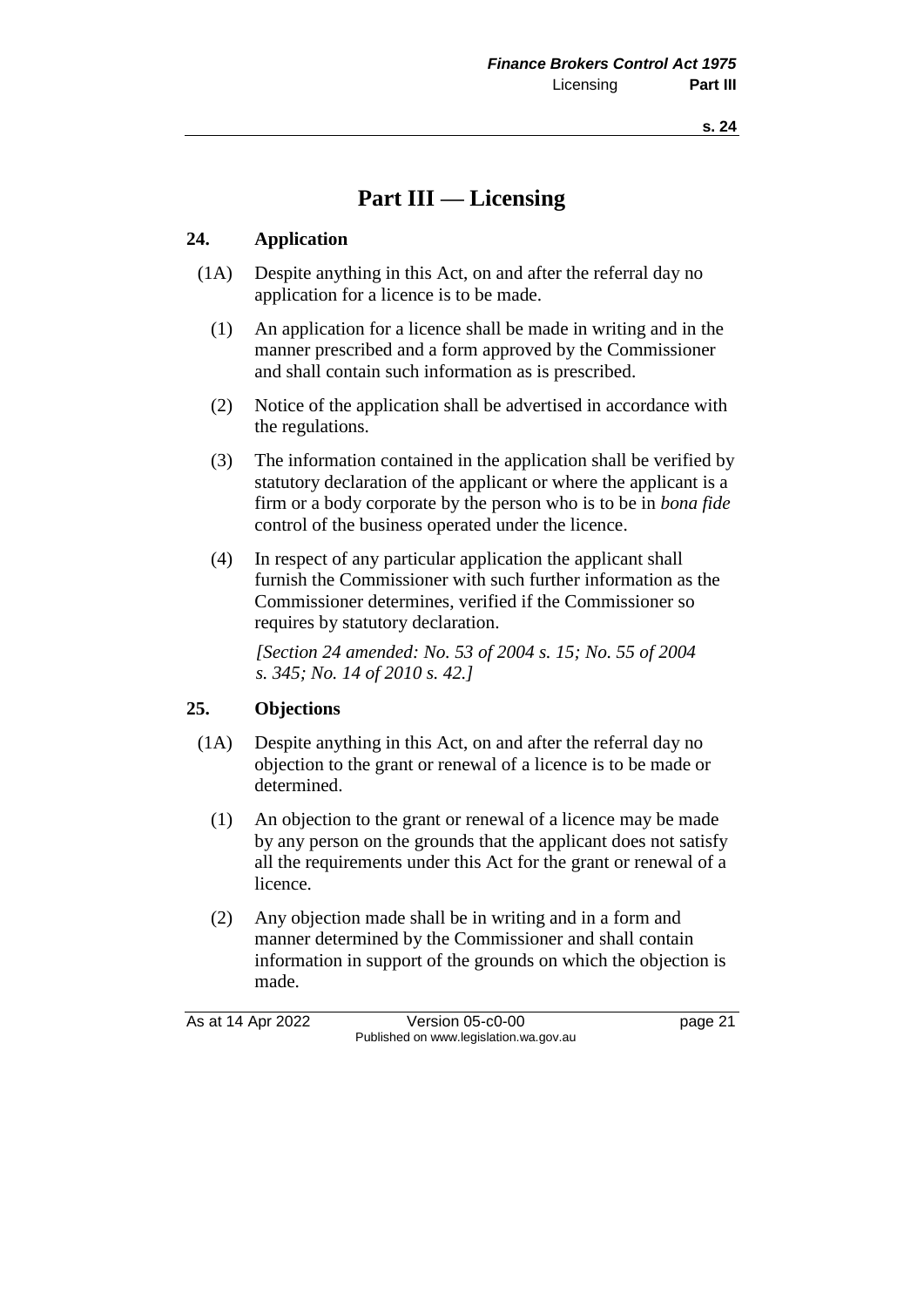# Part III — Licensing

## 24. Application

(1A) Despite anything in this Act, on and after the referral day no application for a licence is to be made.

(1) An application for a licence shall be made in writing and in the manner prescribed and a form approved by the Commissioner and shall contain such information as is prescribed.

(2) Notice of the application shall be advertised in accordance with the regulations.

(3) The information contained in the application shall be verified by statutory declaration of the applicant or where the applicant is a firm or a body corporate by the person who is to be in *bona fide* control of the business operated under the licence.

(4) In respect of any particular application the applicant shall furnish the Commissioner with such further information as the Commissioner determines, verified if the Commissioner so requires by statutory declaration.

*[Section 24 amended: No. 53 of 2004 s. 15; No. 55 of 2004 s. 345; No. 14 of 2010 s. 42.]*

## 25. Objections

(1A) Despite anything in this Act, on and after the referral day no objection to the grant or renewal of a licence is to be made or determined.

(1) An objection to the grant or renewal of a licence may be made by any person on the grounds that the applicant does not satisfy all the requirements under this Act for the grant or renewal of a licence.

(2) Any objection made shall be in writing and in a form and manner determined by the Commissioner and shall contain information in support of the grounds on which the objection is made.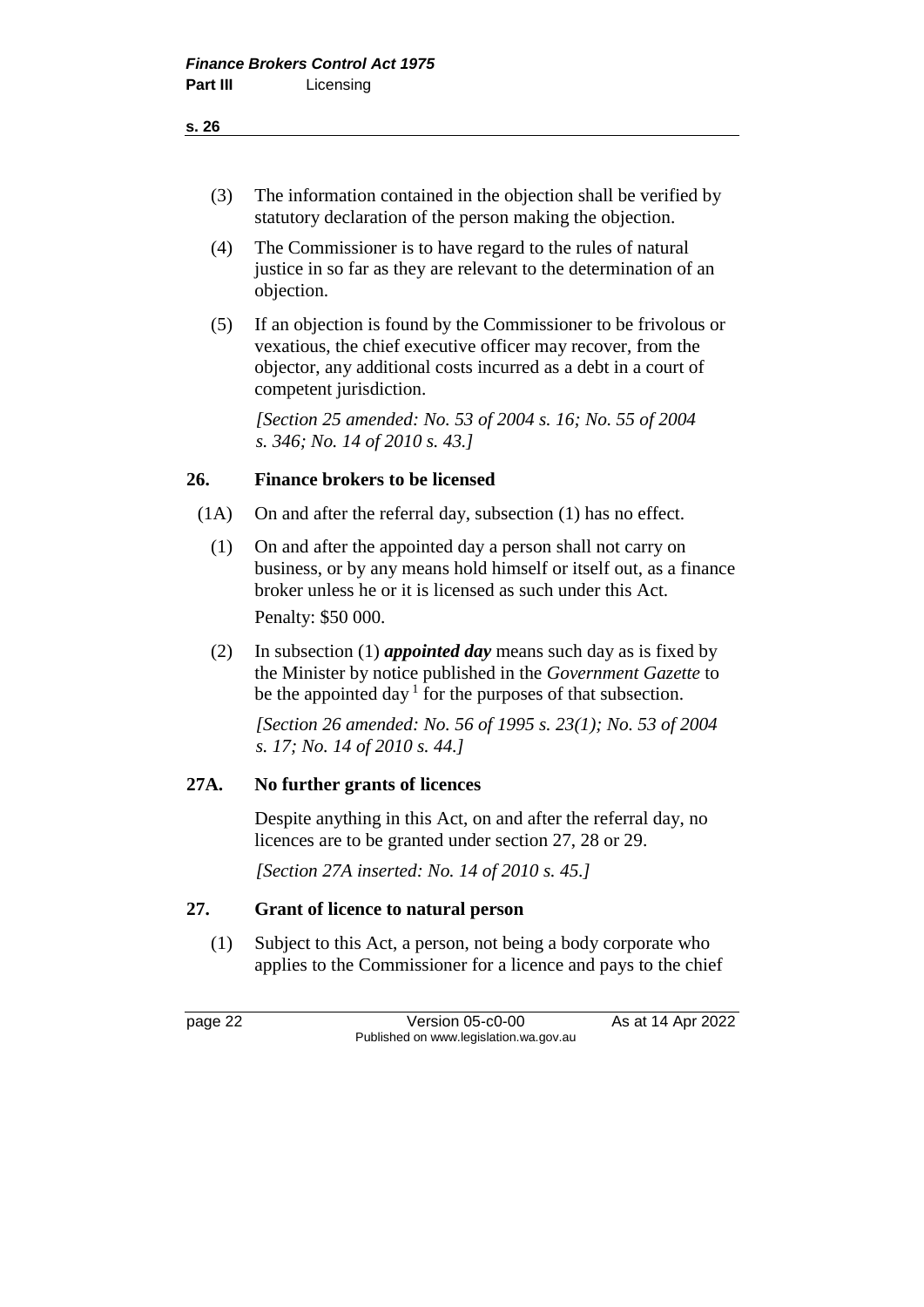(3) The information contained in the objection shall be verified by statutory declaration of the person making the objection.

(4) The Commissioner is to have regard to the rules of natural justice in so far as they are relevant to the determination of an objection.

(5) If an objection is found by the Commissioner to be frivolous or vexatious, the chief executive officer may recover, from the objector, any additional costs incurred as a debt in a court of competent jurisdiction.

*[Section 25 amended: No. 53 of 2004 s. 16; No. 55 of 2004 s. 346; No. 14 of 2010 s. 43.]*

## 26. Finance brokers to be licensed

(1A) On and after the referral day, subsection (1) has no effect.

(1) On and after the appointed day a person shall not carry on business, or by any means hold himself or itself out, as a finance broker unless he or it is licensed as such under this Act.

Penalty: $50 000.

(2) In subsection (1) ***appointed day*** means such day as is fixed by the Minister by notice published in the *Government Gazette* to be the appointed day [1] for the purposes of that subsection.

*[Section 26 amended: No. 56 of 1995 s. 23(1); No. 53 of 2004 s. 17; No. 14 of 2010 s. 44.]*

## 27A. No further grants of licences

Despite anything in this Act, on and after the referral day, no licences are to be granted under section 27, 28 or 29.

*[Section 27A inserted: No. 14 of 2010 s. 45.]*

## 27. Grant of licence to natural person

(1) Subject to this Act, a person, not being a body corporate who applies to the Commissioner for a licence and pays to the chief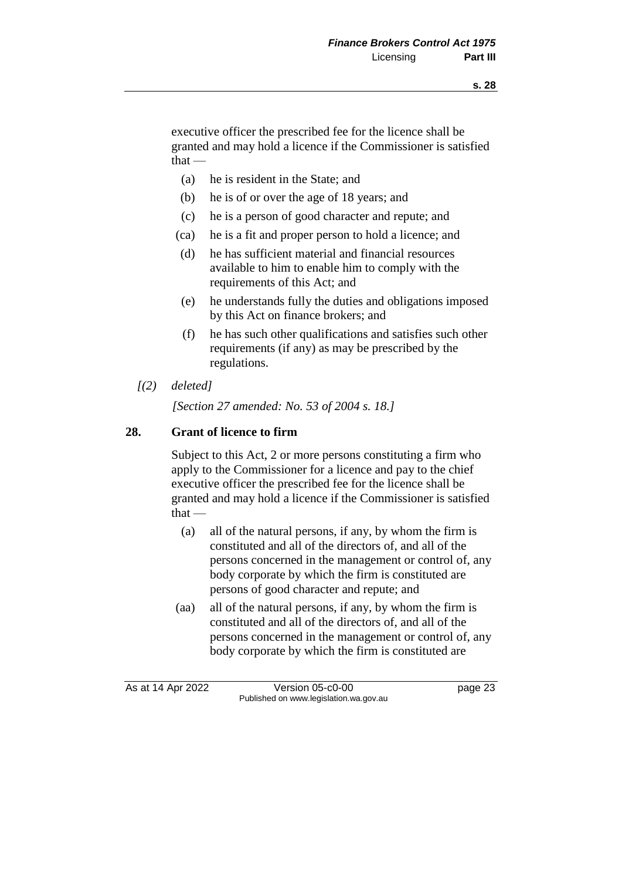executive officer the prescribed fee for the licence shall be granted and may hold a licence if the Commissioner is satisfied that —

(a) he is resident in the State; and

(b) he is of or over the age of 18 years; and

(c) he is a person of good character and repute; and

(ca) he is a fit and proper person to hold a licence; and

(d) he has sufficient material and financial resources available to him to enable him to comply with the requirements of this Act; and

(e) he understands fully the duties and obligations imposed by this Act on finance brokers; and

(f) he has such other qualifications and satisfies such other requirements (if any) as may be prescribed by the regulations.

*[(2) deleted]*

*[Section 27 amended: No. 53 of 2004 s. 18.]*

## 28. Grant of licence to firm

Subject to this Act, 2 or more persons constituting a firm who apply to the Commissioner for a licence and pay to the chief executive officer the prescribed fee for the licence shall be granted and may hold a licence if the Commissioner is satisfied that —

(a) all of the natural persons, if any, by whom the firm is constituted and all of the directors of, and all of the persons concerned in the management or control of, any body corporate by which the firm is constituted are persons of good character and repute; and

(aa) all of the natural persons, if any, by whom the firm is constituted and all of the directors of, and all of the persons concerned in the management or control of, any body corporate by which the firm is constituted are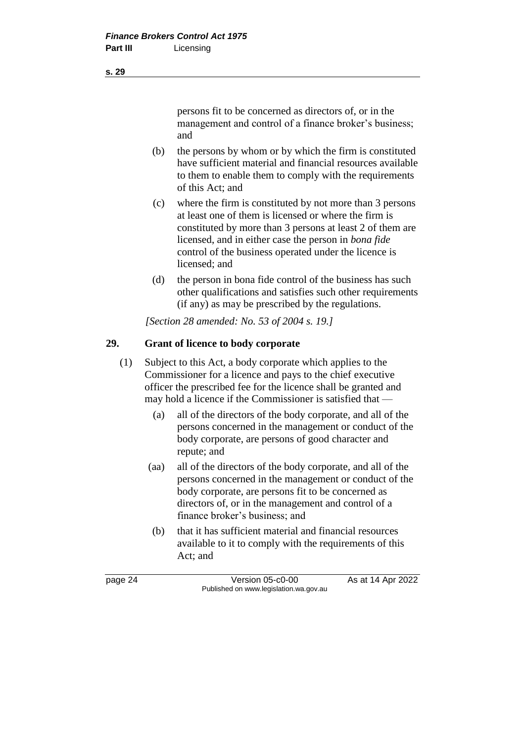persons fit to be concerned as directors of, or in the management and control of a finance broker's business; and

(b) the persons by whom or by which the firm is constituted have sufficient material and financial resources available to them to enable them to comply with the requirements of this Act; and

(c) where the firm is constituted by not more than 3 persons at least one of them is licensed or where the firm is constituted by more than 3 persons at least 2 of them are licensed, and in either case the person in *bona fide* control of the business operated under the licence is licensed; and

(d) the person in bona fide control of the business has such other qualifications and satisfies such other requirements (if any) as may be prescribed by the regulations.

*[Section 28 amended: No. 53 of 2004 s. 19.]*

## 29. Grant of licence to body corporate

(1) Subject to this Act, a body corporate which applies to the Commissioner for a licence and pays to the chief executive officer the prescribed fee for the licence shall be granted and may hold a licence if the Commissioner is satisfied that —

(a) all of the directors of the body corporate, and all of the persons concerned in the management or conduct of the body corporate, are persons of good character and repute; and

(aa) all of the directors of the body corporate, and all of the persons concerned in the management or conduct of the body corporate, are persons fit to be concerned as directors of, or in the management and control of a finance broker's business; and

(b) that it has sufficient material and financial resources available to it to comply with the requirements of this Act; and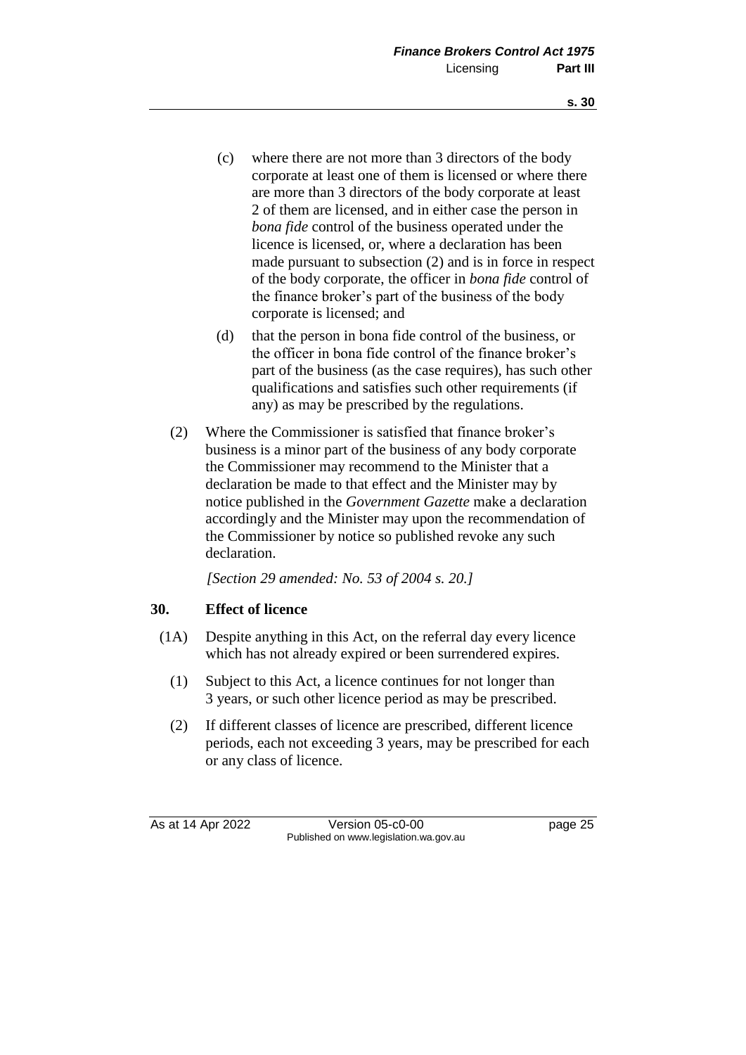(c) where there are not more than 3 directors of the body corporate at least one of them is licensed or where there are more than 3 directors of the body corporate at least 2 of them are licensed, and in either case the person in *bona fide* control of the business operated under the licence is licensed, or, where a declaration has been made pursuant to subsection (2) and is in force in respect of the body corporate, the officer in *bona fide* control of the finance broker's part of the business of the body corporate is licensed; and

(d) that the person in bona fide control of the business, or the officer in bona fide control of the finance broker's part of the business (as the case requires), has such other qualifications and satisfies such other requirements (if any) as may be prescribed by the regulations.

(2) Where the Commissioner is satisfied that finance broker's business is a minor part of the business of any body corporate the Commissioner may recommend to the Minister that a declaration be made to that effect and the Minister may by notice published in the *Government Gazette* make a declaration accordingly and the Minister may upon the recommendation of the Commissioner by notice so published revoke any such declaration.

*[Section 29 amended: No. 53 of 2004 s. 20.]*

### 30. Effect of licence

(1A) Despite anything in this Act, on the referral day every licence which has not already expired or been surrendered expires.

(1) Subject to this Act, a licence continues for not longer than 3 years, or such other licence period as may be prescribed.

(2) If different classes of licence are prescribed, different licence periods, each not exceeding 3 years, may be prescribed for each or any class of licence.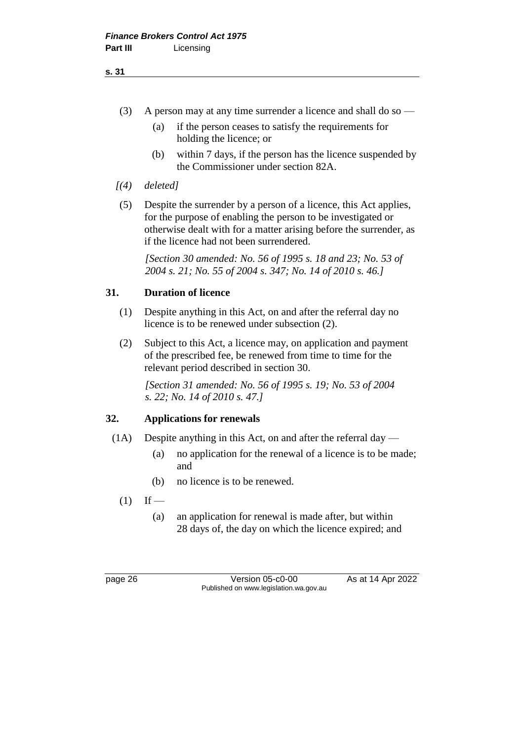(3) A person may at any time surrender a licence and shall do so —

  (a) if the person ceases to satisfy the requirements for holding the licence; or

  (b) within 7 days, if the person has the licence suspended by the Commissioner under section 82A.

*[(4) deleted]*

(5) Despite the surrender by a person of a licence, this Act applies, for the purpose of enabling the person to be investigated or otherwise dealt with for a matter arising before the surrender, as if the licence had not been surrendered.

*[Section 30 amended: No. 56 of 1995 s. 18 and 23; No. 53 of 2004 s. 21; No. 55 of 2004 s. 347; No. 14 of 2010 s. 46.]*

## 31. Duration of licence

(1) Despite anything in this Act, on and after the referral day no licence is to be renewed under subsection (2).

(2) Subject to this Act, a licence may, on application and payment of the prescribed fee, be renewed from time to time for the relevant period described in section 30.

*[Section 31 amended: No. 56 of 1995 s. 19; No. 53 of 2004 s. 22; No. 14 of 2010 s. 47.]*

## 32. Applications for renewals

(1A) Despite anything in this Act, on and after the referral day —

  (a) no application for the renewal of a licence is to be made; and

  (b) no licence is to be renewed.

(1) If —

  (a) an application for renewal is made after, but within 28 days of, the day on which the licence expired; and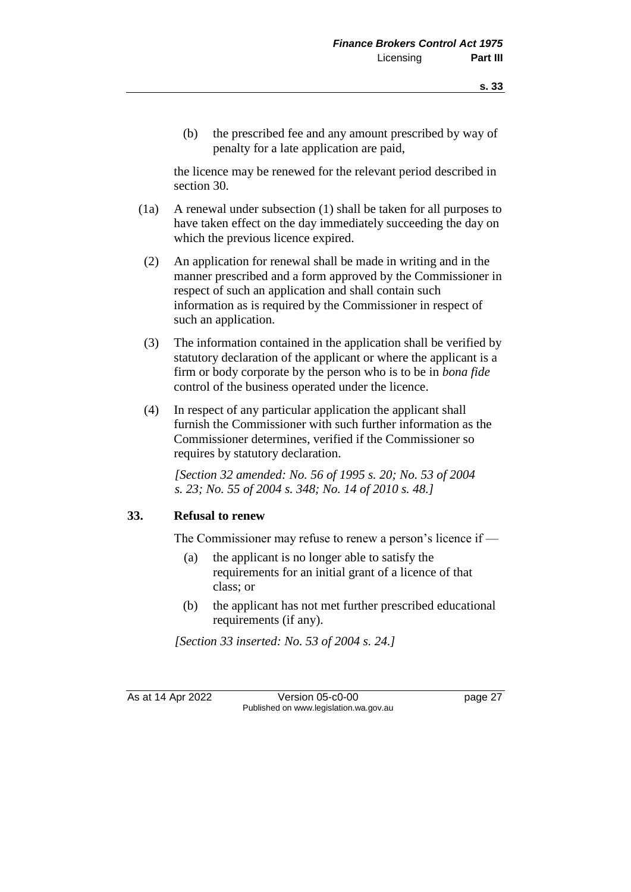(b) the prescribed fee and any amount prescribed by way of penalty for a late application are paid,

the licence may be renewed for the relevant period described in section 30.

(1a) A renewal under subsection (1) shall be taken for all purposes to have taken effect on the day immediately succeeding the day on which the previous licence expired.

(2) An application for renewal shall be made in writing and in the manner prescribed and a form approved by the Commissioner in respect of such an application and shall contain such information as is required by the Commissioner in respect of such an application.

(3) The information contained in the application shall be verified by statutory declaration of the applicant or where the applicant is a firm or body corporate by the person who is to be in *bona fide* control of the business operated under the licence.

(4) In respect of any particular application the applicant shall furnish the Commissioner with such further information as the Commissioner determines, verified if the Commissioner so requires by statutory declaration.

*[Section 32 amended: No. 56 of 1995 s. 20; No. 53 of 2004 s. 23; No. 55 of 2004 s. 348; No. 14 of 2010 s. 48.]*

### 33. Refusal to renew

The Commissioner may refuse to renew a person's licence if —

(a) the applicant is no longer able to satisfy the requirements for an initial grant of a licence of that class; or

(b) the applicant has not met further prescribed educational requirements (if any).

*[Section 33 inserted: No. 53 of 2004 s. 24.]*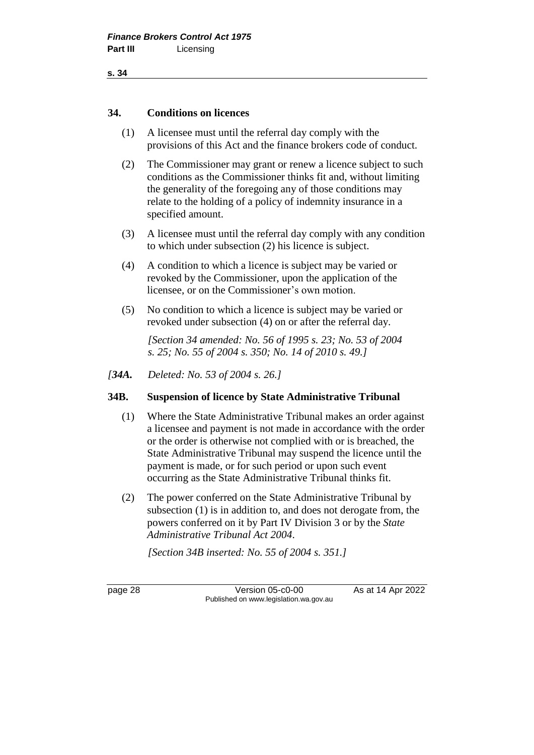### 34. Conditions on licences

(1) A licensee must until the referral day comply with the provisions of this Act and the finance brokers code of conduct.

(2) The Commissioner may grant or renew a licence subject to such conditions as the Commissioner thinks fit and, without limiting the generality of the foregoing any of those conditions may relate to the holding of a policy of indemnity insurance in a specified amount.

(3) A licensee must until the referral day comply with any condition to which under subsection (2) his licence is subject.

(4) A condition to which a licence is subject may be varied or revoked by the Commissioner, upon the application of the licensee, or on the Commissioner's own motion.

(5) No condition to which a licence is subject may be varied or revoked under subsection (4) on or after the referral day.

*[Section 34 amended: No. 56 of 1995 s. 23; No. 53 of 2004 s. 25; No. 55 of 2004 s. 350; No. 14 of 2010 s. 49.]*

*[**34A.** Deleted: No. 53 of 2004 s. 26.]*

### 34B. Suspension of licence by State Administrative Tribunal

(1) Where the State Administrative Tribunal makes an order against a licensee and payment is not made in accordance with the order or the order is otherwise not complied with or is breached, the State Administrative Tribunal may suspend the licence until the payment is made, or for such period or upon such event occurring as the State Administrative Tribunal thinks fit.

(2) The power conferred on the State Administrative Tribunal by subsection (1) is in addition to, and does not derogate from, the powers conferred on it by Part IV Division 3 or by the *State Administrative Tribunal Act 2004*.

*[Section 34B inserted: No. 55 of 2004 s. 351.]*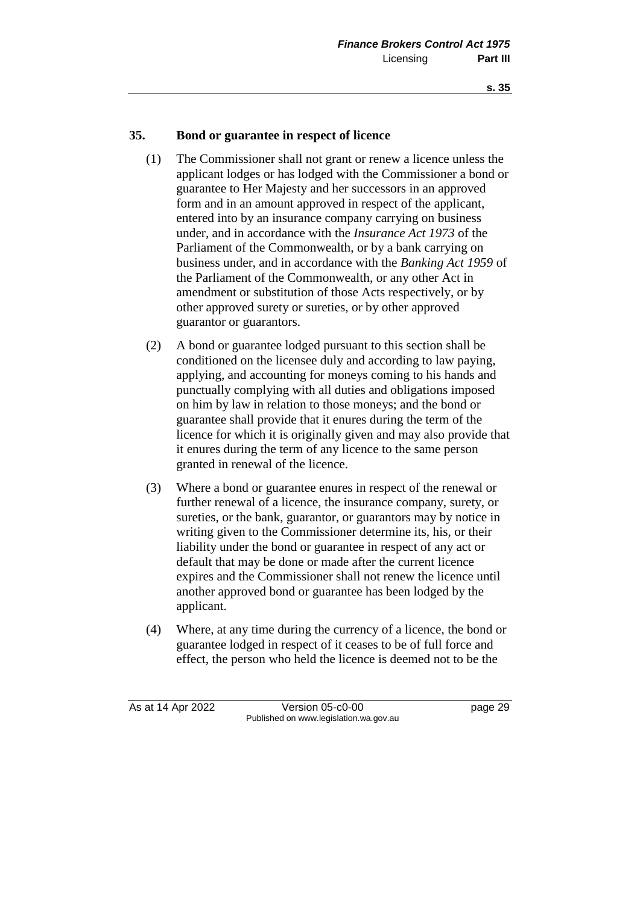## 35. Bond or guarantee in respect of licence

(1) The Commissioner shall not grant or renew a licence unless the applicant lodges or has lodged with the Commissioner a bond or guarantee to Her Majesty and her successors in an approved form and in an amount approved in respect of the applicant, entered into by an insurance company carrying on business under, and in accordance with the *Insurance Act 1973* of the Parliament of the Commonwealth, or by a bank carrying on business under, and in accordance with the *Banking Act 1959* of the Parliament of the Commonwealth, or any other Act in amendment or substitution of those Acts respectively, or by other approved surety or sureties, or by other approved guarantor or guarantors.

(2) A bond or guarantee lodged pursuant to this section shall be conditioned on the licensee duly and according to law paying, applying, and accounting for moneys coming to his hands and punctually complying with all duties and obligations imposed on him by law in relation to those moneys; and the bond or guarantee shall provide that it enures during the term of the licence for which it is originally given and may also provide that it enures during the term of any licence to the same person granted in renewal of the licence.

(3) Where a bond or guarantee enures in respect of the renewal or further renewal of a licence, the insurance company, surety, or sureties, or the bank, guarantor, or guarantors may by notice in writing given to the Commissioner determine its, his, or their liability under the bond or guarantee in respect of any act or default that may be done or made after the current licence expires and the Commissioner shall not renew the licence until another approved bond or guarantee has been lodged by the applicant.

(4) Where, at any time during the currency of a licence, the bond or guarantee lodged in respect of it ceases to be of full force and effect, the person who held the licence is deemed not to be the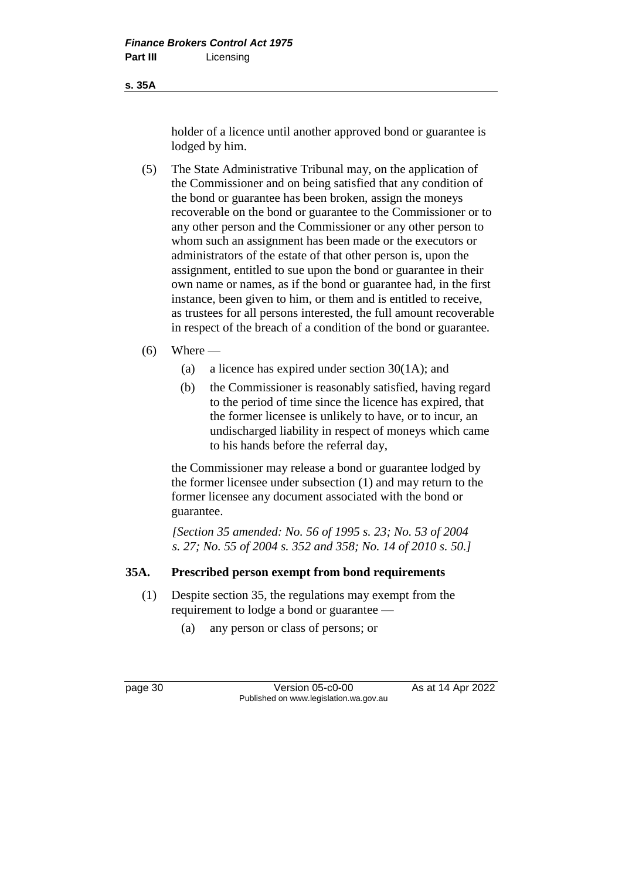holder of a licence until another approved bond or guarantee is lodged by him.

(5) The State Administrative Tribunal may, on the application of the Commissioner and on being satisfied that any condition of the bond or guarantee has been broken, assign the moneys recoverable on the bond or guarantee to the Commissioner or to any other person and the Commissioner or any other person to whom such an assignment has been made or the executors or administrators of the estate of that other person is, upon the assignment, entitled to sue upon the bond or guarantee in their own name or names, as if the bond or guarantee had, in the first instance, been given to him, or them and is entitled to receive, as trustees for all persons interested, the full amount recoverable in respect of the breach of a condition of the bond or guarantee.

(6) Where —

(a) a licence has expired under section 30(1A); and

(b) the Commissioner is reasonably satisfied, having regard to the period of time since the licence has expired, that the former licensee is unlikely to have, or to incur, an undischarged liability in respect of moneys which came to his hands before the referral day,

the Commissioner may release a bond or guarantee lodged by the former licensee under subsection (1) and may return to the former licensee any document associated with the bond or guarantee.

*[Section 35 amended: No. 56 of 1995 s. 23; No. 53 of 2004 s. 27; No. 55 of 2004 s. 352 and 358; No. 14 of 2010 s. 50.]*

### 35A. Prescribed person exempt from bond requirements

(1) Despite section 35, the regulations may exempt from the requirement to lodge a bond or guarantee —

(a) any person or class of persons; or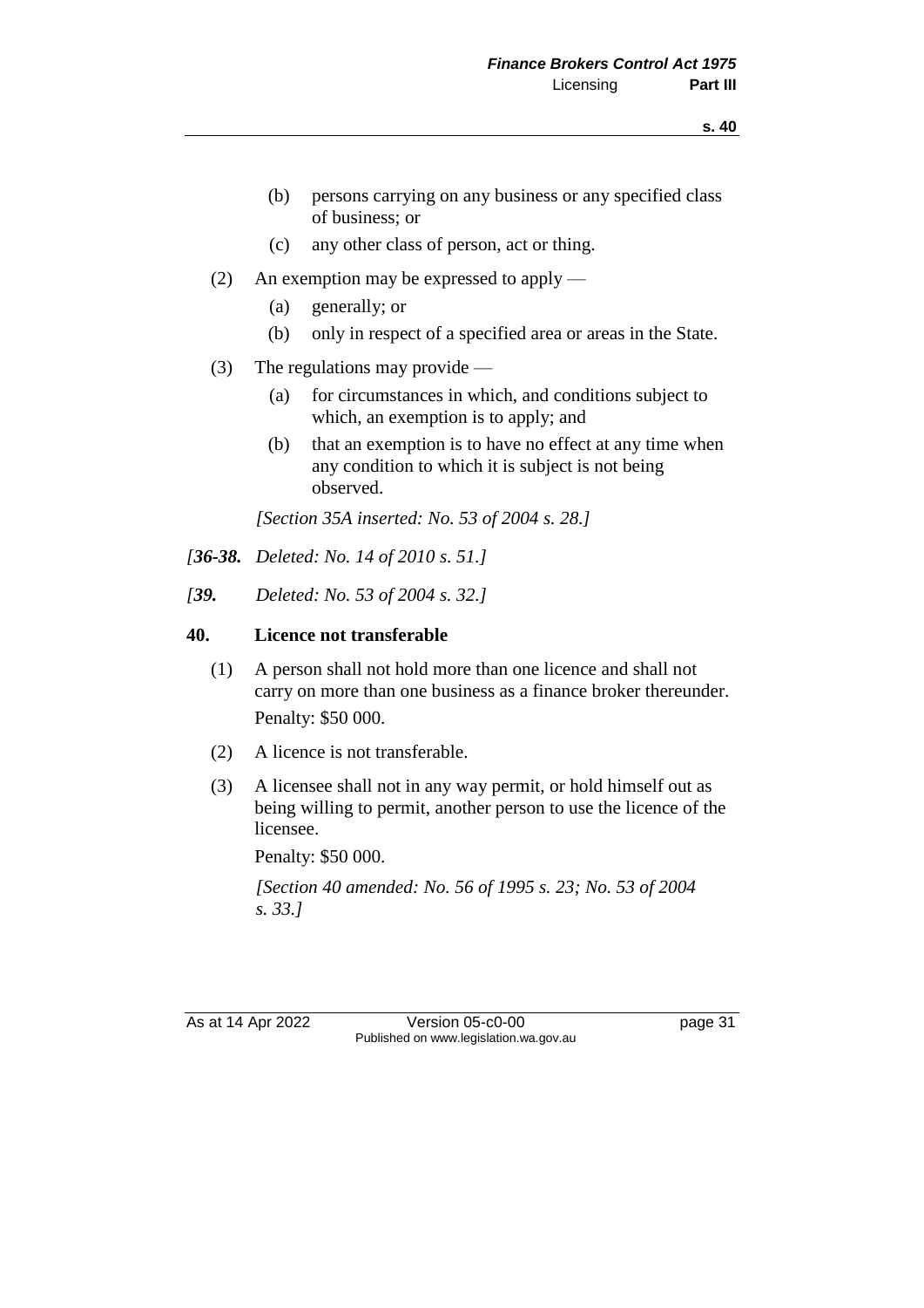(b) persons carrying on any business or any specified class of business; or

(c) any other class of person, act or thing.

(2) An exemption may be expressed to apply —

(a) generally; or

(b) only in respect of a specified area or areas in the State.

(3) The regulations may provide —

(a) for circumstances in which, and conditions subject to which, an exemption is to apply; and

(b) that an exemption is to have no effect at any time when any condition to which it is subject is not being observed.

*[Section 35A inserted: No. 53 of 2004 s. 28.]*

*[**36-38.** Deleted: No. 14 of 2010 s. 51.]*

*[**39.** Deleted: No. 53 of 2004 s. 32.]*

**40. Licence not transferable**

(1) A person shall not hold more than one licence and shall not carry on more than one business as a finance broker thereunder.

Penalty: $50 000.

(2) A licence is not transferable.

(3) A licensee shall not in any way permit, or hold himself out as being willing to permit, another person to use the licence of the licensee.

Penalty: $50 000.

*[Section 40 amended: No. 56 of 1995 s. 23; No. 53 of 2004 s. 33.]*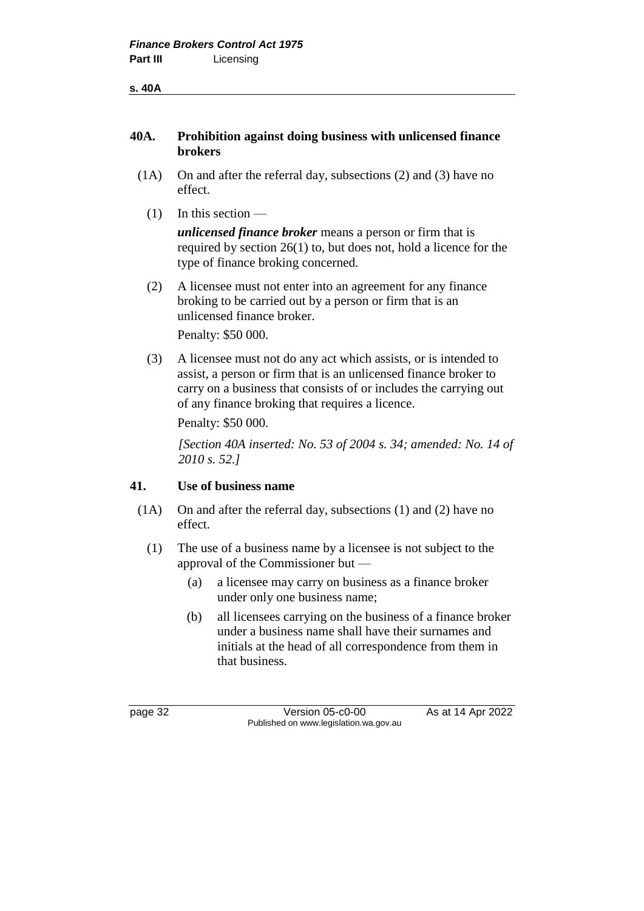## 40A. Prohibition against doing business with unlicensed finance brokers

(1A) On and after the referral day, subsections (2) and (3) have no effect.

(1) In this section —

***unlicensed finance broker*** means a person or firm that is required by section 26(1) to, but does not, hold a licence for the type of finance broking concerned.

(2) A licensee must not enter into an agreement for any finance broking to be carried out by a person or firm that is an unlicensed finance broker.

Penalty: $50 000.

(3) A licensee must not do any act which assists, or is intended to assist, a person or firm that is an unlicensed finance broker to carry on a business that consists of or includes the carrying out of any finance broking that requires a licence.

Penalty: $50 000.

*[Section 40A inserted: No. 53 of 2004 s. 34; amended: No. 14 of 2010 s. 52.]*

## 41. Use of business name

(1A) On and after the referral day, subsections (1) and (2) have no effect.

(1) The use of a business name by a licensee is not subject to the approval of the Commissioner but —

- (a) a licensee may carry on business as a finance broker under only one business name;
- (b) all licensees carrying on the business of a finance broker under a business name shall have their surnames and initials at the head of all correspondence from them in that business.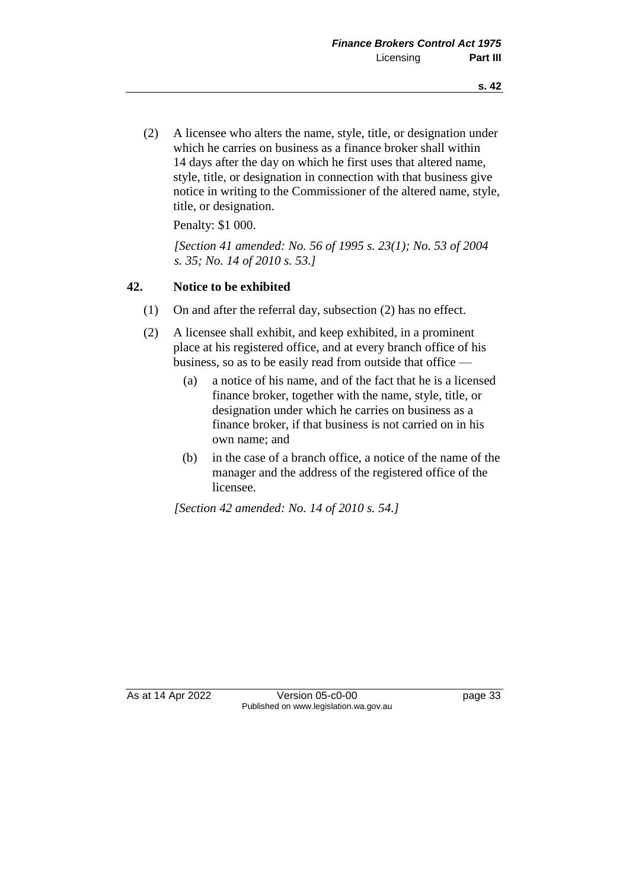(2) A licensee who alters the name, style, title, or designation under which he carries on business as a finance broker shall within 14 days after the day on which he first uses that altered name, style, title, or designation in connection with that business give notice in writing to the Commissioner of the altered name, style, title, or designation.

Penalty: $1 000.

*[Section 41 amended: No. 56 of 1995 s. 23(1); No. 53 of 2004 s. 35; No. 14 of 2010 s. 53.]*

### 42. Notice to be exhibited

(1) On and after the referral day, subsection (2) has no effect.

(2) A licensee shall exhibit, and keep exhibited, in a prominent place at his registered office, and at every branch office of his business, so as to be easily read from outside that office —

(a) a notice of his name, and of the fact that he is a licensed finance broker, together with the name, style, title, or designation under which he carries on business as a finance broker, if that business is not carried on in his own name; and

(b) in the case of a branch office, a notice of the name of the manager and the address of the registered office of the licensee.

*[Section 42 amended: No. 14 of 2010 s. 54.]*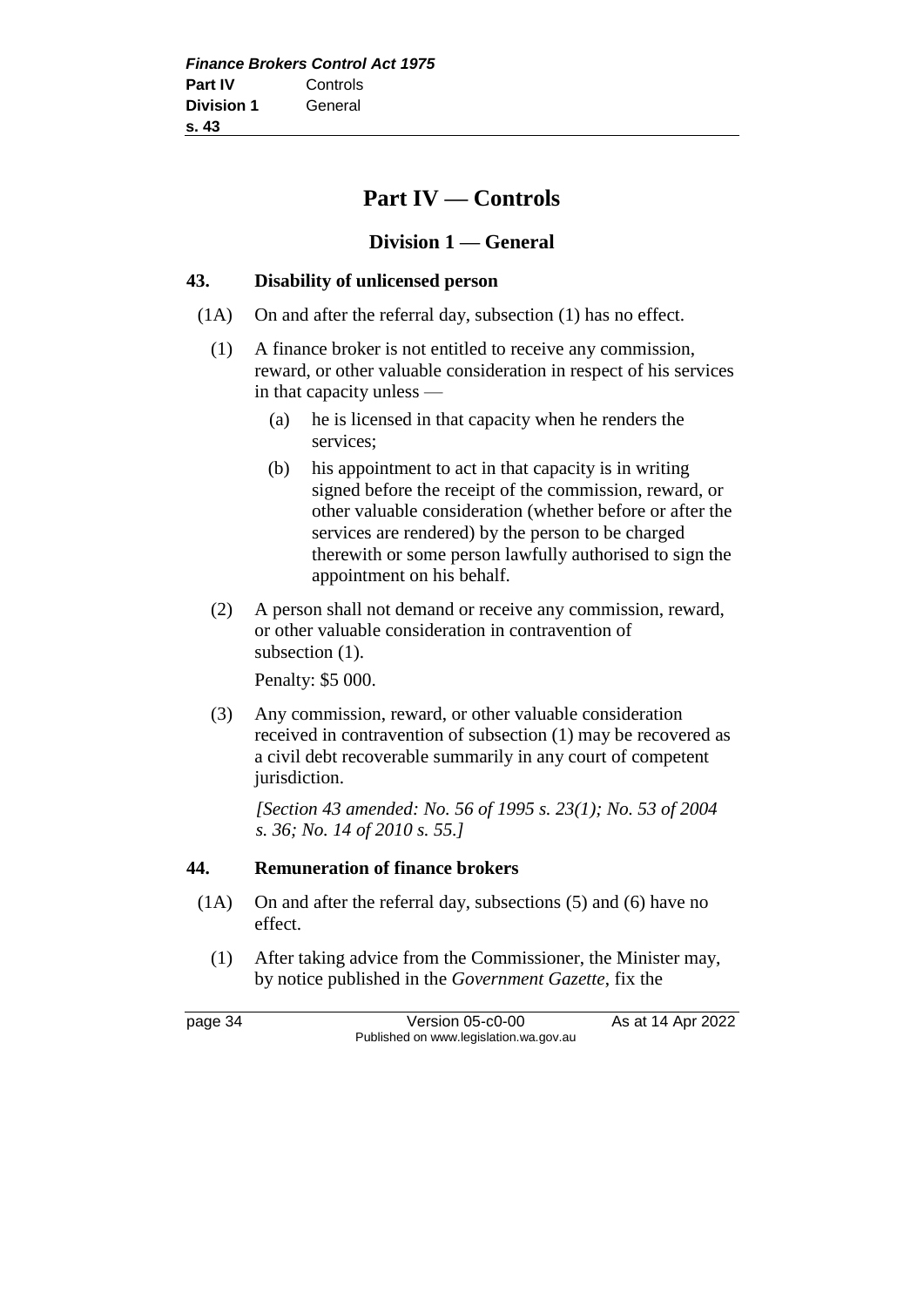# Part IV — Controls

## Division 1 — General

### 43. Disability of unlicensed person

(1A) On and after the referral day, subsection (1) has no effect.

(1) A finance broker is not entitled to receive any commission, reward, or other valuable consideration in respect of his services in that capacity unless —

(a) he is licensed in that capacity when he renders the services;

(b) his appointment to act in that capacity is in writing signed before the receipt of the commission, reward, or other valuable consideration (whether before or after the services are rendered) by the person to be charged therewith or some person lawfully authorised to sign the appointment on his behalf.

(2) A person shall not demand or receive any commission, reward, or other valuable consideration in contravention of subsection (1).

Penalty: $5 000.

(3) Any commission, reward, or other valuable consideration received in contravention of subsection (1) may be recovered as a civil debt recoverable summarily in any court of competent jurisdiction.

*[Section 43 amended: No. 56 of 1995 s. 23(1); No. 53 of 2004 s. 36; No. 14 of 2010 s. 55.]*

### 44. Remuneration of finance brokers

(1A) On and after the referral day, subsections (5) and (6) have no effect.

(1) After taking advice from the Commissioner, the Minister may, by notice published in the *Government Gazette*, fix the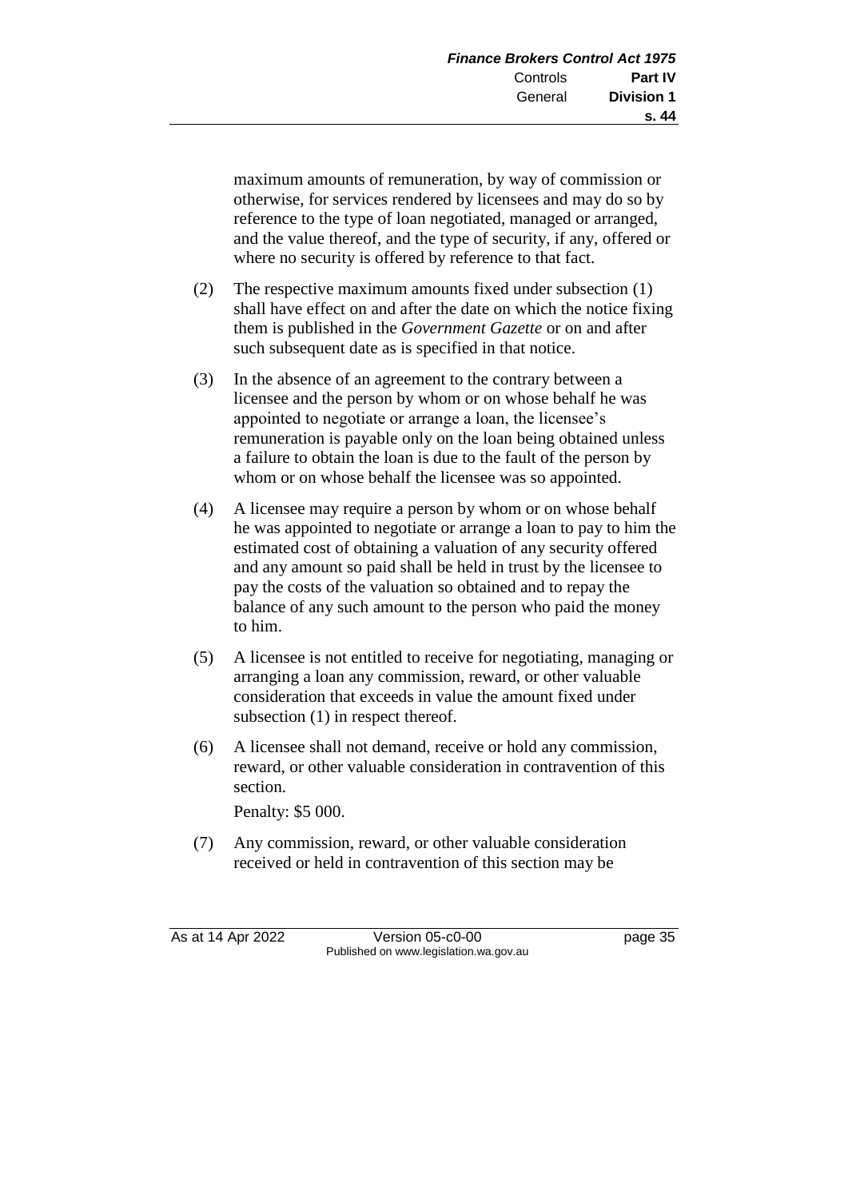maximum amounts of remuneration, by way of commission or otherwise, for services rendered by licensees and may do so by reference to the type of loan negotiated, managed or arranged, and the value thereof, and the type of security, if any, offered or where no security is offered by reference to that fact.

(2) The respective maximum amounts fixed under subsection (1) shall have effect on and after the date on which the notice fixing them is published in the *Government Gazette* or on and after such subsequent date as is specified in that notice.

(3) In the absence of an agreement to the contrary between a licensee and the person by whom or on whose behalf he was appointed to negotiate or arrange a loan, the licensee's remuneration is payable only on the loan being obtained unless a failure to obtain the loan is due to the fault of the person by whom or on whose behalf the licensee was so appointed.

(4) A licensee may require a person by whom or on whose behalf he was appointed to negotiate or arrange a loan to pay to him the estimated cost of obtaining a valuation of any security offered and any amount so paid shall be held in trust by the licensee to pay the costs of the valuation so obtained and to repay the balance of any such amount to the person who paid the money to him.

(5) A licensee is not entitled to receive for negotiating, managing or arranging a loan any commission, reward, or other valuable consideration that exceeds in value the amount fixed under subsection (1) in respect thereof.

(6) A licensee shall not demand, receive or hold any commission, reward, or other valuable consideration in contravention of this section.

Penalty: $5 000.

(7) Any commission, reward, or other valuable consideration received or held in contravention of this section may be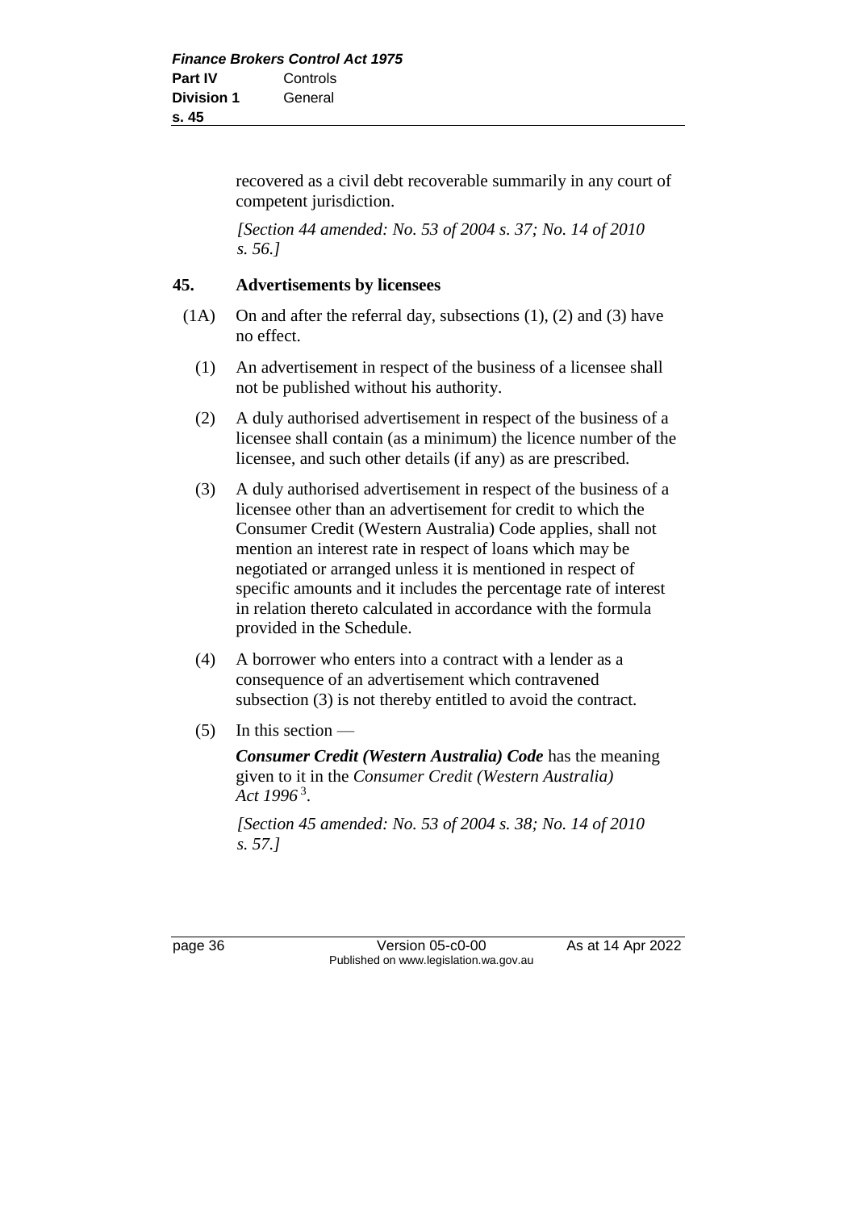recovered as a civil debt recoverable summarily in any court of competent jurisdiction.

*[Section 44 amended: No. 53 of 2004 s. 37; No. 14 of 2010 s. 56.]*

## 45. Advertisements by licensees

(1A) On and after the referral day, subsections (1), (2) and (3) have no effect.

(1) An advertisement in respect of the business of a licensee shall not be published without his authority.

(2) A duly authorised advertisement in respect of the business of a licensee shall contain (as a minimum) the licence number of the licensee, and such other details (if any) as are prescribed.

(3) A duly authorised advertisement in respect of the business of a licensee other than an advertisement for credit to which the Consumer Credit (Western Australia) Code applies, shall not mention an interest rate in respect of loans which may be negotiated or arranged unless it is mentioned in respect of specific amounts and it includes the percentage rate of interest in relation thereto calculated in accordance with the formula provided in the Schedule.

(4) A borrower who enters into a contract with a lender as a consequence of an advertisement which contravened subsection (3) is not thereby entitled to avoid the contract.

(5) In this section —

***Consumer Credit (Western Australia) Code*** has the meaning given to it in the *Consumer Credit (Western Australia) Act 1996* [3].

*[Section 45 amended: No. 53 of 2004 s. 38; No. 14 of 2010 s. 57.]*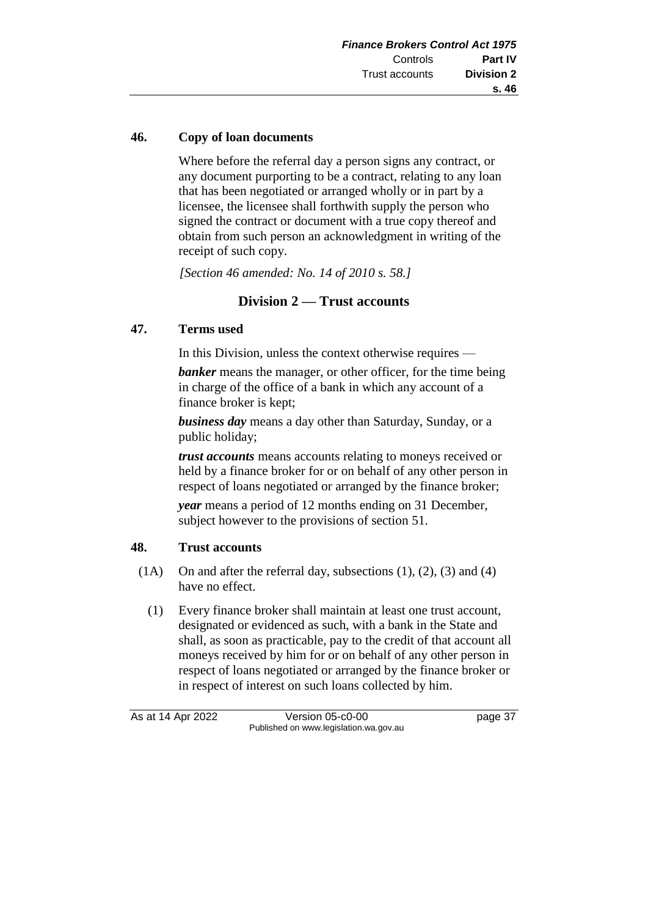### 46. Copy of loan documents

Where before the referral day a person signs any contract, or any document purporting to be a contract, relating to any loan that has been negotiated or arranged wholly or in part by a licensee, the licensee shall forthwith supply the person who signed the contract or document with a true copy thereof and obtain from such person an acknowledgment in writing of the receipt of such copy.

*[Section 46 amended: No. 14 of 2010 s. 58.]*

## Division 2 — Trust accounts

### 47. Terms used

In this Division, unless the context otherwise requires —

***banker*** means the manager, or other officer, for the time being in charge of the office of a bank in which any account of a finance broker is kept;

***business day*** means a day other than Saturday, Sunday, or a public holiday;

***trust accounts*** means accounts relating to moneys received or held by a finance broker for or on behalf of any other person in respect of loans negotiated or arranged by the finance broker;

***year*** means a period of 12 months ending on 31 December, subject however to the provisions of section 51.

### 48. Trust accounts

(1A) On and after the referral day, subsections (1), (2), (3) and (4) have no effect.

(1) Every finance broker shall maintain at least one trust account, designated or evidenced as such, with a bank in the State and shall, as soon as practicable, pay to the credit of that account all moneys received by him for or on behalf of any other person in respect of loans negotiated or arranged by the finance broker or in respect of interest on such loans collected by him.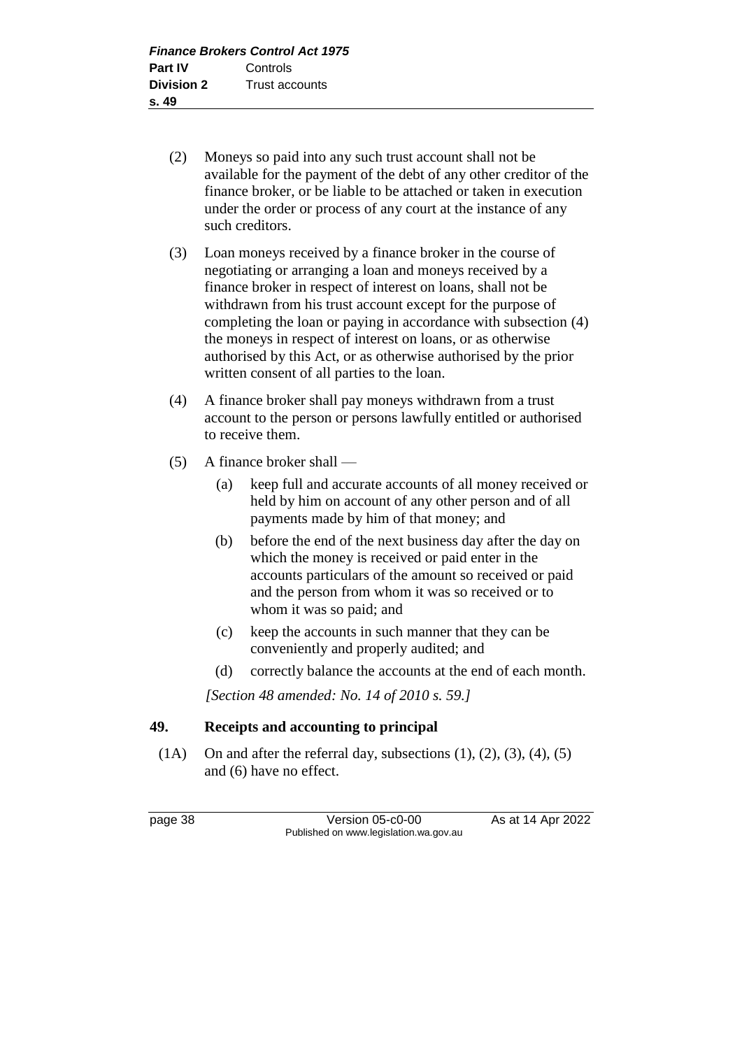(2) Moneys so paid into any such trust account shall not be available for the payment of the debt of any other creditor of the finance broker, or be liable to be attached or taken in execution under the order or process of any court at the instance of any such creditors.

(3) Loan moneys received by a finance broker in the course of negotiating or arranging a loan and moneys received by a finance broker in respect of interest on loans, shall not be withdrawn from his trust account except for the purpose of completing the loan or paying in accordance with subsection (4) the moneys in respect of interest on loans, or as otherwise authorised by this Act, or as otherwise authorised by the prior written consent of all parties to the loan.

(4) A finance broker shall pay moneys withdrawn from a trust account to the person or persons lawfully entitled or authorised to receive them.

(5) A finance broker shall —

(a) keep full and accurate accounts of all money received or held by him on account of any other person and of all payments made by him of that money; and

(b) before the end of the next business day after the day on which the money is received or paid enter in the accounts particulars of the amount so received or paid and the person from whom it was so received or to whom it was so paid; and

(c) keep the accounts in such manner that they can be conveniently and properly audited; and

(d) correctly balance the accounts at the end of each month.

*[Section 48 amended: No. 14 of 2010 s. 59.]*

## 49. Receipts and accounting to principal

(1A) On and after the referral day, subsections (1), (2), (3), (4), (5) and (6) have no effect.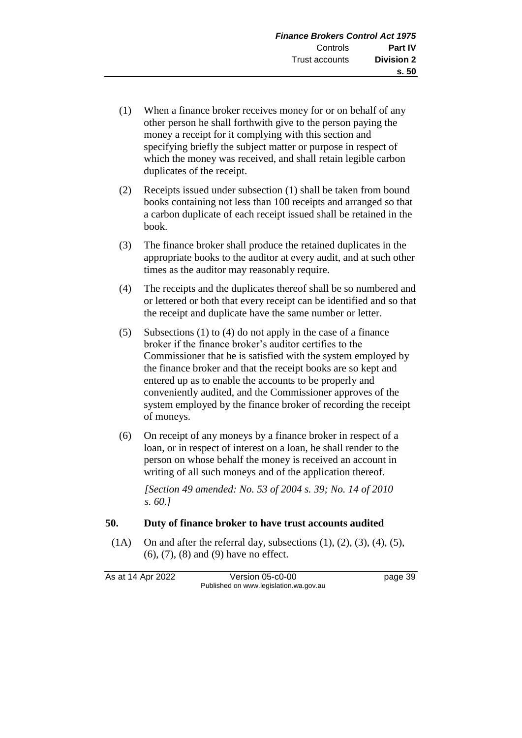(1) When a finance broker receives money for or on behalf of any other person he shall forthwith give to the person paying the money a receipt for it complying with this section and specifying briefly the subject matter or purpose in respect of which the money was received, and shall retain legible carbon duplicates of the receipt.

(2) Receipts issued under subsection (1) shall be taken from bound books containing not less than 100 receipts and arranged so that a carbon duplicate of each receipt issued shall be retained in the book.

(3) The finance broker shall produce the retained duplicates in the appropriate books to the auditor at every audit, and at such other times as the auditor may reasonably require.

(4) The receipts and the duplicates thereof shall be so numbered and or lettered or both that every receipt can be identified and so that the receipt and duplicate have the same number or letter.

(5) Subsections (1) to (4) do not apply in the case of a finance broker if the finance broker's auditor certifies to the Commissioner that he is satisfied with the system employed by the finance broker and that the receipt books are so kept and entered up as to enable the accounts to be properly and conveniently audited, and the Commissioner approves of the system employed by the finance broker of recording the receipt of moneys.

(6) On receipt of any moneys by a finance broker in respect of a loan, or in respect of interest on a loan, he shall render to the person on whose behalf the money is received an account in writing of all such moneys and of the application thereof.

*[Section 49 amended: No. 53 of 2004 s. 39; No. 14 of 2010 s. 60.]*

## 50. Duty of finance broker to have trust accounts audited

(1A) On and after the referral day, subsections (1), (2), (3), (4), (5), (6), (7), (8) and (9) have no effect.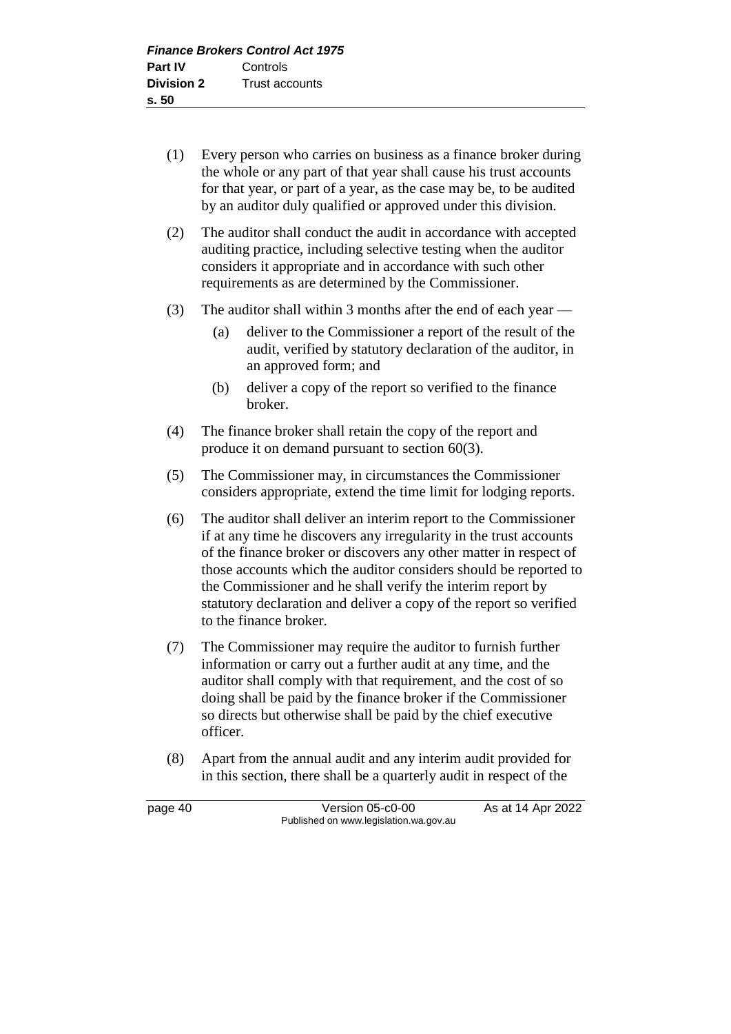(1) Every person who carries on business as a finance broker during the whole or any part of that year shall cause his trust accounts for that year, or part of a year, as the case may be, to be audited by an auditor duly qualified or approved under this division.

(2) The auditor shall conduct the audit in accordance with accepted auditing practice, including selective testing when the auditor considers it appropriate and in accordance with such other requirements as are determined by the Commissioner.

(3) The auditor shall within 3 months after the end of each year —

  (a) deliver to the Commissioner a report of the result of the audit, verified by statutory declaration of the auditor, in an approved form; and

  (b) deliver a copy of the report so verified to the finance broker.

(4) The finance broker shall retain the copy of the report and produce it on demand pursuant to section 60(3).

(5) The Commissioner may, in circumstances the Commissioner considers appropriate, extend the time limit for lodging reports.

(6) The auditor shall deliver an interim report to the Commissioner if at any time he discovers any irregularity in the trust accounts of the finance broker or discovers any other matter in respect of those accounts which the auditor considers should be reported to the Commissioner and he shall verify the interim report by statutory declaration and deliver a copy of the report so verified to the finance broker.

(7) The Commissioner may require the auditor to furnish further information or carry out a further audit at any time, and the auditor shall comply with that requirement, and the cost of so doing shall be paid by the finance broker if the Commissioner so directs but otherwise shall be paid by the chief executive officer.

(8) Apart from the annual audit and any interim audit provided for in this section, there shall be a quarterly audit in respect of the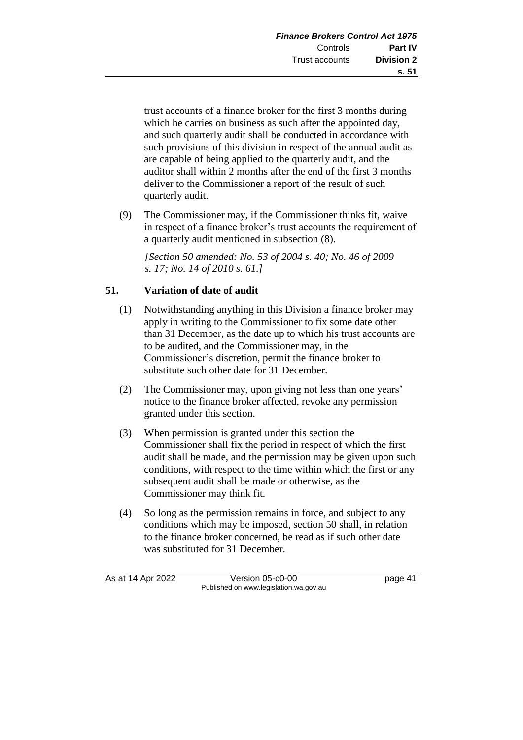trust accounts of a finance broker for the first 3 months during which he carries on business as such after the appointed day, and such quarterly audit shall be conducted in accordance with such provisions of this division in respect of the annual audit as are capable of being applied to the quarterly audit, and the auditor shall within 2 months after the end of the first 3 months deliver to the Commissioner a report of the result of such quarterly audit.

(9) The Commissioner may, if the Commissioner thinks fit, waive in respect of a finance broker's trust accounts the requirement of a quarterly audit mentioned in subsection (8).

*[Section 50 amended: No. 53 of 2004 s. 40; No. 46 of 2009 s. 17; No. 14 of 2010 s. 61.]*

## 51. Variation of date of audit

(1) Notwithstanding anything in this Division a finance broker may apply in writing to the Commissioner to fix some date other than 31 December, as the date up to which his trust accounts are to be audited, and the Commissioner may, in the Commissioner's discretion, permit the finance broker to substitute such other date for 31 December.

(2) The Commissioner may, upon giving not less than one years' notice to the finance broker affected, revoke any permission granted under this section.

(3) When permission is granted under this section the Commissioner shall fix the period in respect of which the first audit shall be made, and the permission may be given upon such conditions, with respect to the time within which the first or any subsequent audit shall be made or otherwise, as the Commissioner may think fit.

(4) So long as the permission remains in force, and subject to any conditions which may be imposed, section 50 shall, in relation to the finance broker concerned, be read as if such other date was substituted for 31 December.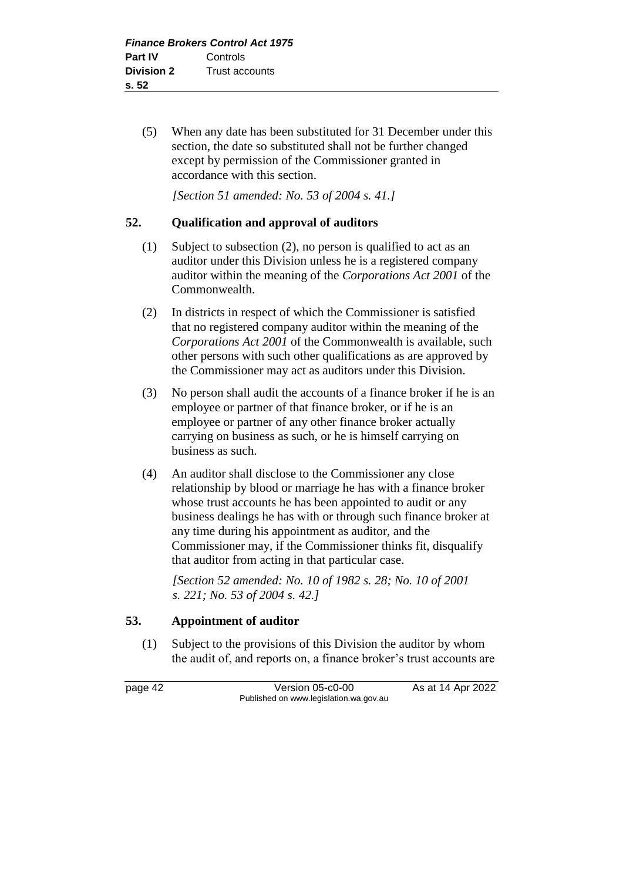(5) When any date has been substituted for 31 December under this section, the date so substituted shall not be further changed except by permission of the Commissioner granted in accordance with this section.

*[Section 51 amended: No. 53 of 2004 s. 41.]*

## 52. Qualification and approval of auditors

(1) Subject to subsection (2), no person is qualified to act as an auditor under this Division unless he is a registered company auditor within the meaning of the *Corporations Act 2001* of the Commonwealth.

(2) In districts in respect of which the Commissioner is satisfied that no registered company auditor within the meaning of the *Corporations Act 2001* of the Commonwealth is available, such other persons with such other qualifications as are approved by the Commissioner may act as auditors under this Division.

(3) No person shall audit the accounts of a finance broker if he is an employee or partner of that finance broker, or if he is an employee or partner of any other finance broker actually carrying on business as such, or he is himself carrying on business as such.

(4) An auditor shall disclose to the Commissioner any close relationship by blood or marriage he has with a finance broker whose trust accounts he has been appointed to audit or any business dealings he has with or through such finance broker at any time during his appointment as auditor, and the Commissioner may, if the Commissioner thinks fit, disqualify that auditor from acting in that particular case.

*[Section 52 amended: No. 10 of 1982 s. 28; No. 10 of 2001 s. 221; No. 53 of 2004 s. 42.]*

## 53. Appointment of auditor

(1) Subject to the provisions of this Division the auditor by whom the audit of, and reports on, a finance broker's trust accounts are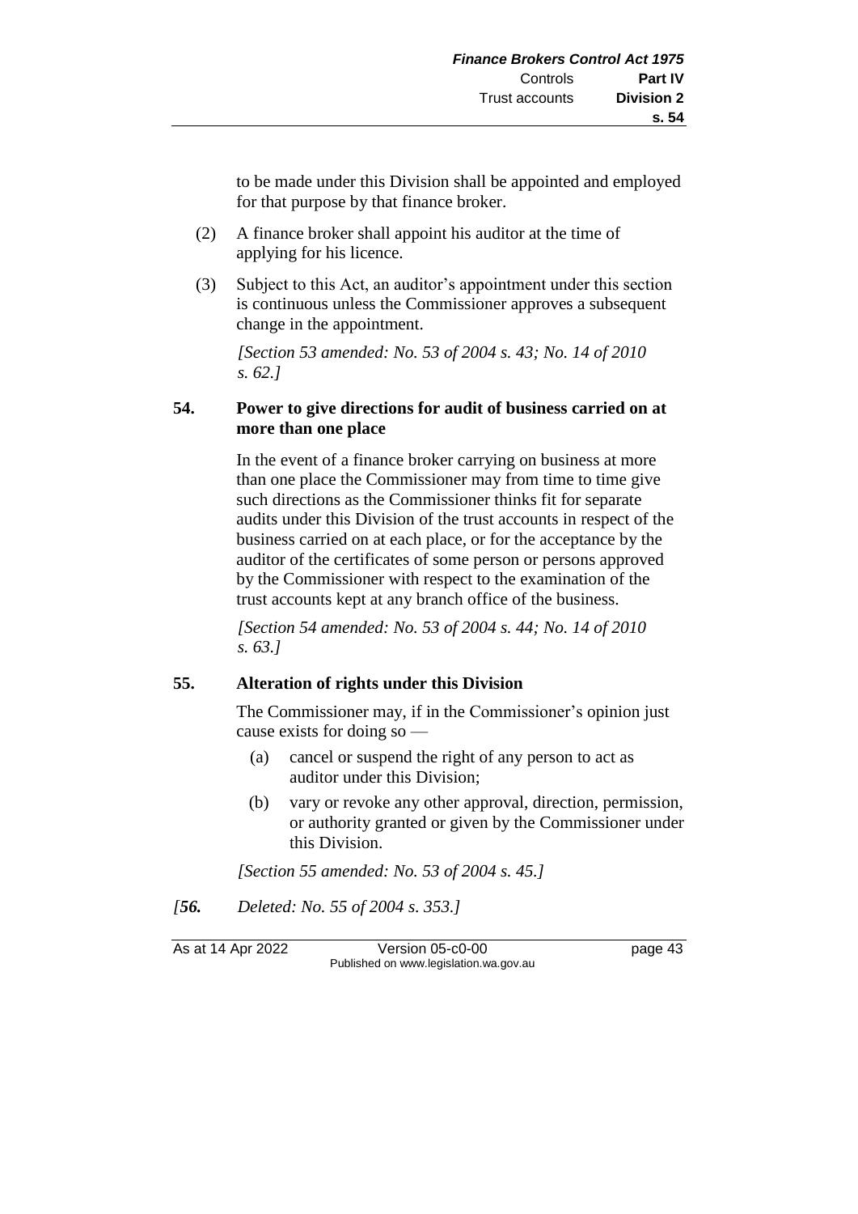to be made under this Division shall be appointed and employed for that purpose by that finance broker.

(2) A finance broker shall appoint his auditor at the time of applying for his licence.

(3) Subject to this Act, an auditor's appointment under this section is continuous unless the Commissioner approves a subsequent change in the appointment.

*[Section 53 amended: No. 53 of 2004 s. 43; No. 14 of 2010 s. 62.]*

### 54. Power to give directions for audit of business carried on at more than one place

In the event of a finance broker carrying on business at more than one place the Commissioner may from time to time give such directions as the Commissioner thinks fit for separate audits under this Division of the trust accounts in respect of the business carried on at each place, or for the acceptance by the auditor of the certificates of some person or persons approved by the Commissioner with respect to the examination of the trust accounts kept at any branch office of the business.

*[Section 54 amended: No. 53 of 2004 s. 44; No. 14 of 2010 s. 63.]*

### 55. Alteration of rights under this Division

The Commissioner may, if in the Commissioner's opinion just cause exists for doing so —

(a) cancel or suspend the right of any person to act as auditor under this Division;

(b) vary or revoke any other approval, direction, permission, or authority granted or given by the Commissioner under this Division.

*[Section 55 amended: No. 53 of 2004 s. 45.]*

*[**56.** Deleted: No. 55 of 2004 s. 353.]*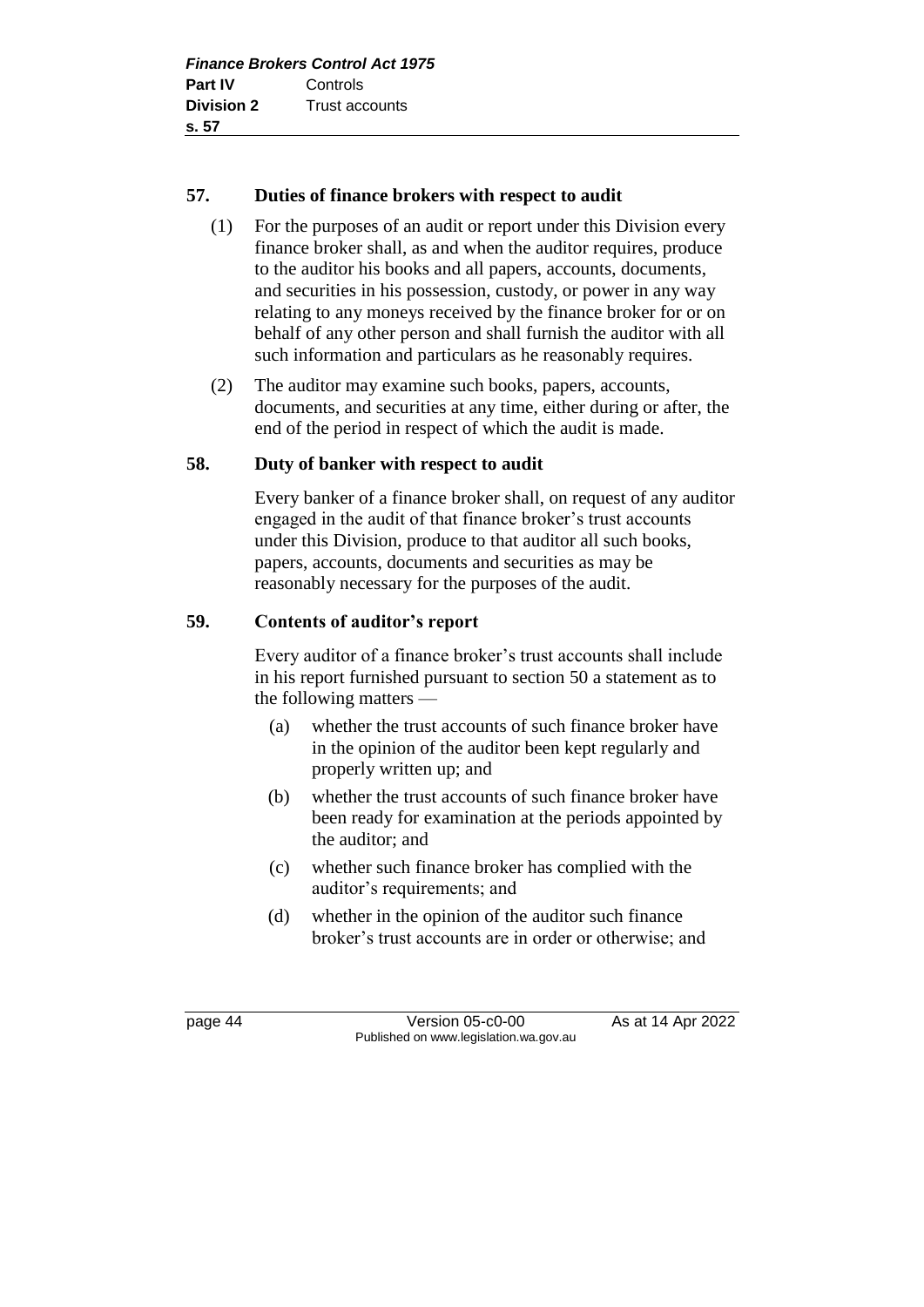**57. Duties of finance brokers with respect to audit**

(1) For the purposes of an audit or report under this Division every finance broker shall, as and when the auditor requires, produce to the auditor his books and all papers, accounts, documents, and securities in his possession, custody, or power in any way relating to any moneys received by the finance broker for or on behalf of any other person and shall furnish the auditor with all such information and particulars as he reasonably requires.

(2) The auditor may examine such books, papers, accounts, documents, and securities at any time, either during or after, the end of the period in respect of which the audit is made.

**58. Duty of banker with respect to audit**

Every banker of a finance broker shall, on request of any auditor engaged in the audit of that finance broker's trust accounts under this Division, produce to that auditor all such books, papers, accounts, documents and securities as may be reasonably necessary for the purposes of the audit.

**59. Contents of auditor's report**

Every auditor of a finance broker's trust accounts shall include in his report furnished pursuant to section 50 a statement as to the following matters —

(a) whether the trust accounts of such finance broker have in the opinion of the auditor been kept regularly and properly written up; and

(b) whether the trust accounts of such finance broker have been ready for examination at the periods appointed by the auditor; and

(c) whether such finance broker has complied with the auditor's requirements; and

(d) whether in the opinion of the auditor such finance broker's trust accounts are in order or otherwise; and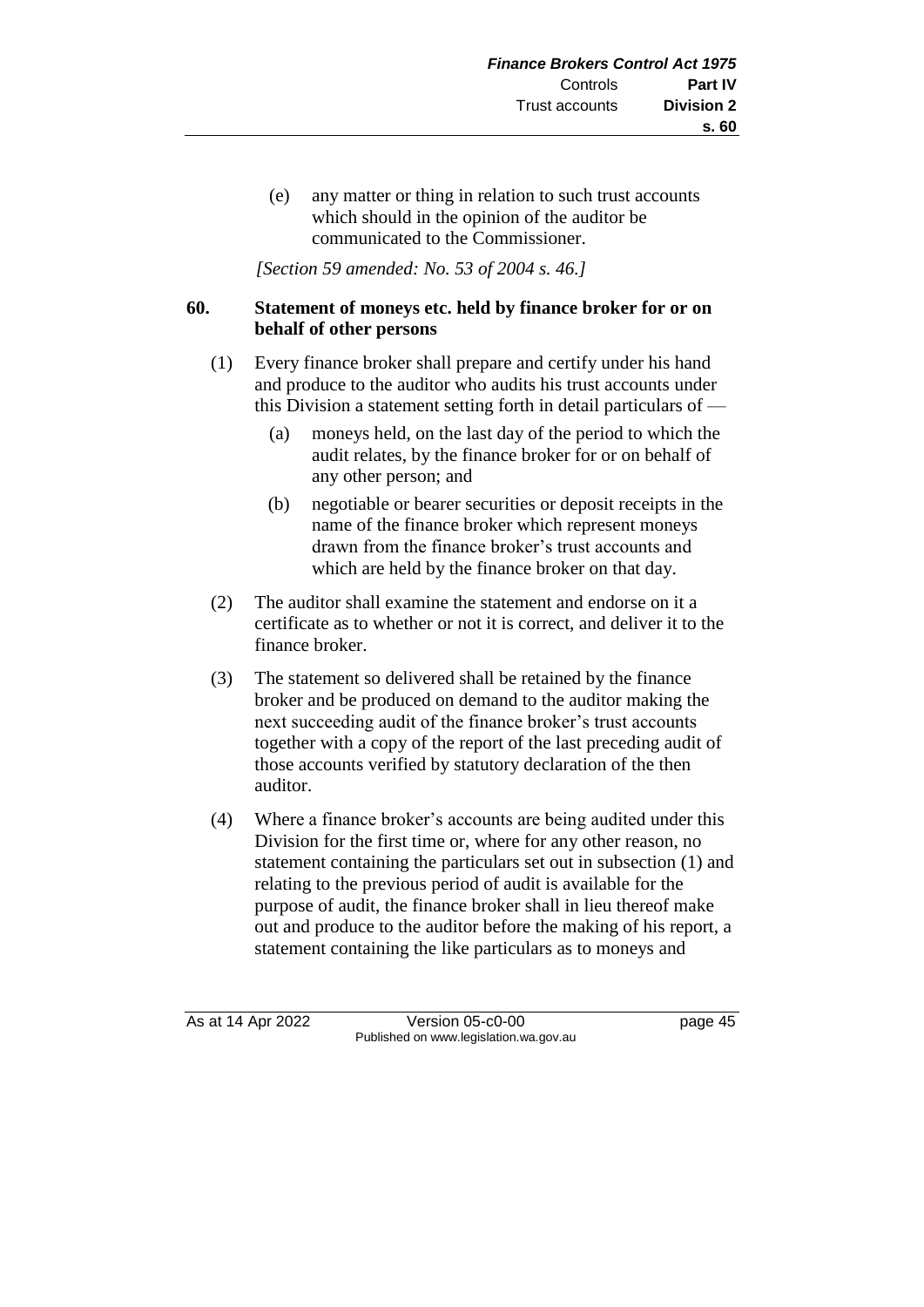(e) any matter or thing in relation to such trust accounts which should in the opinion of the auditor be communicated to the Commissioner.

*[Section 59 amended: No. 53 of 2004 s. 46.]*

## 60. Statement of moneys etc. held by finance broker for or on behalf of other persons

(1) Every finance broker shall prepare and certify under his hand and produce to the auditor who audits his trust accounts under this Division a statement setting forth in detail particulars of —

(a) moneys held, on the last day of the period to which the audit relates, by the finance broker for or on behalf of any other person; and

(b) negotiable or bearer securities or deposit receipts in the name of the finance broker which represent moneys drawn from the finance broker's trust accounts and which are held by the finance broker on that day.

(2) The auditor shall examine the statement and endorse on it a certificate as to whether or not it is correct, and deliver it to the finance broker.

(3) The statement so delivered shall be retained by the finance broker and be produced on demand to the auditor making the next succeeding audit of the finance broker's trust accounts together with a copy of the report of the last preceding audit of those accounts verified by statutory declaration of the then auditor.

(4) Where a finance broker's accounts are being audited under this Division for the first time or, where for any other reason, no statement containing the particulars set out in subsection (1) and relating to the previous period of audit is available for the purpose of audit, the finance broker shall in lieu thereof make out and produce to the auditor before the making of his report, a statement containing the like particulars as to moneys and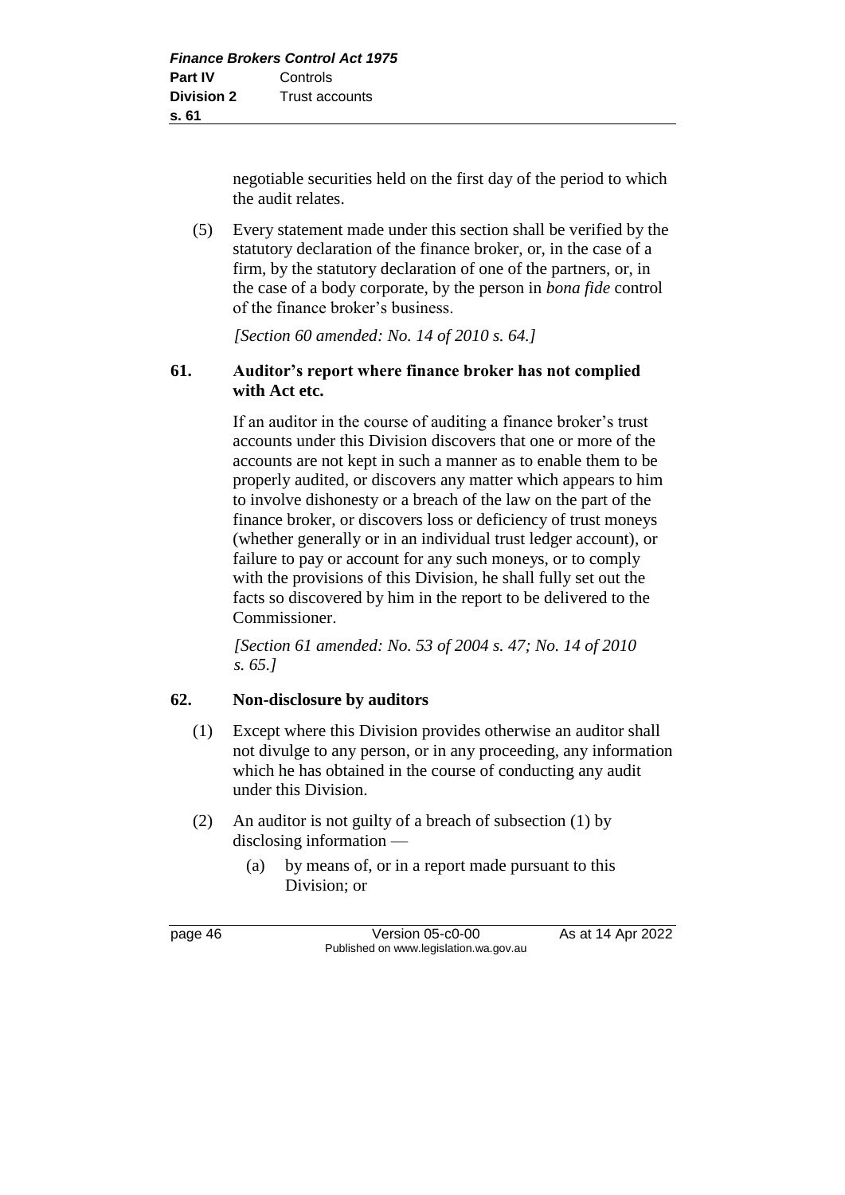negotiable securities held on the first day of the period to which the audit relates.

(5) Every statement made under this section shall be verified by the statutory declaration of the finance broker, or, in the case of a firm, by the statutory declaration of one of the partners, or, in the case of a body corporate, by the person in *bona fide* control of the finance broker's business.

*[Section 60 amended: No. 14 of 2010 s. 64.]*

### 61. Auditor's report where finance broker has not complied with Act etc.

If an auditor in the course of auditing a finance broker's trust accounts under this Division discovers that one or more of the accounts are not kept in such a manner as to enable them to be properly audited, or discovers any matter which appears to him to involve dishonesty or a breach of the law on the part of the finance broker, or discovers loss or deficiency of trust moneys (whether generally or in an individual trust ledger account), or failure to pay or account for any such moneys, or to comply with the provisions of this Division, he shall fully set out the facts so discovered by him in the report to be delivered to the Commissioner.

*[Section 61 amended: No. 53 of 2004 s. 47; No. 14 of 2010 s. 65.]*

### 62. Non-disclosure by auditors

(1) Except where this Division provides otherwise an auditor shall not divulge to any person, or in any proceeding, any information which he has obtained in the course of conducting any audit under this Division.

(2) An auditor is not guilty of a breach of subsection (1) by disclosing information —

(a) by means of, or in a report made pursuant to this Division; or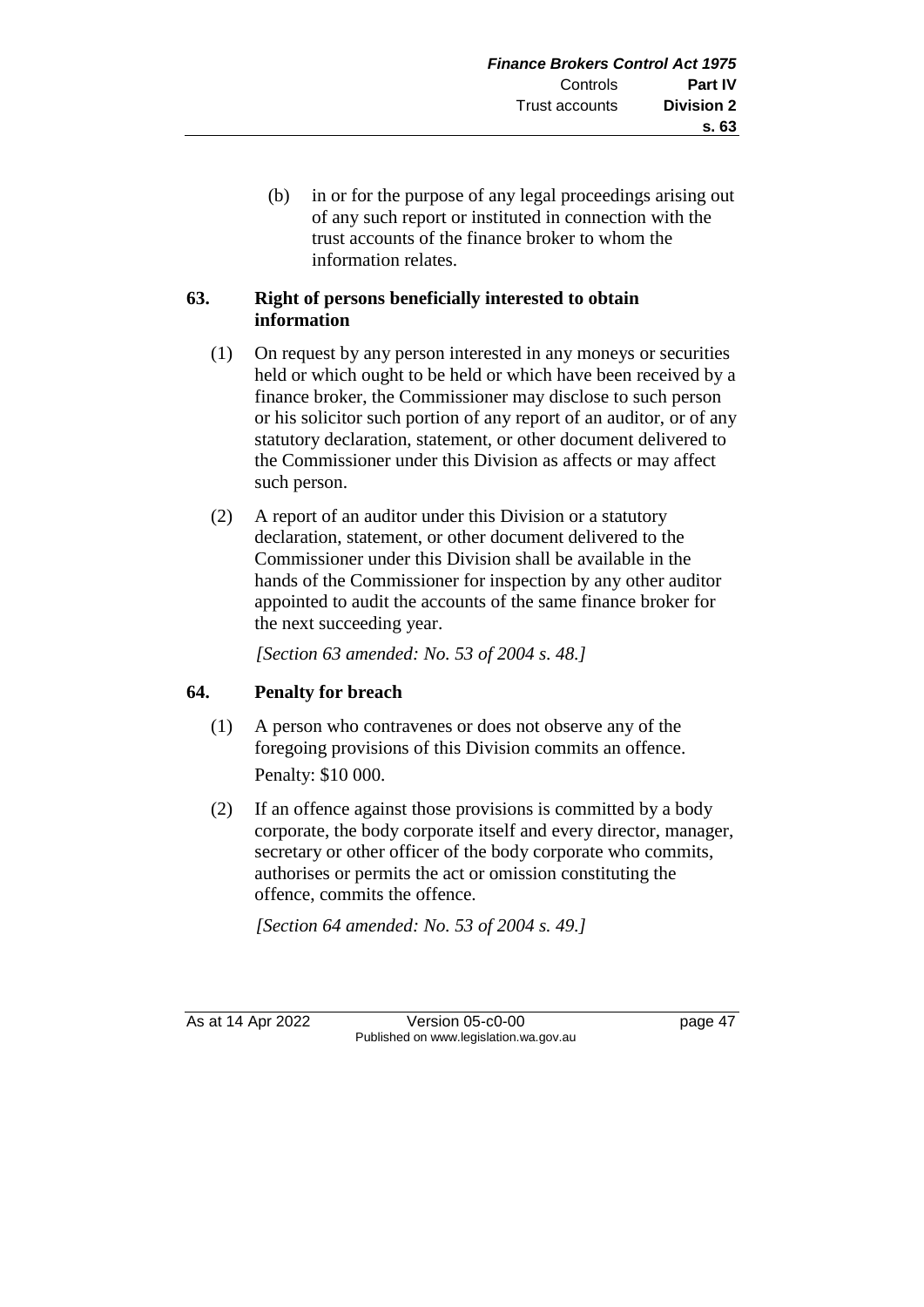(b) in or for the purpose of any legal proceedings arising out of any such report or instituted in connection with the trust accounts of the finance broker to whom the information relates.

## 63. Right of persons beneficially interested to obtain information

(1) On request by any person interested in any moneys or securities held or which ought to be held or which have been received by a finance broker, the Commissioner may disclose to such person or his solicitor such portion of any report of an auditor, or of any statutory declaration, statement, or other document delivered to the Commissioner under this Division as affects or may affect such person.

(2) A report of an auditor under this Division or a statutory declaration, statement, or other document delivered to the Commissioner under this Division shall be available in the hands of the Commissioner for inspection by any other auditor appointed to audit the accounts of the same finance broker for the next succeeding year.

*[Section 63 amended: No. 53 of 2004 s. 48.]*

## 64. Penalty for breach

(1) A person who contravenes or does not observe any of the foregoing provisions of this Division commits an offence.

Penalty: $10 000.

(2) If an offence against those provisions is committed by a body corporate, the body corporate itself and every director, manager, secretary or other officer of the body corporate who commits, authorises or permits the act or omission constituting the offence, commits the offence.

*[Section 64 amended: No. 53 of 2004 s. 49.]*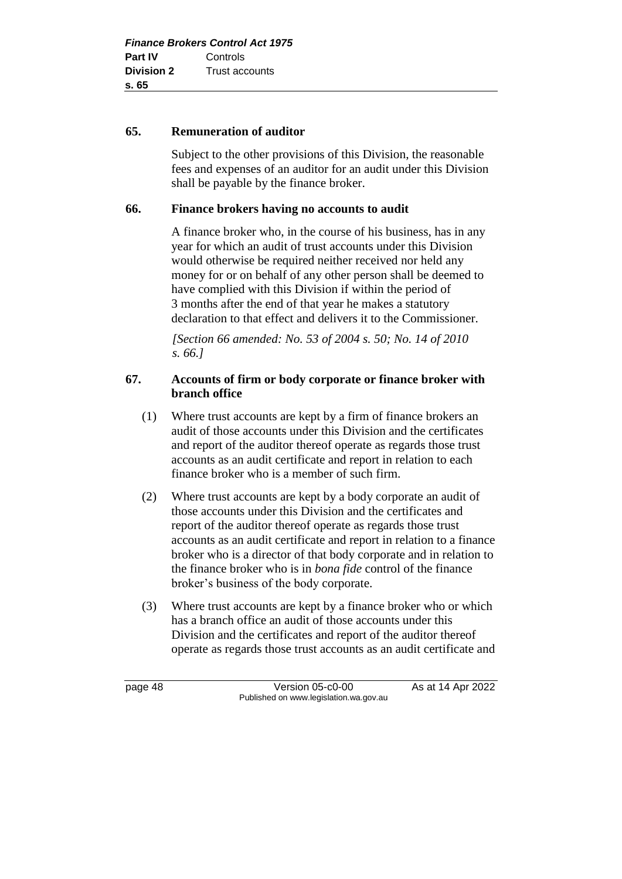**65. Remuneration of auditor**

Subject to the other provisions of this Division, the reasonable fees and expenses of an auditor for an audit under this Division shall be payable by the finance broker.

**66. Finance brokers having no accounts to audit**

A finance broker who, in the course of his business, has in any year for which an audit of trust accounts under this Division would otherwise be required neither received nor held any money for or on behalf of any other person shall be deemed to have complied with this Division if within the period of 3 months after the end of that year he makes a statutory declaration to that effect and delivers it to the Commissioner.

*[Section 66 amended: No. 53 of 2004 s. 50; No. 14 of 2010 s. 66.]*

**67. Accounts of firm or body corporate or finance broker with branch office**

(1) Where trust accounts are kept by a firm of finance brokers an audit of those accounts under this Division and the certificates and report of the auditor thereof operate as regards those trust accounts as an audit certificate and report in relation to each finance broker who is a member of such firm.

(2) Where trust accounts are kept by a body corporate an audit of those accounts under this Division and the certificates and report of the auditor thereof operate as regards those trust accounts as an audit certificate and report in relation to a finance broker who is a director of that body corporate and in relation to the finance broker who is in *bona fide* control of the finance broker's business of the body corporate.

(3) Where trust accounts are kept by a finance broker who or which has a branch office an audit of those accounts under this Division and the certificates and report of the auditor thereof operate as regards those trust accounts as an audit certificate and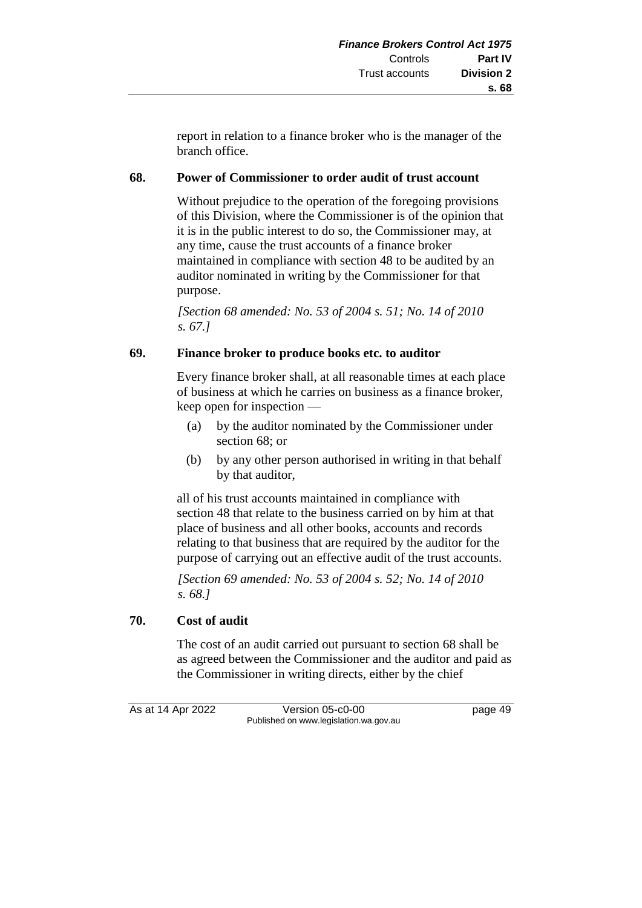report in relation to a finance broker who is the manager of the branch office.

## 68. Power of Commissioner to order audit of trust account

Without prejudice to the operation of the foregoing provisions of this Division, where the Commissioner is of the opinion that it is in the public interest to do so, the Commissioner may, at any time, cause the trust accounts of a finance broker maintained in compliance with section 48 to be audited by an auditor nominated in writing by the Commissioner for that purpose.

*[Section 68 amended: No. 53 of 2004 s. 51; No. 14 of 2010 s. 67.]*

## 69. Finance broker to produce books etc. to auditor

Every finance broker shall, at all reasonable times at each place of business at which he carries on business as a finance broker, keep open for inspection —

(a) by the auditor nominated by the Commissioner under section 68; or

(b) by any other person authorised in writing in that behalf by that auditor,

all of his trust accounts maintained in compliance with section 48 that relate to the business carried on by him at that place of business and all other books, accounts and records relating to that business that are required by the auditor for the purpose of carrying out an effective audit of the trust accounts.

*[Section 69 amended: No. 53 of 2004 s. 52; No. 14 of 2010 s. 68.]*

## 70. Cost of audit

The cost of an audit carried out pursuant to section 68 shall be as agreed between the Commissioner and the auditor and paid as the Commissioner in writing directs, either by the chief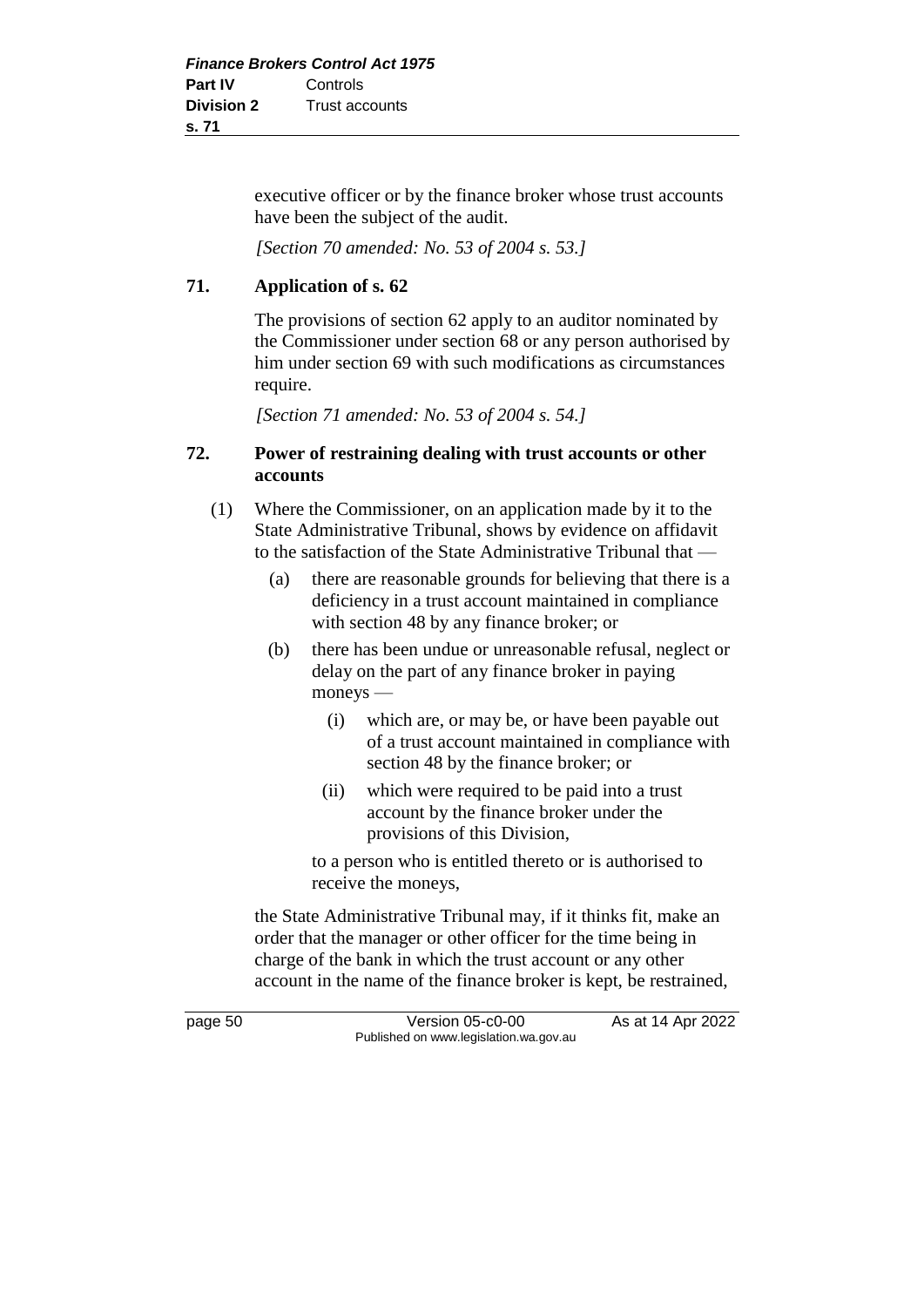executive officer or by the finance broker whose trust accounts have been the subject of the audit.

*[Section 70 amended: No. 53 of 2004 s. 53.]*

### 71. Application of s. 62

The provisions of section 62 apply to an auditor nominated by the Commissioner under section 68 or any person authorised by him under section 69 with such modifications as circumstances require.

*[Section 71 amended: No. 53 of 2004 s. 54.]*

### 72. Power of restraining dealing with trust accounts or other accounts

(1) Where the Commissioner, on an application made by it to the State Administrative Tribunal, shows by evidence on affidavit to the satisfaction of the State Administrative Tribunal that —

(a) there are reasonable grounds for believing that there is a deficiency in a trust account maintained in compliance with section 48 by any finance broker; or

(b) there has been undue or unreasonable refusal, neglect or delay on the part of any finance broker in paying moneys —

(i) which are, or may be, or have been payable out of a trust account maintained in compliance with section 48 by the finance broker; or

(ii) which were required to be paid into a trust account by the finance broker under the provisions of this Division,

to a person who is entitled thereto or is authorised to receive the moneys,

the State Administrative Tribunal may, if it thinks fit, make an order that the manager or other officer for the time being in charge of the bank in which the trust account or any other account in the name of the finance broker is kept, be restrained,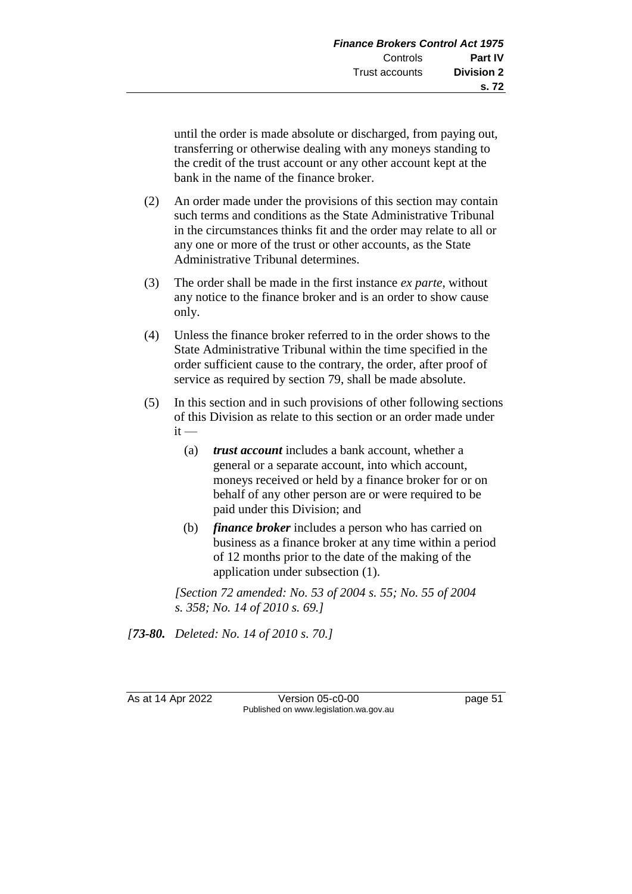until the order is made absolute or discharged, from paying out, transferring or otherwise dealing with any moneys standing to the credit of the trust account or any other account kept at the bank in the name of the finance broker.

(2) An order made under the provisions of this section may contain such terms and conditions as the State Administrative Tribunal in the circumstances thinks fit and the order may relate to all or any one or more of the trust or other accounts, as the State Administrative Tribunal determines.

(3) The order shall be made in the first instance *ex parte*, without any notice to the finance broker and is an order to show cause only.

(4) Unless the finance broker referred to in the order shows to the State Administrative Tribunal within the time specified in the order sufficient cause to the contrary, the order, after proof of service as required by section 79, shall be made absolute.

(5) In this section and in such provisions of other following sections of this Division as relate to this section or an order made under it —

- (a) ***trust account*** includes a bank account, whether a general or a separate account, into which account, moneys received or held by a finance broker for or on behalf of any other person are or were required to be paid under this Division; and
- (b) ***finance broker*** includes a person who has carried on business as a finance broker at any time within a period of 12 months prior to the date of the making of the application under subsection (1).

*[Section 72 amended: No. 53 of 2004 s. 55; No. 55 of 2004 s. 358; No. 14 of 2010 s. 69.]*

*[**73-80.** Deleted: No. 14 of 2010 s. 70.]*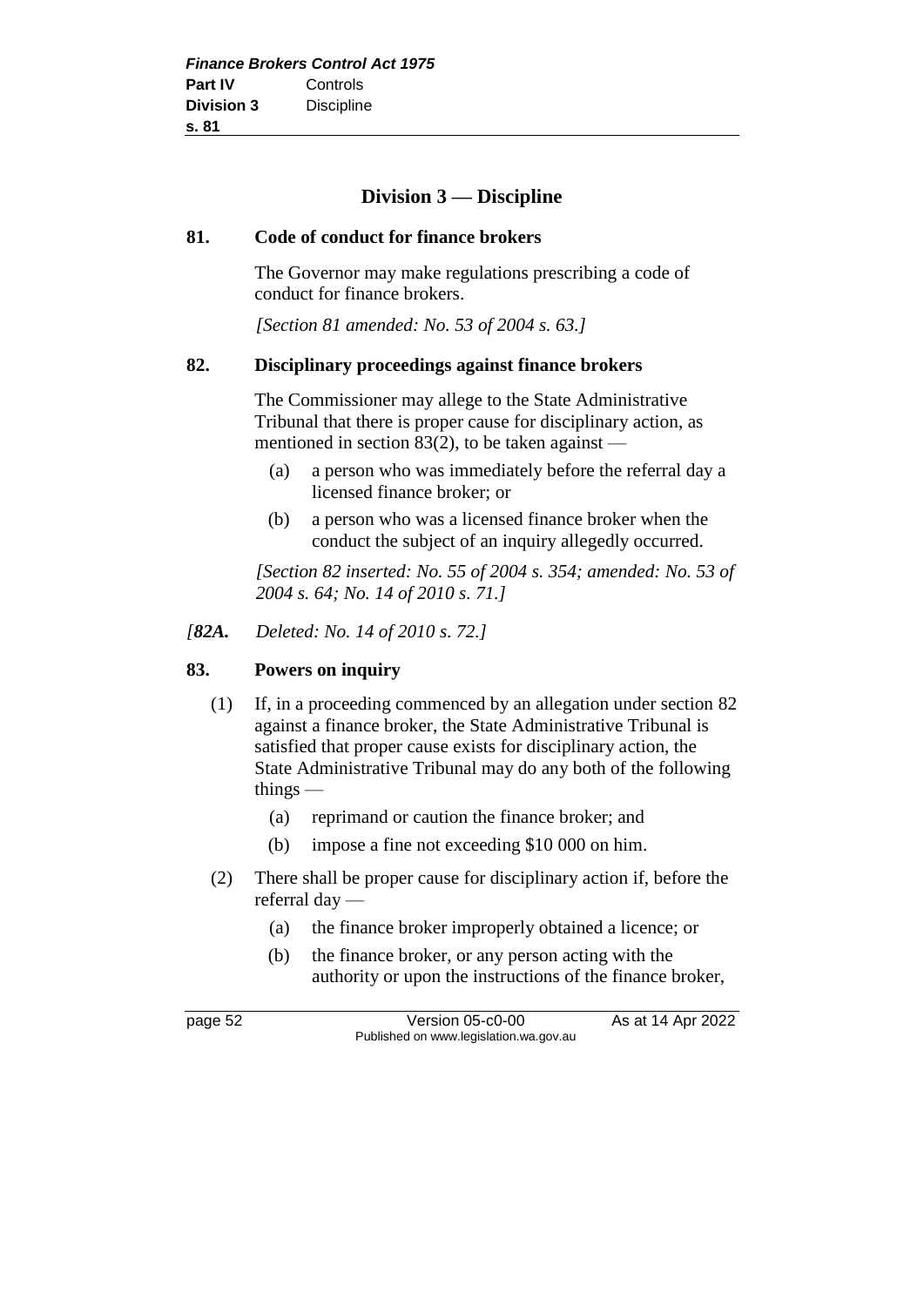## Division 3 — Discipline

### 81. Code of conduct for finance brokers

The Governor may make regulations prescribing a code of conduct for finance brokers.

*[Section 81 amended: No. 53 of 2004 s. 63.]*

### 82. Disciplinary proceedings against finance brokers

The Commissioner may allege to the State Administrative Tribunal that there is proper cause for disciplinary action, as mentioned in section 83(2), to be taken against —

(a) a person who was immediately before the referral day a licensed finance broker; or

(b) a person who was a licensed finance broker when the conduct the subject of an inquiry allegedly occurred.

*[Section 82 inserted: No. 55 of 2004 s. 354; amended: No. 53 of 2004 s. 64; No. 14 of 2010 s. 71.]*

*[**82A.** Deleted: No. 14 of 2010 s. 72.]*

### 83. Powers on inquiry

(1) If, in a proceeding commenced by an allegation under section 82 against a finance broker, the State Administrative Tribunal is satisfied that proper cause exists for disciplinary action, the State Administrative Tribunal may do any both of the following things —

(a) reprimand or caution the finance broker; and

(b) impose a fine not exceeding $10 000 on him.

(2) There shall be proper cause for disciplinary action if, before the referral day —

(a) the finance broker improperly obtained a licence; or

(b) the finance broker, or any person acting with the authority or upon the instructions of the finance broker,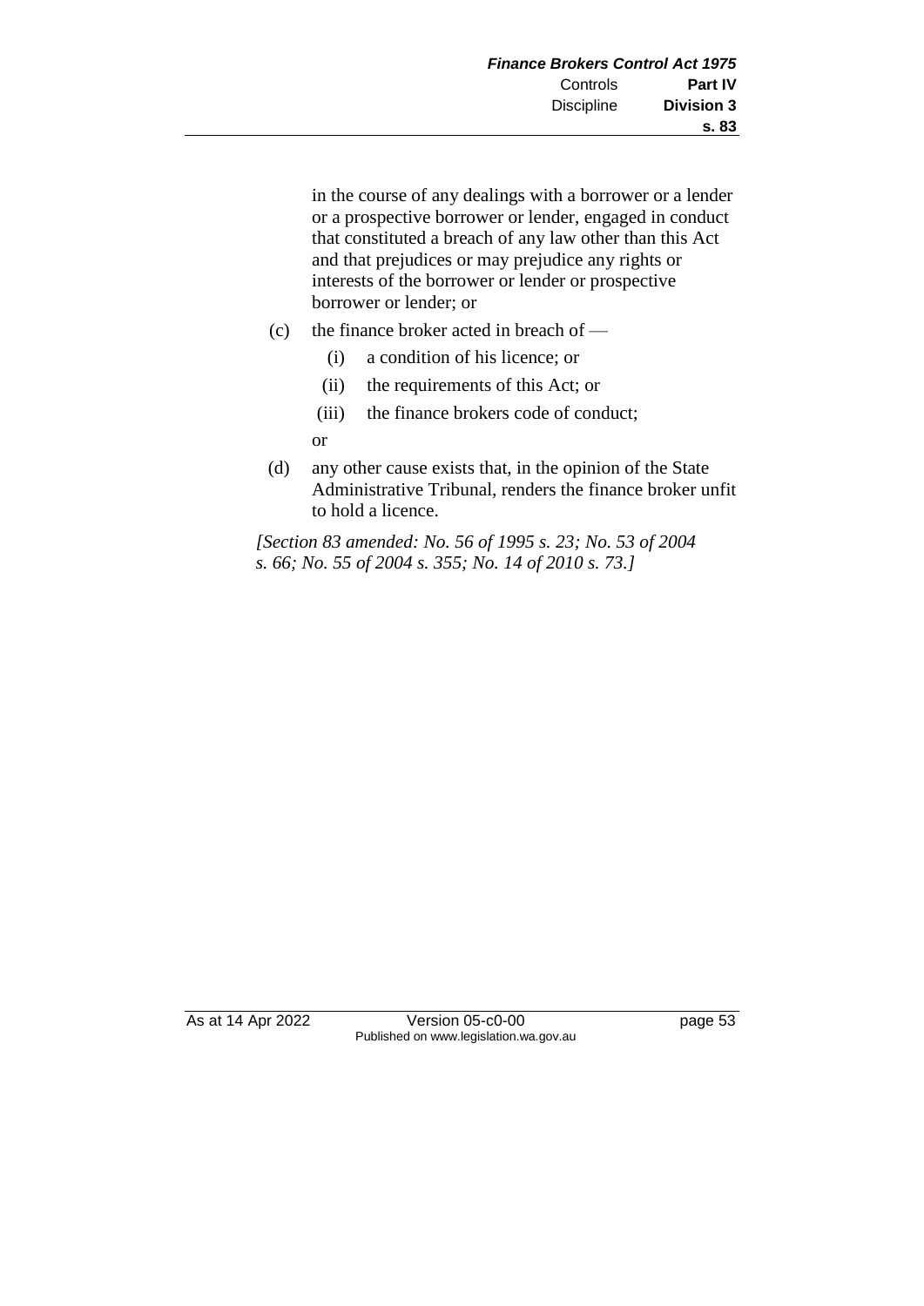in the course of any dealings with a borrower or a lender or a prospective borrower or lender, engaged in conduct that constituted a breach of any law other than this Act and that prejudices or may prejudice any rights or interests of the borrower or lender or prospective borrower or lender; or

(c) the finance broker acted in breach of —

(i) a condition of his licence; or

(ii) the requirements of this Act; or

(iii) the finance brokers code of conduct;

or

(d) any other cause exists that, in the opinion of the State Administrative Tribunal, renders the finance broker unfit to hold a licence.

*[Section 83 amended: No. 56 of 1995 s. 23; No. 53 of 2004 s. 66; No. 55 of 2004 s. 355; No. 14 of 2010 s. 73.]*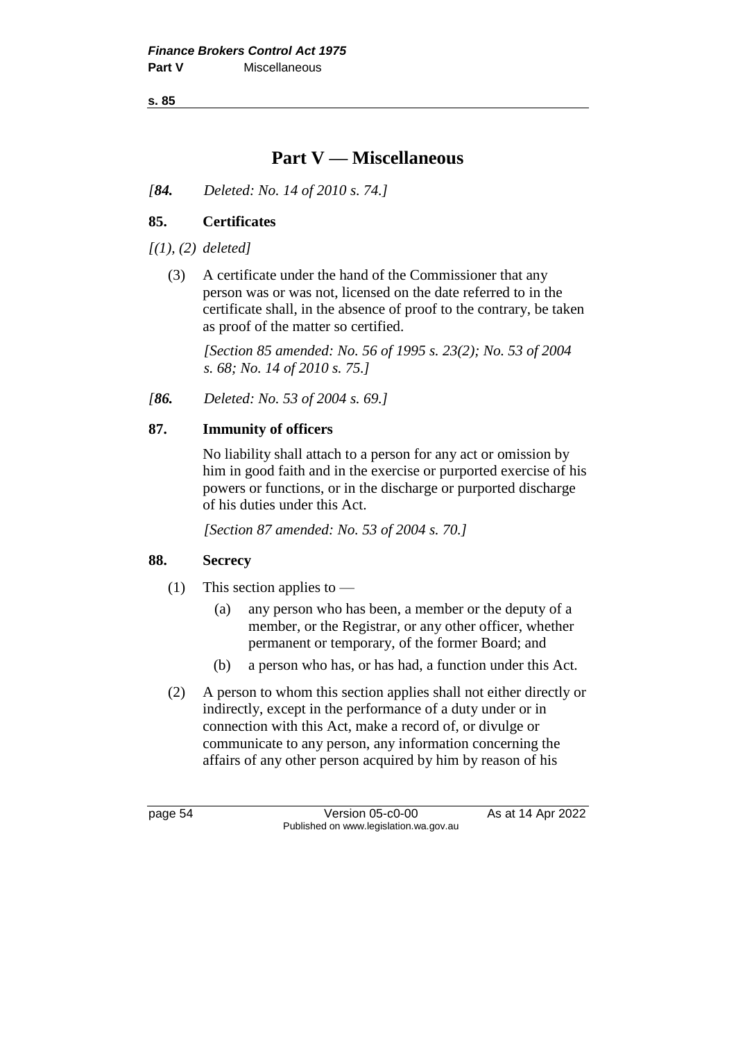# Part V — Miscellaneous

*[**84.** Deleted: No. 14 of 2010 s. 74.]*

## 85. Certificates

*[(1), (2) deleted]*

(3) A certificate under the hand of the Commissioner that any person was or was not, licensed on the date referred to in the certificate shall, in the absence of proof to the contrary, be taken as proof of the matter so certified.

*[Section 85 amended: No. 56 of 1995 s. 23(2); No. 53 of 2004 s. 68; No. 14 of 2010 s. 75.]*

*[**86.** Deleted: No. 53 of 2004 s. 69.]*

## 87. Immunity of officers

No liability shall attach to a person for any act or omission by him in good faith and in the exercise or purported exercise of his powers or functions, or in the discharge or purported discharge of his duties under this Act.

*[Section 87 amended: No. 53 of 2004 s. 70.]*

## 88. Secrecy

(1) This section applies to —

- (a) any person who has been, a member or the deputy of a member, or the Registrar, or any other officer, whether permanent or temporary, of the former Board; and
- (b) a person who has, or has had, a function under this Act.

(2) A person to whom this section applies shall not either directly or indirectly, except in the performance of a duty under or in connection with this Act, make a record of, or divulge or communicate to any person, any information concerning the affairs of any other person acquired by him by reason of his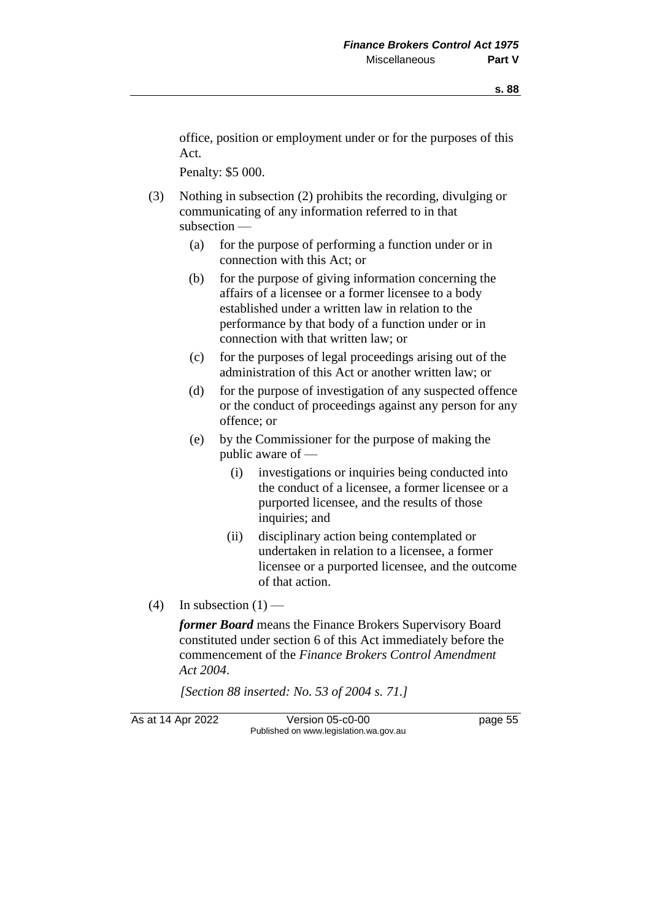office, position or employment under or for the purposes of this Act.

Penalty: $5 000.

(3) Nothing in subsection (2) prohibits the recording, divulging or communicating of any information referred to in that subsection —

(a) for the purpose of performing a function under or in connection with this Act; or

(b) for the purpose of giving information concerning the affairs of a licensee or a former licensee to a body established under a written law in relation to the performance by that body of a function under or in connection with that written law; or

(c) for the purposes of legal proceedings arising out of the administration of this Act or another written law; or

(d) for the purpose of investigation of any suspected offence or the conduct of proceedings against any person for any offence; or

(e) by the Commissioner for the purpose of making the public aware of —

(i) investigations or inquiries being conducted into the conduct of a licensee, a former licensee or a purported licensee, and the results of those inquiries; and

(ii) disciplinary action being contemplated or undertaken in relation to a licensee, a former licensee or a purported licensee, and the outcome of that action.

(4) In subsection (1) —

***former Board*** means the Finance Brokers Supervisory Board constituted under section 6 of this Act immediately before the commencement of the *Finance Brokers Control Amendment Act 2004*.

*[Section 88 inserted: No. 53 of 2004 s. 71.]*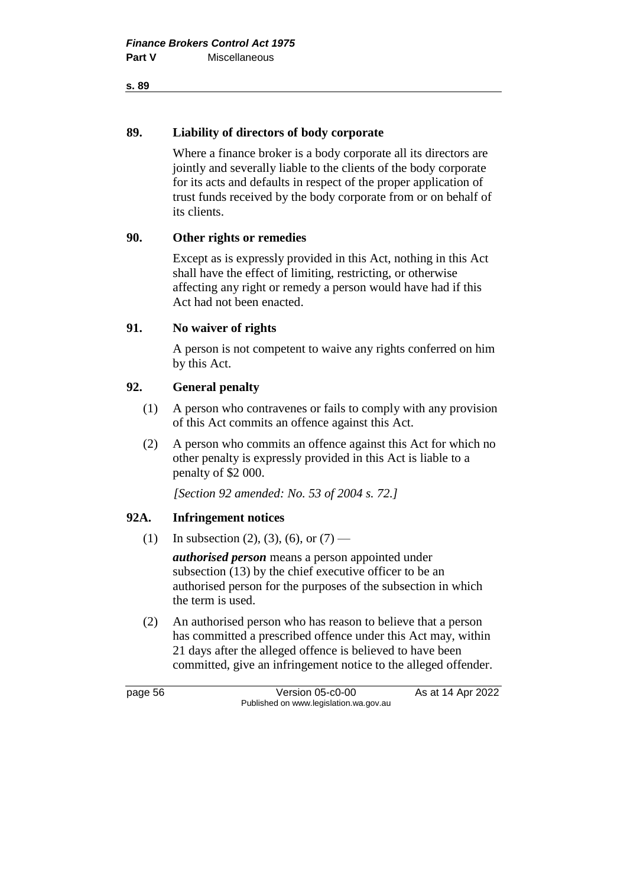## 89. Liability of directors of body corporate

Where a finance broker is a body corporate all its directors are jointly and severally liable to the clients of the body corporate for its acts and defaults in respect of the proper application of trust funds received by the body corporate from or on behalf of its clients.

## 90. Other rights or remedies

Except as is expressly provided in this Act, nothing in this Act shall have the effect of limiting, restricting, or otherwise affecting any right or remedy a person would have had if this Act had not been enacted.

## 91. No waiver of rights

A person is not competent to waive any rights conferred on him by this Act.

## 92. General penalty

(1) A person who contravenes or fails to comply with any provision of this Act commits an offence against this Act.

(2) A person who commits an offence against this Act for which no other penalty is expressly provided in this Act is liable to a penalty of $2 000.

*[Section 92 amended: No. 53 of 2004 s. 72.]*

## 92A. Infringement notices

(1) In subsection (2), (3), (6), or (7) —

***authorised person*** means a person appointed under subsection (13) by the chief executive officer to be an authorised person for the purposes of the subsection in which the term is used.

(2) An authorised person who has reason to believe that a person has committed a prescribed offence under this Act may, within 21 days after the alleged offence is believed to have been committed, give an infringement notice to the alleged offender.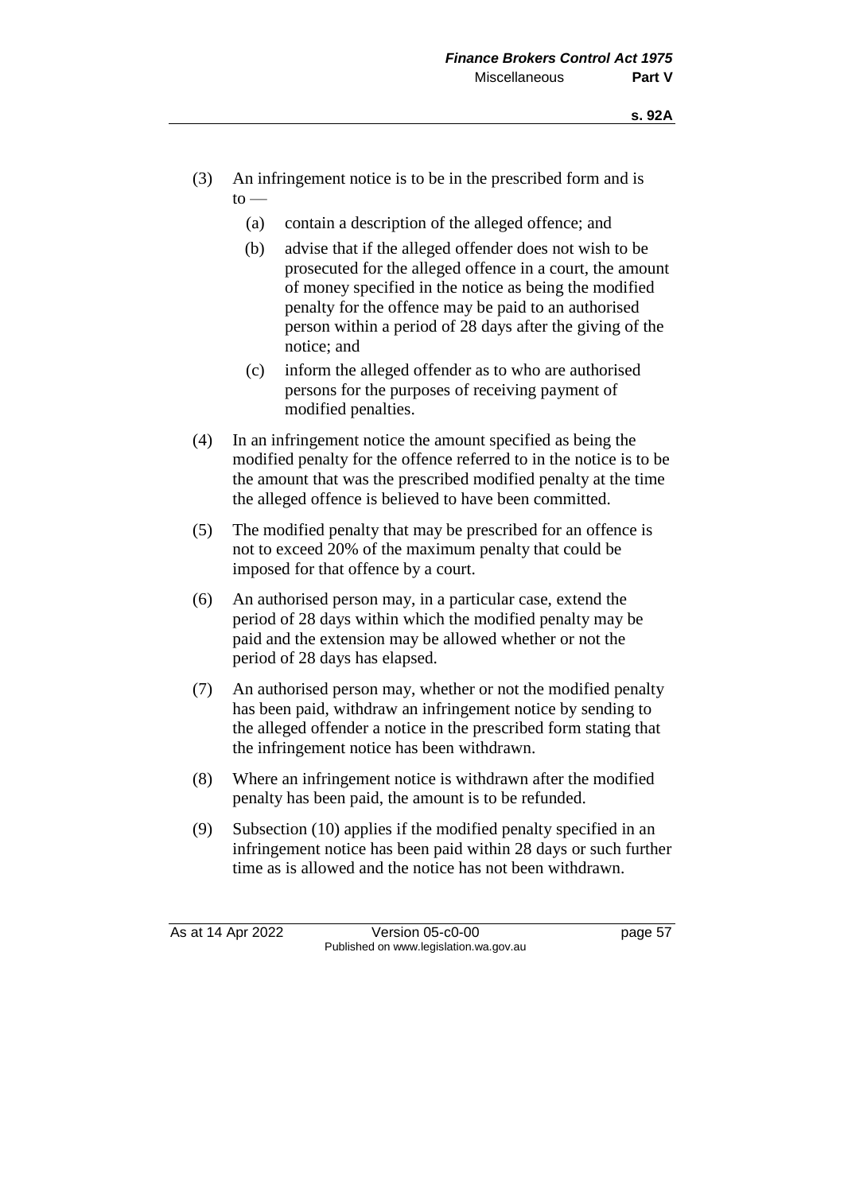(3) An infringement notice is to be in the prescribed form and is to —

  (a) contain a description of the alleged offence; and

  (b) advise that if the alleged offender does not wish to be prosecuted for the alleged offence in a court, the amount of money specified in the notice as being the modified penalty for the offence may be paid to an authorised person within a period of 28 days after the giving of the notice; and

  (c) inform the alleged offender as to who are authorised persons for the purposes of receiving payment of modified penalties.

(4) In an infringement notice the amount specified as being the modified penalty for the offence referred to in the notice is to be the amount that was the prescribed modified penalty at the time the alleged offence is believed to have been committed.

(5) The modified penalty that may be prescribed for an offence is not to exceed 20% of the maximum penalty that could be imposed for that offence by a court.

(6) An authorised person may, in a particular case, extend the period of 28 days within which the modified penalty may be paid and the extension may be allowed whether or not the period of 28 days has elapsed.

(7) An authorised person may, whether or not the modified penalty has been paid, withdraw an infringement notice by sending to the alleged offender a notice in the prescribed form stating that the infringement notice has been withdrawn.

(8) Where an infringement notice is withdrawn after the modified penalty has been paid, the amount is to be refunded.

(9) Subsection (10) applies if the modified penalty specified in an infringement notice has been paid within 28 days or such further time as is allowed and the notice has not been withdrawn.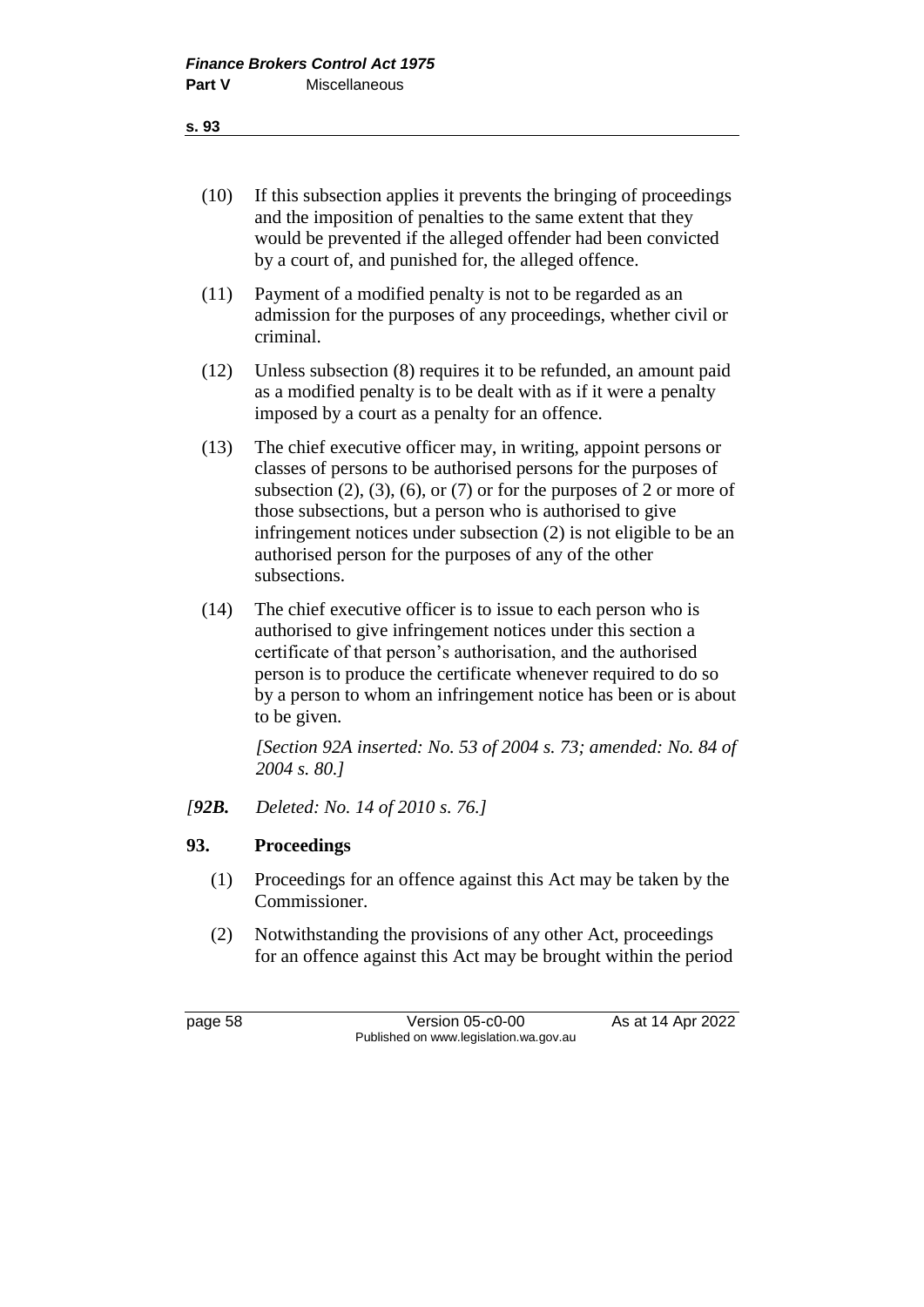(10) If this subsection applies it prevents the bringing of proceedings and the imposition of penalties to the same extent that they would be prevented if the alleged offender had been convicted by a court of, and punished for, the alleged offence.

(11) Payment of a modified penalty is not to be regarded as an admission for the purposes of any proceedings, whether civil or criminal.

(12) Unless subsection (8) requires it to be refunded, an amount paid as a modified penalty is to be dealt with as if it were a penalty imposed by a court as a penalty for an offence.

(13) The chief executive officer may, in writing, appoint persons or classes of persons to be authorised persons for the purposes of subsection (2), (3), (6), or (7) or for the purposes of 2 or more of those subsections, but a person who is authorised to give infringement notices under subsection (2) is not eligible to be an authorised person for the purposes of any of the other subsections.

(14) The chief executive officer is to issue to each person who is authorised to give infringement notices under this section a certificate of that person's authorisation, and the authorised person is to produce the certificate whenever required to do so by a person to whom an infringement notice has been or is about to be given.

*[Section 92A inserted: No. 53 of 2004 s. 73; amended: No. 84 of 2004 s. 80.]*

*[**92B.** Deleted: No. 14 of 2010 s. 76.]*

## 93. Proceedings

(1) Proceedings for an offence against this Act may be taken by the Commissioner.

(2) Notwithstanding the provisions of any other Act, proceedings for an offence against this Act may be brought within the period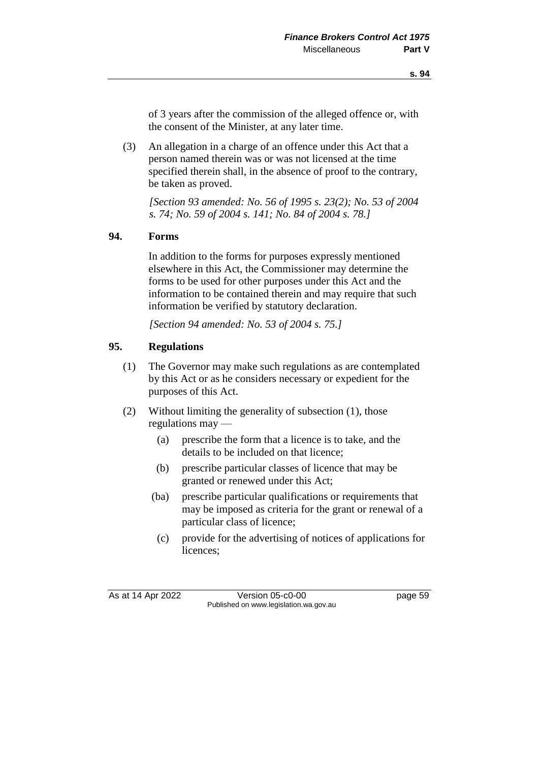of 3 years after the commission of the alleged offence or, with the consent of the Minister, at any later time.

(3) An allegation in a charge of an offence under this Act that a person named therein was or was not licensed at the time specified therein shall, in the absence of proof to the contrary, be taken as proved.

*[Section 93 amended: No. 56 of 1995 s. 23(2); No. 53 of 2004 s. 74; No. 59 of 2004 s. 141; No. 84 of 2004 s. 78.]*

## 94. Forms

In addition to the forms for purposes expressly mentioned elsewhere in this Act, the Commissioner may determine the forms to be used for other purposes under this Act and the information to be contained therein and may require that such information be verified by statutory declaration.

*[Section 94 amended: No. 53 of 2004 s. 75.]*

## 95. Regulations

(1) The Governor may make such regulations as are contemplated by this Act or as he considers necessary or expedient for the purposes of this Act.

(2) Without limiting the generality of subsection (1), those regulations may —

- (a) prescribe the form that a licence is to take, and the details to be included on that licence;
- (b) prescribe particular classes of licence that may be granted or renewed under this Act;
- (ba) prescribe particular qualifications or requirements that may be imposed as criteria for the grant or renewal of a particular class of licence;
- (c) provide for the advertising of notices of applications for licences;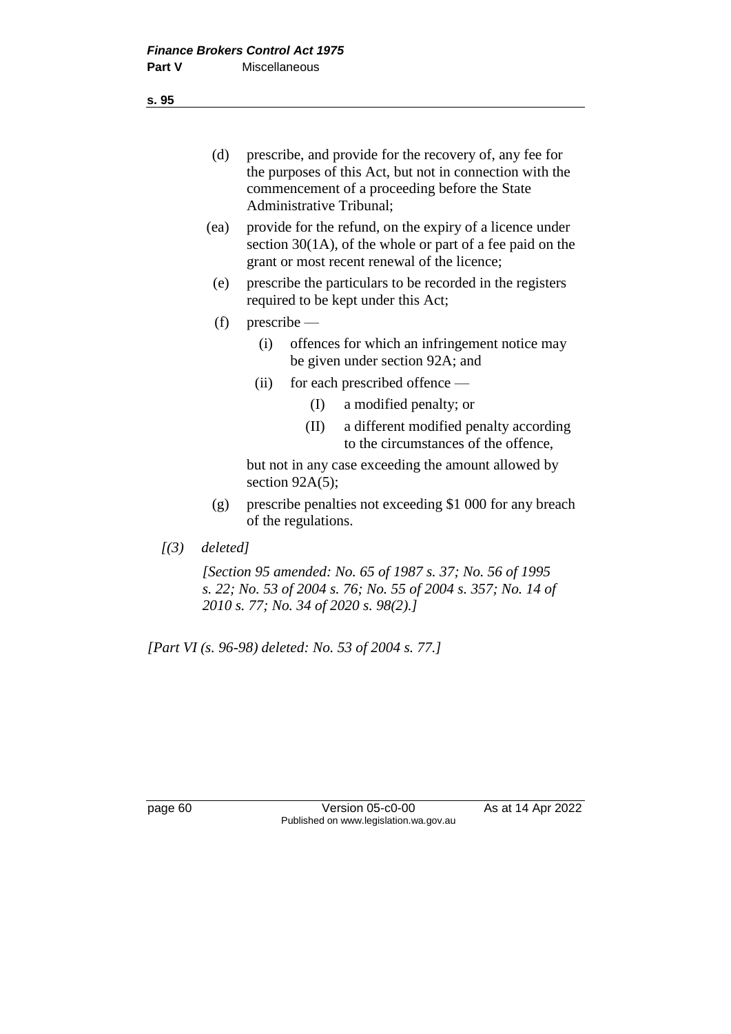(d) prescribe, and provide for the recovery of, any fee for the purposes of this Act, but not in connection with the commencement of a proceeding before the State Administrative Tribunal;

(ea) provide for the refund, on the expiry of a licence under section 30(1A), of the whole or part of a fee paid on the grant or most recent renewal of the licence;

(e) prescribe the particulars to be recorded in the registers required to be kept under this Act;

(f) prescribe —

  (i) offences for which an infringement notice may be given under section 92A; and

  (ii) for each prescribed offence —

    (I) a modified penalty; or

    (II) a different modified penalty according to the circumstances of the offence,

  but not in any case exceeding the amount allowed by section 92A(5);

(g) prescribe penalties not exceeding $1 000 for any breach of the regulations.

*[(3) deleted]*

*[Section 95 amended: No. 65 of 1987 s. 37; No. 56 of 1995 s. 22; No. 53 of 2004 s. 76; No. 55 of 2004 s. 357; No. 14 of 2010 s. 77; No. 34 of 2020 s. 98(2).]*

*[Part VI (s. 96-98) deleted: No. 53 of 2004 s. 77.]*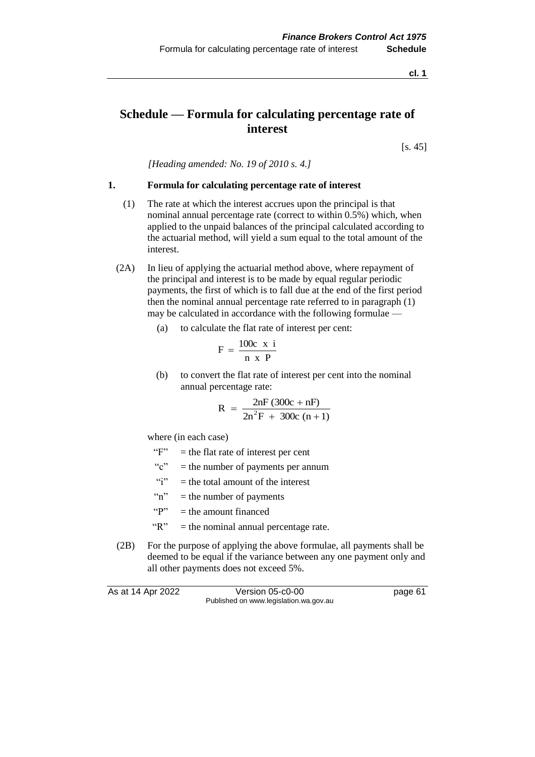# Schedule — Formula for calculating percentage rate of interest

[s. 45]

*[Heading amended: No. 19 of 2010 s. 4.]*

## 1. Formula for calculating percentage rate of interest

(1) The rate at which the interest accrues upon the principal is that nominal annual percentage rate (correct to within 0.5%) which, when applied to the unpaid balances of the principal calculated according to the actuarial method, will yield a sum equal to the total amount of the interest.

(2A) In lieu of applying the actuarial method above, where repayment of the principal and interest is to be made by equal regular periodic payments, the first of which is to fall due at the end of the first period then the nominal annual percentage rate referred to in paragraph (1) may be calculated in accordance with the following formulae —

(a) to calculate the flat rate of interest per cent:

$$F = \frac{100c \times i}{n \times P}$$

(b) to convert the flat rate of interest per cent into the nominal annual percentage rate:

$$R = \frac{2nF\,(300c + nF)}{2n^2F + 300c\,(n + 1)}$$

where (in each case)

"F" = the flat rate of interest per cent

"c" = the number of payments per annum

"i" = the total amount of the interest

"n" = the number of payments

"P" = the amount financed

"R" = the nominal annual percentage rate.

(2B) For the purpose of applying the above formulae, all payments shall be deemed to be equal if the variance between any one payment only and all other payments does not exceed 5%.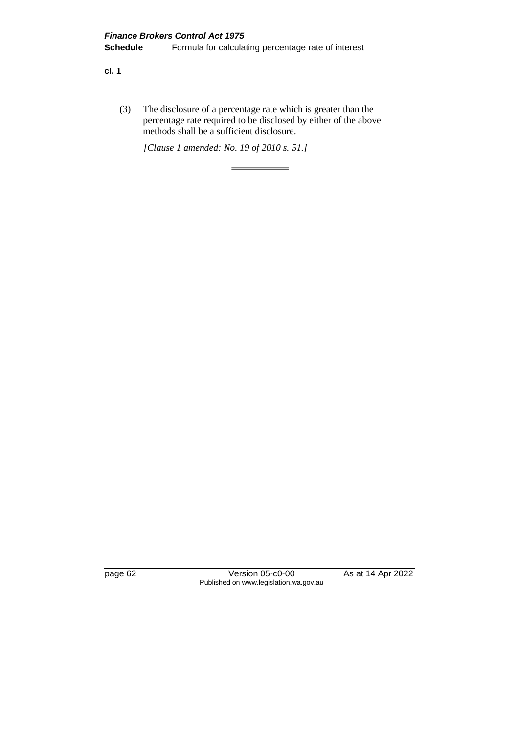(3) The disclosure of a percentage rate which is greater than the percentage rate required to be disclosed by either of the above methods shall be a sufficient disclosure.

*[Clause 1 amended: No. 19 of 2010 s. 51.]*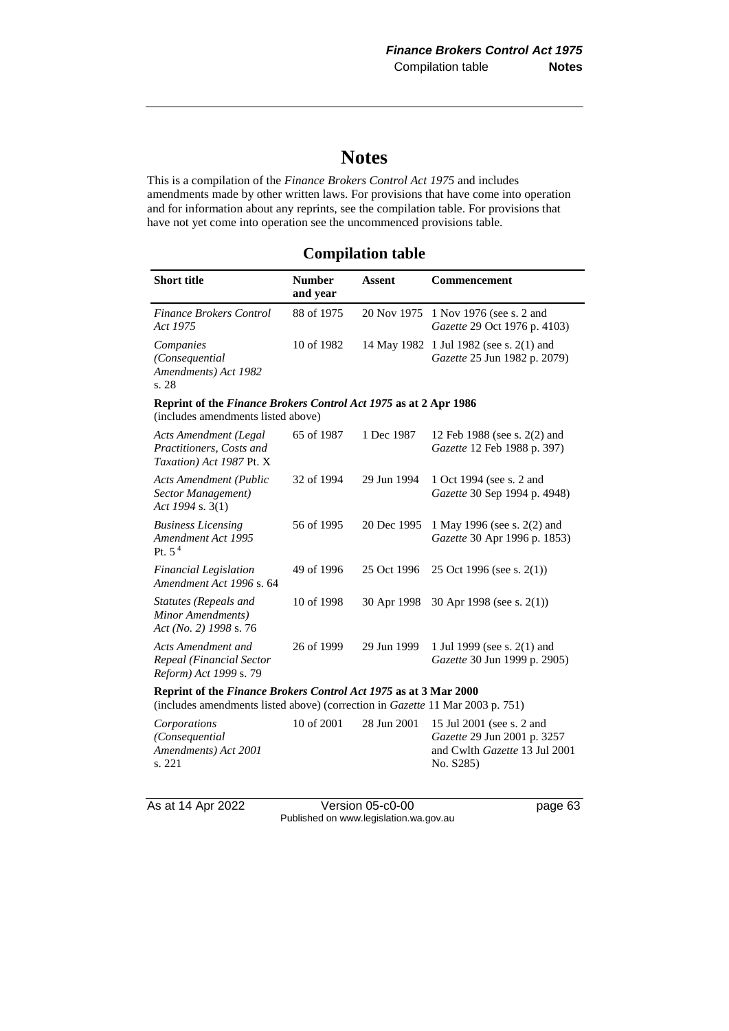# Notes

This is a compilation of the *Finance Brokers Control Act 1975* and includes amendments made by other written laws. For provisions that have come into operation and for information about any reprints, see the compilation table. For provisions that have not yet come into operation see the uncommenced provisions table.

## Compilation table

| Short title | Number and year | Assent | Commencement |
|---|---|---|---|
| *Finance Brokers Control Act 1975* | 88 of 1975 | 20 Nov 1975 | 1 Nov 1976 (see s. 2 and *Gazette* 29 Oct 1976 p. 4103) |
| *Companies (Consequential Amendments) Act 1982* s. 28 | 10 of 1982 | 14 May 1982 | 1 Jul 1982 (see s. 2(1) and *Gazette* 25 Jun 1982 p. 2079) |
| **Reprint of the *Finance Brokers Control Act 1975* as at 2 Apr 1986** (includes amendments listed above) | | | |
| *Acts Amendment (Legal Practitioners, Costs and Taxation) Act 1987* Pt. X | 65 of 1987 | 1 Dec 1987 | 12 Feb 1988 (see s. 2(2) and *Gazette* 12 Feb 1988 p. 397) |
| *Acts Amendment (Public Sector Management) Act 1994* s. 3(1) | 32 of 1994 | 29 Jun 1994 | 1 Oct 1994 (see s. 2 and *Gazette* 30 Sep 1994 p. 4948) |
| *Business Licensing Amendment Act 1995* Pt. 5 [4] | 56 of 1995 | 20 Dec 1995 | 1 May 1996 (see s. 2(2) and *Gazette* 30 Apr 1996 p. 1853) |
| *Financial Legislation Amendment Act 1996* s. 64 | 49 of 1996 | 25 Oct 1996 | 25 Oct 1996 (see s. 2(1)) |
| *Statutes (Repeals and Minor Amendments) Act (No. 2) 1998* s. 76 | 10 of 1998 | 30 Apr 1998 | 30 Apr 1998 (see s. 2(1)) |
| *Acts Amendment and Repeal (Financial Sector Reform) Act 1999* s. 79 | 26 of 1999 | 29 Jun 1999 | 1 Jul 1999 (see s. 2(1) and *Gazette* 30 Jun 1999 p. 2905) |
| **Reprint of the *Finance Brokers Control Act 1975* as at 3 Mar 2000** (includes amendments listed above) (correction in *Gazette* 11 Mar 2003 p. 751) | | | |
| *Corporations (Consequential Amendments) Act 2001* s. 221 | 10 of 2001 | 28 Jun 2001 | 15 Jul 2001 (see s. 2 and *Gazette* 29 Jun 2001 p. 3257 and Cwlth *Gazette* 13 Jul 2001 No. S285) |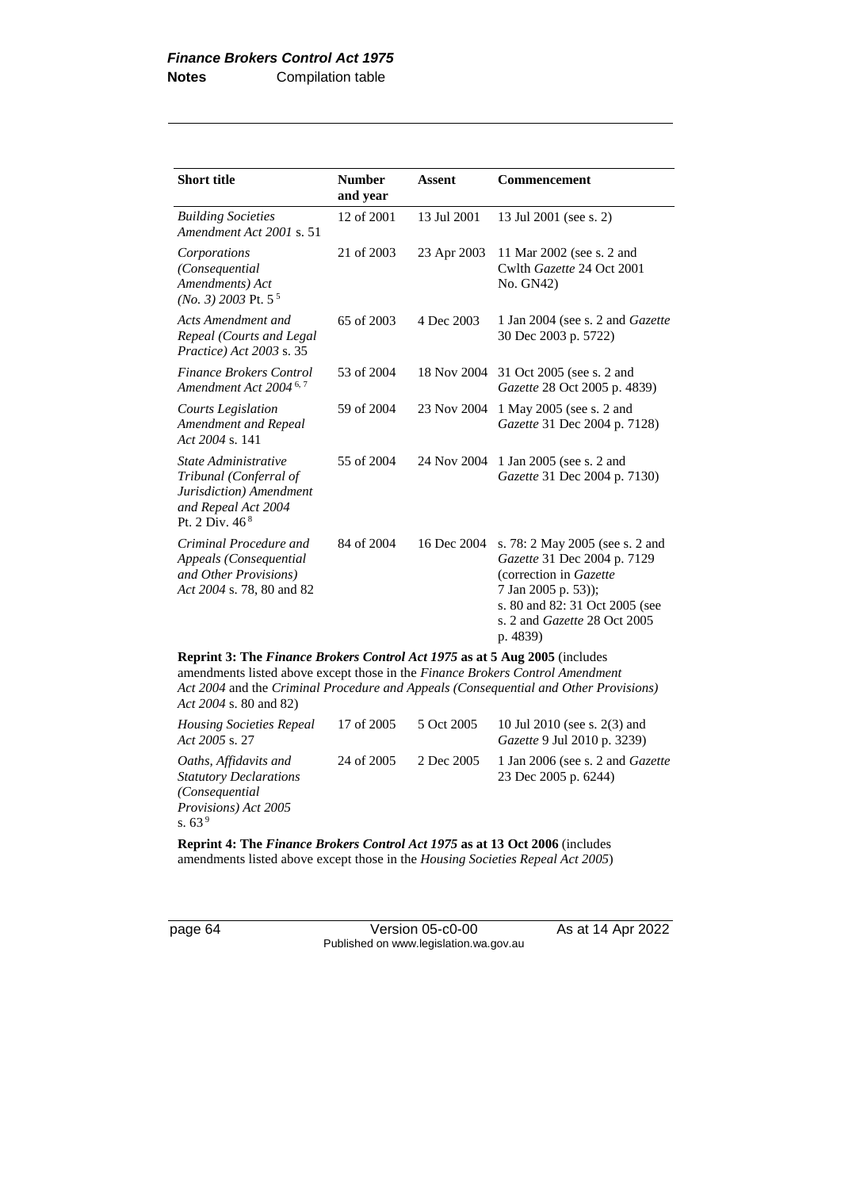| Short title | Number and year | Assent | Commencement |
|---|---|---|---|
| *Building Societies Amendment Act 2001* s. 51 | 12 of 2001 | 13 Jul 2001 | 13 Jul 2001 (see s. 2) |
| *Corporations (Consequential Amendments) Act (No. 3) 2003* Pt. 5 [5] | 21 of 2003 | 23 Apr 2003 | 11 Mar 2002 (see s. 2 and Cwlth *Gazette* 24 Oct 2001 No. GN42) |
| *Acts Amendment and Repeal (Courts and Legal Practice) Act 2003* s. 35 | 65 of 2003 | 4 Dec 2003 | 1 Jan 2004 (see s. 2 and *Gazette* 30 Dec 2003 p. 5722) |
| *Finance Brokers Control Amendment Act 2004* [6, 7] | 53 of 2004 | 18 Nov 2004 | 31 Oct 2005 (see s. 2 and *Gazette* 28 Oct 2005 p. 4839) |
| *Courts Legislation Amendment and Repeal Act 2004* s. 141 | 59 of 2004 | 23 Nov 2004 | 1 May 2005 (see s. 2 and *Gazette* 31 Dec 2004 p. 7128) |
| *State Administrative Tribunal (Conferral of Jurisdiction) Amendment and Repeal Act 2004* Pt. 2 Div. 46 [8] | 55 of 2004 | 24 Nov 2004 | 1 Jan 2005 (see s. 2 and *Gazette* 31 Dec 2004 p. 7130) |
| *Criminal Procedure and Appeals (Consequential and Other Provisions) Act 2004* s. 78, 80 and 82 | 84 of 2004 | 16 Dec 2004 | s. 78: 2 May 2005 (see s. 2 and *Gazette* 31 Dec 2004 p. 7129 (correction in *Gazette* 7 Jan 2005 p. 53)); s. 80 and 82: 31 Oct 2005 (see s. 2 and *Gazette* 28 Oct 2005 p. 4839) |
| **Reprint 3: The *Finance Brokers Control Act 1975* as at 5 Aug 2005** (includes amendments listed above except those in the *Finance Brokers Control Amendment Act 2004* and the *Criminal Procedure and Appeals (Consequential and Other Provisions) Act 2004* s. 80 and 82) | | | |
| *Housing Societies Repeal Act 2005* s. 27 | 17 of 2005 | 5 Oct 2005 | 10 Jul 2010 (see s. 2(3) and *Gazette* 9 Jul 2010 p. 3239) |
| *Oaths, Affidavits and Statutory Declarations (Consequential Provisions) Act 2005* s. 63 [9] | 24 of 2005 | 2 Dec 2005 | 1 Jan 2006 (see s. 2 and *Gazette* 23 Dec 2005 p. 6244) |
| **Reprint 4: The *Finance Brokers Control Act 1975* as at 13 Oct 2006** (includes amendments listed above except those in the *Housing Societies Repeal Act 2005*) | | | |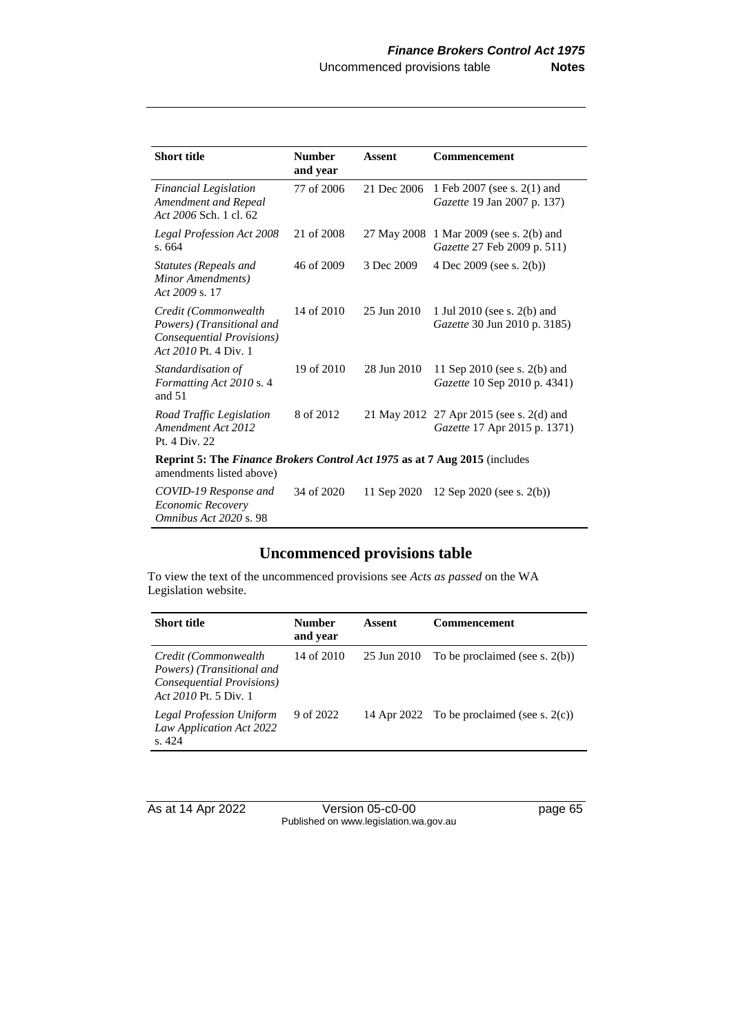| Short title | Number and year | Assent | Commencement |
|---|---|---|---|
| *Financial Legislation Amendment and Repeal Act 2006* Sch. 1 cl. 62 | 77 of 2006 | 21 Dec 2006 | 1 Feb 2007 (see s. 2(1) and *Gazette* 19 Jan 2007 p. 137) |
| *Legal Profession Act 2008* s. 664 | 21 of 2008 | 27 May 2008 | 1 Mar 2009 (see s. 2(b) and *Gazette* 27 Feb 2009 p. 511) |
| *Statutes (Repeals and Minor Amendments) Act 2009* s. 17 | 46 of 2009 | 3 Dec 2009 | 4 Dec 2009 (see s. 2(b)) |
| *Credit (Commonwealth Powers) (Transitional and Consequential Provisions) Act 2010* Pt. 4 Div. 1 | 14 of 2010 | 25 Jun 2010 | 1 Jul 2010 (see s. 2(b) and *Gazette* 30 Jun 2010 p. 3185) |
| *Standardisation of Formatting Act 2010* s. 4 and 51 | 19 of 2010 | 28 Jun 2010 | 11 Sep 2010 (see s. 2(b) and *Gazette* 10 Sep 2010 p. 4341) |
| *Road Traffic Legislation Amendment Act 2012* Pt. 4 Div. 22 | 8 of 2012 | 21 May 2012 | 27 Apr 2015 (see s. 2(d) and *Gazette* 17 Apr 2015 p. 1371) |
| **Reprint 5: The *Finance Brokers Control Act 1975* as at 7 Aug 2015** (includes amendments listed above) | | | |
| *COVID-19 Response and Economic Recovery Omnibus Act 2020* s. 98 | 34 of 2020 | 11 Sep 2020 | 12 Sep 2020 (see s. 2(b)) |

## Uncommenced provisions table

To view the text of the uncommenced provisions see *Acts as passed* on the WA Legislation website.

| Short title | Number and year | Assent | Commencement |
|---|---|---|---|
| *Credit (Commonwealth Powers) (Transitional and Consequential Provisions) Act 2010* Pt. 5 Div. 1 | 14 of 2010 | 25 Jun 2010 | To be proclaimed (see s. 2(b)) |
| *Legal Profession Uniform Law Application Act 2022* s. 424 | 9 of 2022 | 14 Apr 2022 | To be proclaimed (see s. 2(c)) |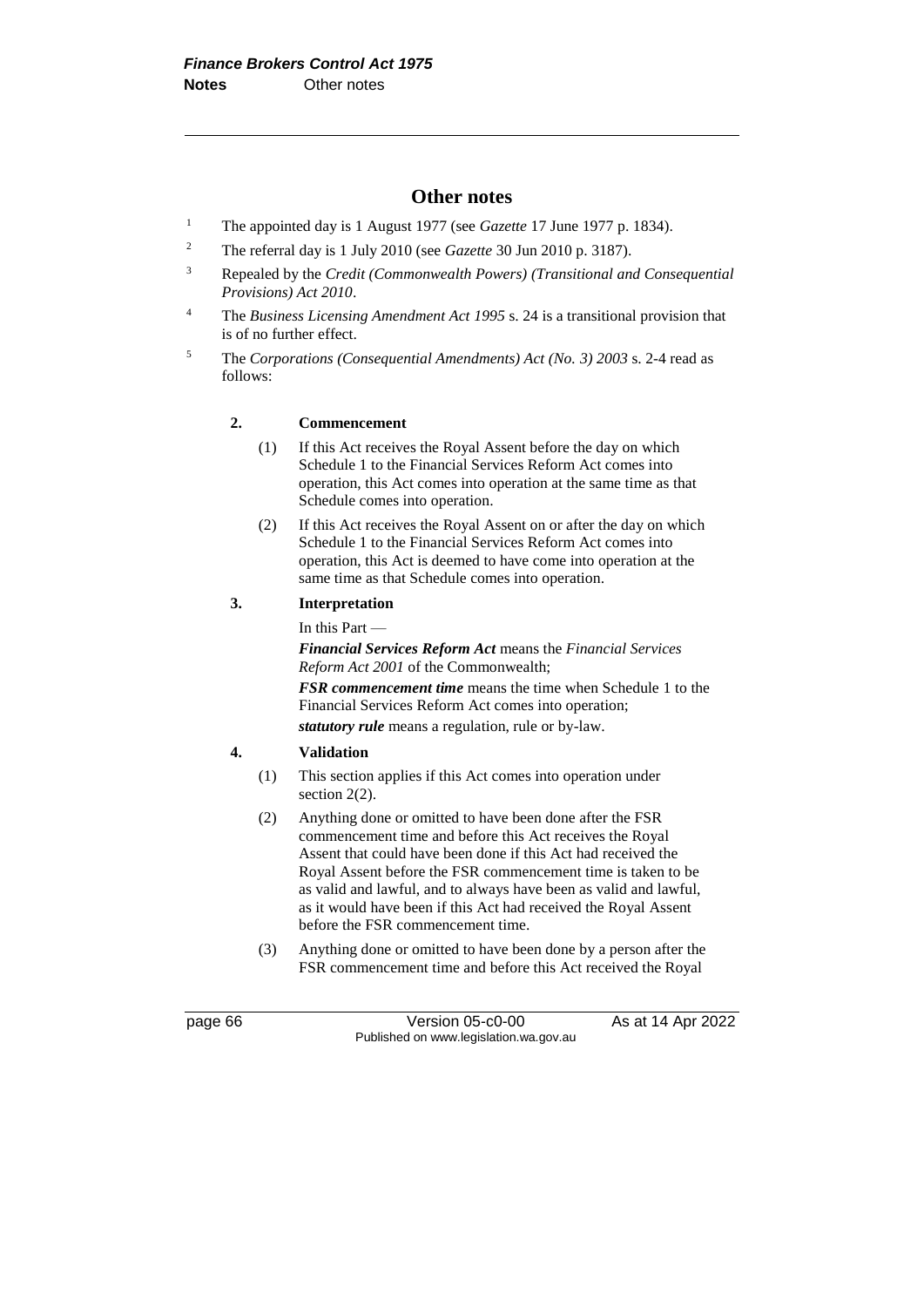## Other notes

[1] The appointed day is 1 August 1977 (see *Gazette* 17 June 1977 p. 1834).

[2] The referral day is 1 July 2010 (see *Gazette* 30 Jun 2010 p. 3187).

[3] Repealed by the *Credit (Commonwealth Powers) (Transitional and Consequential Provisions) Act 2010*.

[4] The *Business Licensing Amendment Act 1995* s. 24 is a transitional provision that is of no further effect.

[5] The *Corporations (Consequential Amendments) Act (No. 3) 2003* s. 2-4 read as follows:

> **2. Commencement**
>
> (1) If this Act receives the Royal Assent before the day on which Schedule 1 to the Financial Services Reform Act comes into operation, this Act comes into operation at the same time as that Schedule comes into operation.
>
> (2) If this Act receives the Royal Assent on or after the day on which Schedule 1 to the Financial Services Reform Act comes into operation, this Act is deemed to have come into operation at the same time as that Schedule comes into operation.
>
> **3. Interpretation**
>
> In this Part —
>
> ***Financial Services Reform Act*** means the *Financial Services Reform Act 2001* of the Commonwealth;
>
> ***FSR commencement time*** means the time when Schedule 1 to the Financial Services Reform Act comes into operation;
>
> ***statutory rule*** means a regulation, rule or by-law.
>
> **4. Validation**
>
> (1) This section applies if this Act comes into operation under section 2(2).
>
> (2) Anything done or omitted to have been done after the FSR commencement time and before this Act receives the Royal Assent that could have been done if this Act had received the Royal Assent before the FSR commencement time is taken to be as valid and lawful, and to always have been as valid and lawful, as it would have been if this Act had received the Royal Assent before the FSR commencement time.
>
> (3) Anything done or omitted to have been done by a person after the FSR commencement time and before this Act received the Royal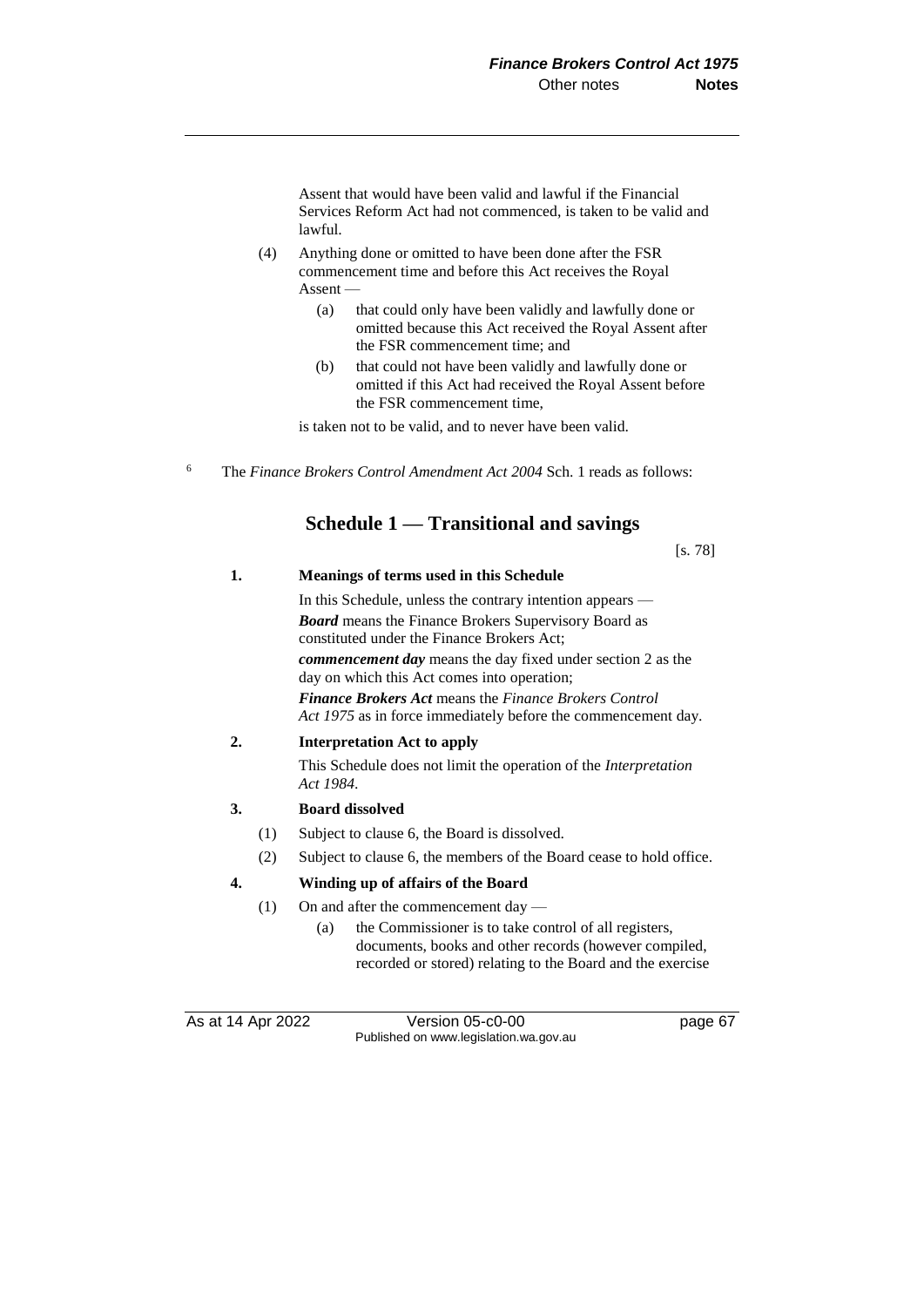Assent that would have been valid and lawful if the Financial Services Reform Act had not commenced, is taken to be valid and lawful.

(4) Anything done or omitted to have been done after the FSR commencement time and before this Act receives the Royal Assent —

(a) that could only have been validly and lawfully done or omitted because this Act received the Royal Assent after the FSR commencement time; and

(b) that could not have been validly and lawfully done or omitted if this Act had received the Royal Assent before the FSR commencement time,

is taken not to be valid, and to never have been valid.

6 The *Finance Brokers Control Amendment Act 2004* Sch. 1 reads as follows:

## Schedule 1 — Transitional and savings

[s. 78]

**1. Meanings of terms used in this Schedule**

In this Schedule, unless the contrary intention appears —

***Board*** means the Finance Brokers Supervisory Board as constituted under the Finance Brokers Act;

***commencement day*** means the day fixed under section 2 as the day on which this Act comes into operation;

***Finance Brokers Act*** means the *Finance Brokers Control Act 1975* as in force immediately before the commencement day.

**2. Interpretation Act to apply**

This Schedule does not limit the operation of the *Interpretation Act 1984*.

**3. Board dissolved**

(1) Subject to clause 6, the Board is dissolved.

(2) Subject to clause 6, the members of the Board cease to hold office.

**4. Winding up of affairs of the Board**

(1) On and after the commencement day —

(a) the Commissioner is to take control of all registers, documents, books and other records (however compiled, recorded or stored) relating to the Board and the exercise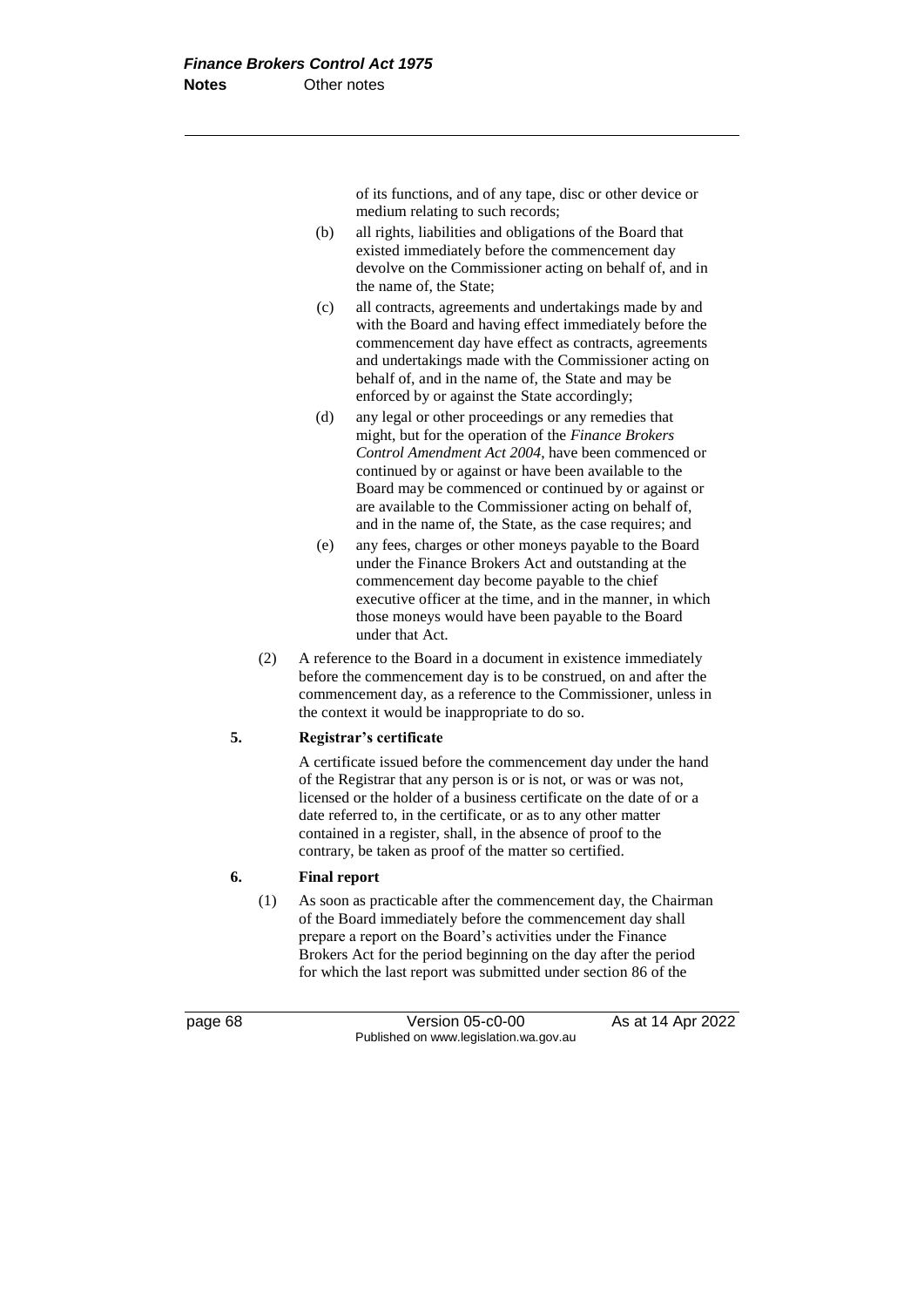of its functions, and of any tape, disc or other device or medium relating to such records;

(b) all rights, liabilities and obligations of the Board that existed immediately before the commencement day devolve on the Commissioner acting on behalf of, and in the name of, the State;

(c) all contracts, agreements and undertakings made by and with the Board and having effect immediately before the commencement day have effect as contracts, agreements and undertakings made with the Commissioner acting on behalf of, and in the name of, the State and may be enforced by or against the State accordingly;

(d) any legal or other proceedings or any remedies that might, but for the operation of the *Finance Brokers Control Amendment Act 2004*, have been commenced or continued by or against or have been available to the Board may be commenced or continued by or against or are available to the Commissioner acting on behalf of, and in the name of, the State, as the case requires; and

(e) any fees, charges or other moneys payable to the Board under the Finance Brokers Act and outstanding at the commencement day become payable to the chief executive officer at the time, and in the manner, in which those moneys would have been payable to the Board under that Act.

(2) A reference to the Board in a document in existence immediately before the commencement day is to be construed, on and after the commencement day, as a reference to the Commissioner, unless in the context it would be inappropriate to do so.

**5. Registrar's certificate**

A certificate issued before the commencement day under the hand of the Registrar that any person is or is not, or was or was not, licensed or the holder of a business certificate on the date of or a date referred to, in the certificate, or as to any other matter contained in a register, shall, in the absence of proof to the contrary, be taken as proof of the matter so certified.

**6. Final report**

(1) As soon as practicable after the commencement day, the Chairman of the Board immediately before the commencement day shall prepare a report on the Board's activities under the Finance Brokers Act for the period beginning on the day after the period for which the last report was submitted under section 86 of the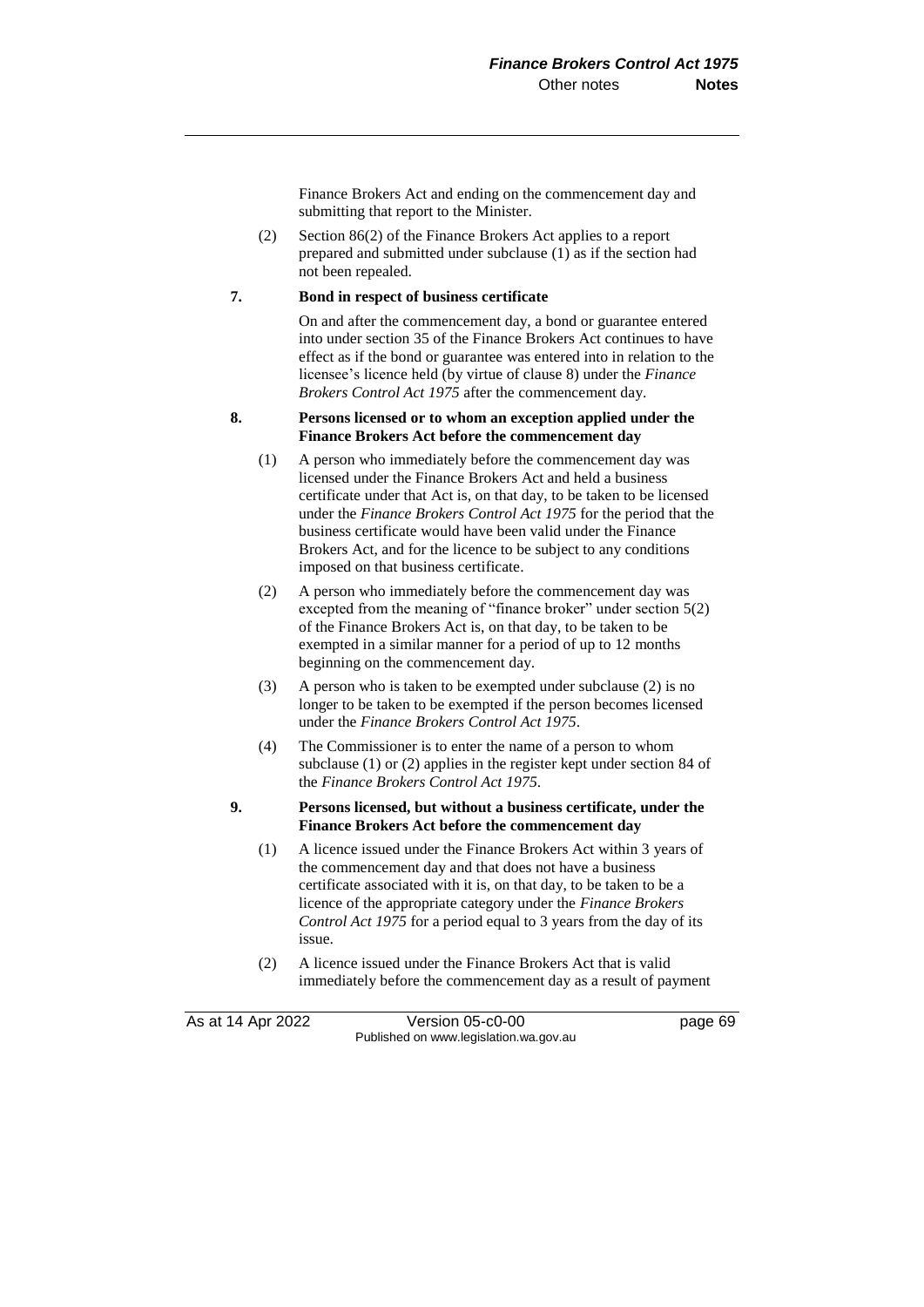Finance Brokers Act and ending on the commencement day and submitting that report to the Minister.

(2) Section 86(2) of the Finance Brokers Act applies to a report prepared and submitted under subclause (1) as if the section had not been repealed.

**7. Bond in respect of business certificate**

On and after the commencement day, a bond or guarantee entered into under section 35 of the Finance Brokers Act continues to have effect as if the bond or guarantee was entered into in relation to the licensee's licence held (by virtue of clause 8) under the *Finance Brokers Control Act 1975* after the commencement day.

**8. Persons licensed or to whom an exception applied under the Finance Brokers Act before the commencement day**

(1) A person who immediately before the commencement day was licensed under the Finance Brokers Act and held a business certificate under that Act is, on that day, to be taken to be licensed under the *Finance Brokers Control Act 1975* for the period that the business certificate would have been valid under the Finance Brokers Act, and for the licence to be subject to any conditions imposed on that business certificate.

(2) A person who immediately before the commencement day was excepted from the meaning of "finance broker" under section 5(2) of the Finance Brokers Act is, on that day, to be taken to be exempted in a similar manner for a period of up to 12 months beginning on the commencement day.

(3) A person who is taken to be exempted under subclause (2) is no longer to be taken to be exempted if the person becomes licensed under the *Finance Brokers Control Act 1975*.

(4) The Commissioner is to enter the name of a person to whom subclause (1) or (2) applies in the register kept under section 84 of the *Finance Brokers Control Act 1975*.

**9. Persons licensed, but without a business certificate, under the Finance Brokers Act before the commencement day**

(1) A licence issued under the Finance Brokers Act within 3 years of the commencement day and that does not have a business certificate associated with it is, on that day, to be taken to be a licence of the appropriate category under the *Finance Brokers Control Act 1975* for a period equal to 3 years from the day of its issue.

(2) A licence issued under the Finance Brokers Act that is valid immediately before the commencement day as a result of payment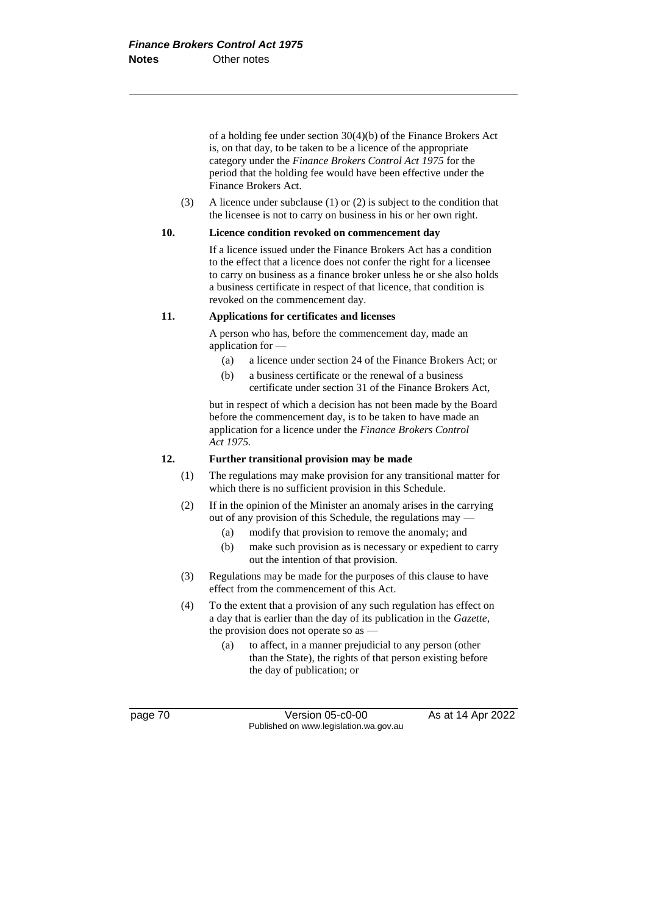of a holding fee under section 30(4)(b) of the Finance Brokers Act is, on that day, to be taken to be a licence of the appropriate category under the *Finance Brokers Control Act 1975* for the period that the holding fee would have been effective under the Finance Brokers Act.

(3) A licence under subclause (1) or (2) is subject to the condition that the licensee is not to carry on business in his or her own right.

**10. Licence condition revoked on commencement day**

If a licence issued under the Finance Brokers Act has a condition to the effect that a licence does not confer the right for a licensee to carry on business as a finance broker unless he or she also holds a business certificate in respect of that licence, that condition is revoked on the commencement day.

**11. Applications for certificates and licenses**

A person who has, before the commencement day, made an application for —

(a) a licence under section 24 of the Finance Brokers Act; or

(b) a business certificate or the renewal of a business certificate under section 31 of the Finance Brokers Act,

but in respect of which a decision has not been made by the Board before the commencement day, is to be taken to have made an application for a licence under the *Finance Brokers Control Act 1975.*

**12. Further transitional provision may be made**

(1) The regulations may make provision for any transitional matter for which there is no sufficient provision in this Schedule.

(2) If in the opinion of the Minister an anomaly arises in the carrying out of any provision of this Schedule, the regulations may —

(a) modify that provision to remove the anomaly; and

(b) make such provision as is necessary or expedient to carry out the intention of that provision.

(3) Regulations may be made for the purposes of this clause to have effect from the commencement of this Act.

(4) To the extent that a provision of any such regulation has effect on a day that is earlier than the day of its publication in the *Gazette*, the provision does not operate so as —

(a) to affect, in a manner prejudicial to any person (other than the State), the rights of that person existing before the day of publication; or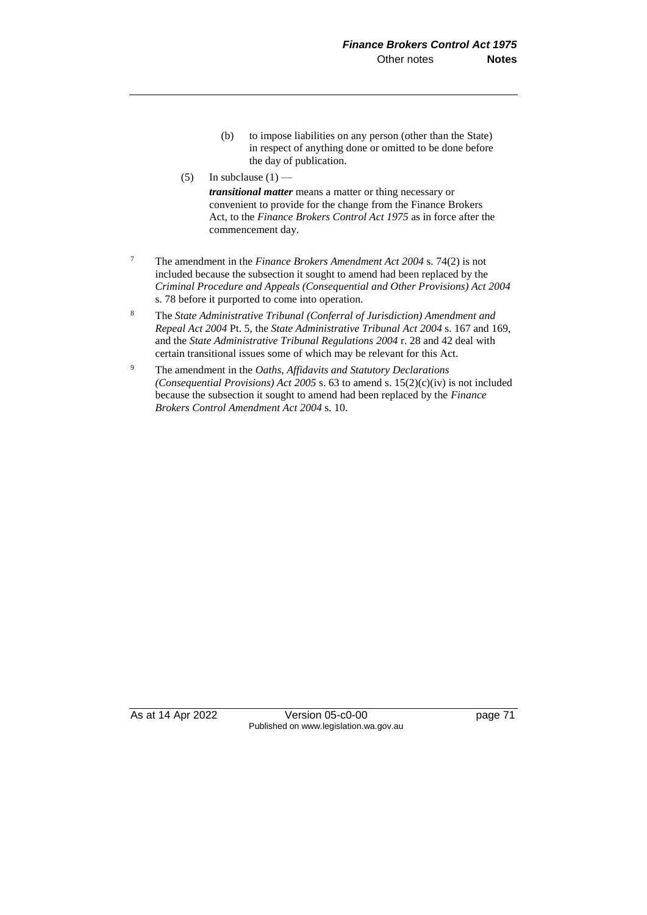(b) to impose liabilities on any person (other than the State) in respect of anything done or omitted to be done before the day of publication.

(5) In subclause (1) —

***transitional matter*** means a matter or thing necessary or convenient to provide for the change from the Finance Brokers Act, to the *Finance Brokers Control Act 1975* as in force after the commencement day.

[7] The amendment in the *Finance Brokers Amendment Act 2004* s. 74(2) is not included because the subsection it sought to amend had been replaced by the *Criminal Procedure and Appeals (Consequential and Other Provisions) Act 2004* s. 78 before it purported to come into operation.

[8] The *State Administrative Tribunal (Conferral of Jurisdiction) Amendment and Repeal Act 2004* Pt. 5, the *State Administrative Tribunal Act 2004* s. 167 and 169, and the *State Administrative Tribunal Regulations 2004* r. 28 and 42 deal with certain transitional issues some of which may be relevant for this Act.

[9] The amendment in the *Oaths, Affidavits and Statutory Declarations (Consequential Provisions) Act 2005* s. 63 to amend s. 15(2)(c)(iv) is not included because the subsection it sought to amend had been replaced by the *Finance Brokers Control Amendment Act 2004* s. 10.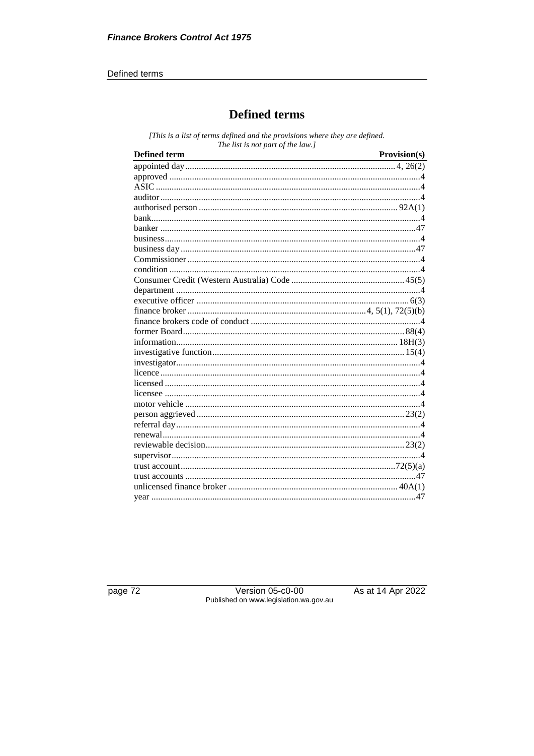# Defined terms

*[This is a list of terms defined and the provisions where they are defined. The list is not part of the law.]*

| Defined term | Provision(s) |
|---|---|
| appointed day | 4, 26(2) |
| approved | 4 |
| ASIC | 4 |
| auditor | 4 |
| authorised person | 92A(1) |
| bank | 4 |
| banker | 47 |
| business | 4 |
| business day | 47 |
| Commissioner | 4 |
| condition | 4 |
| Consumer Credit (Western Australia) Code | 45(5) |
| department | 4 |
| executive officer | 6(3) |
| finance broker | 4, 5(1), 72(5)(b) |
| finance brokers code of conduct | 4 |
| former Board | 88(4) |
| information | 18H(3) |
| investigative function | 15(4) |
| investigator | 4 |
| licence | 4 |
| licensed | 4 |
| licensee | 4 |
| motor vehicle | 4 |
| person aggrieved | 23(2) |
| referral day | 4 |
| renewal | 4 |
| reviewable decision | 23(2) |
| supervisor | 4 |
| trust account | 72(5)(a) |
| trust accounts | 47 |
| unlicensed finance broker | 40A(1) |
| year | 47 |